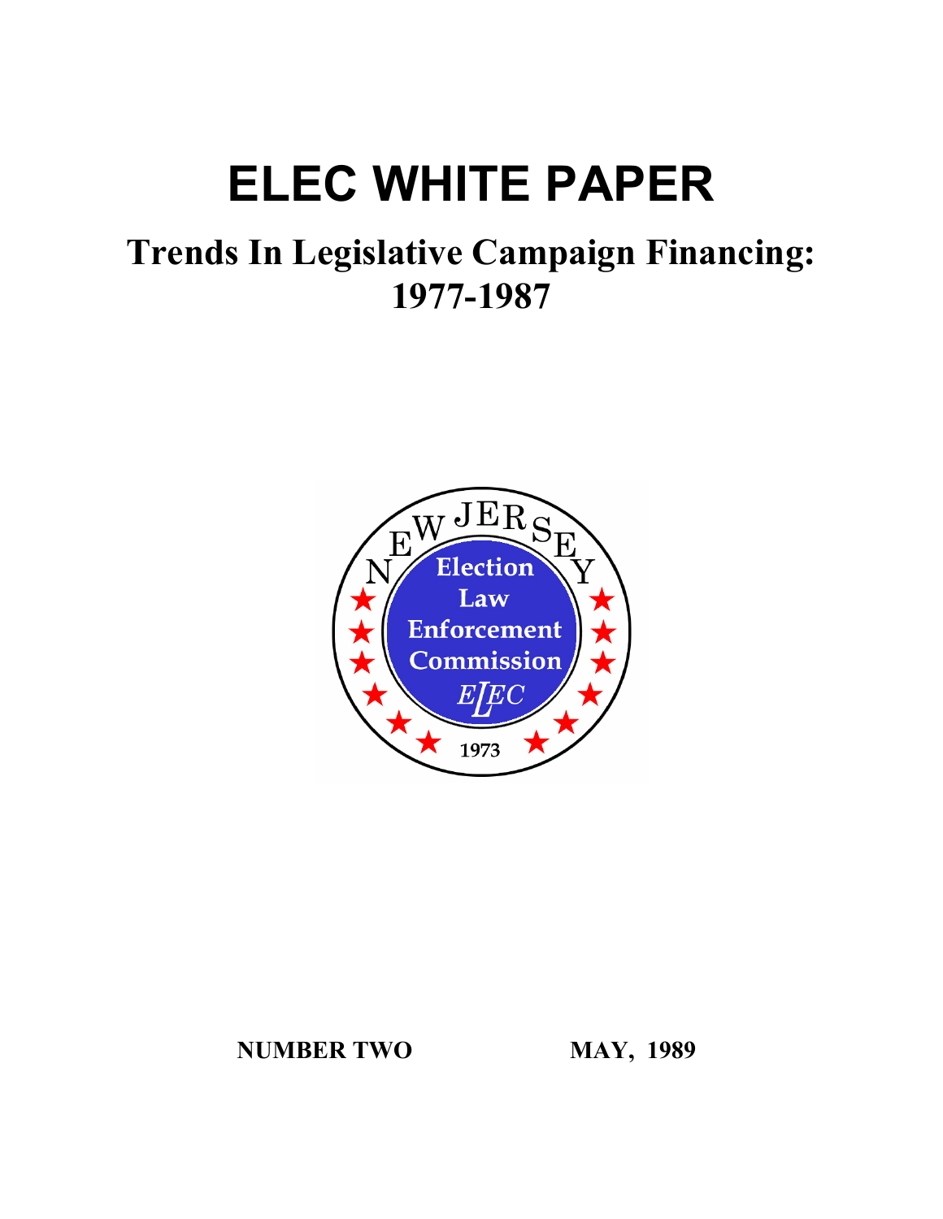# ELEC WHITE PAPER

## Trends In Legislative Campaign Financing: 1977-1987

NEW JERSEY

Election Law Enforcement Commission

ELEC

1973

**NUMBER TWO** **MAY, 1989**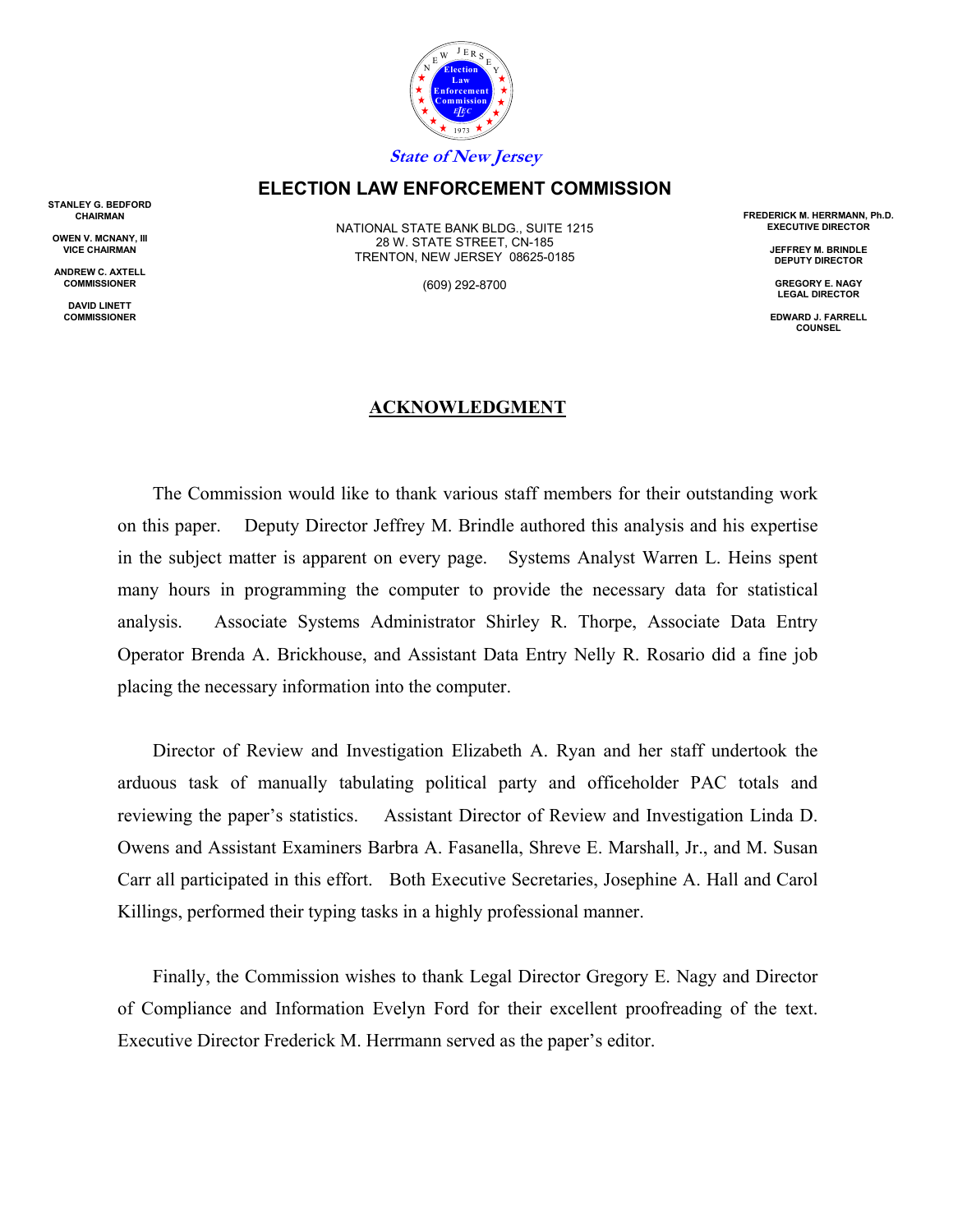State of New Jersey

# ELECTION LAW ENFORCEMENT COMMISSION

STANLEY G. BEDFORD
CHAIRMAN

OWEN V. MCNANY, III
VICE CHAIRMAN

ANDREW C. AXTELL
COMMISSIONER

DAVID LINETT
COMMISSIONER

NATIONAL STATE BANK BLDG., SUITE 1215
28 W. STATE STREET, CN-185
TRENTON, NEW JERSEY 08625-0185

(609) 292-8700

FREDERICK M. HERRMANN, Ph.D.
EXECUTIVE DIRECTOR

JEFFREY M. BRINDLE
DEPUTY DIRECTOR

GREGORY E. NAGY
LEGAL DIRECTOR

EDWARD J. FARRELL
COUNSEL

## ACKNOWLEDGMENT

The Commission would like to thank various staff members for their outstanding work on this paper. Deputy Director Jeffrey M. Brindle authored this analysis and his expertise in the subject matter is apparent on every page. Systems Analyst Warren L. Heins spent many hours in programming the computer to provide the necessary data for statistical analysis. Associate Systems Administrator Shirley R. Thorpe, Associate Data Entry Operator Brenda A. Brickhouse, and Assistant Data Entry Nelly R. Rosario did a fine job placing the necessary information into the computer.

Director of Review and Investigation Elizabeth A. Ryan and her staff undertook the arduous task of manually tabulating political party and officeholder PAC totals and reviewing the paper's statistics. Assistant Director of Review and Investigation Linda D. Owens and Assistant Examiners Barbra A. Fasanella, Shreve E. Marshall, Jr., and M. Susan Carr all participated in this effort. Both Executive Secretaries, Josephine A. Hall and Carol Killings, performed their typing tasks in a highly professional manner.

Finally, the Commission wishes to thank Legal Director Gregory E. Nagy and Director of Compliance and Information Evelyn Ford for their excellent proofreading of the text. Executive Director Frederick M. Herrmann served as the paper's editor.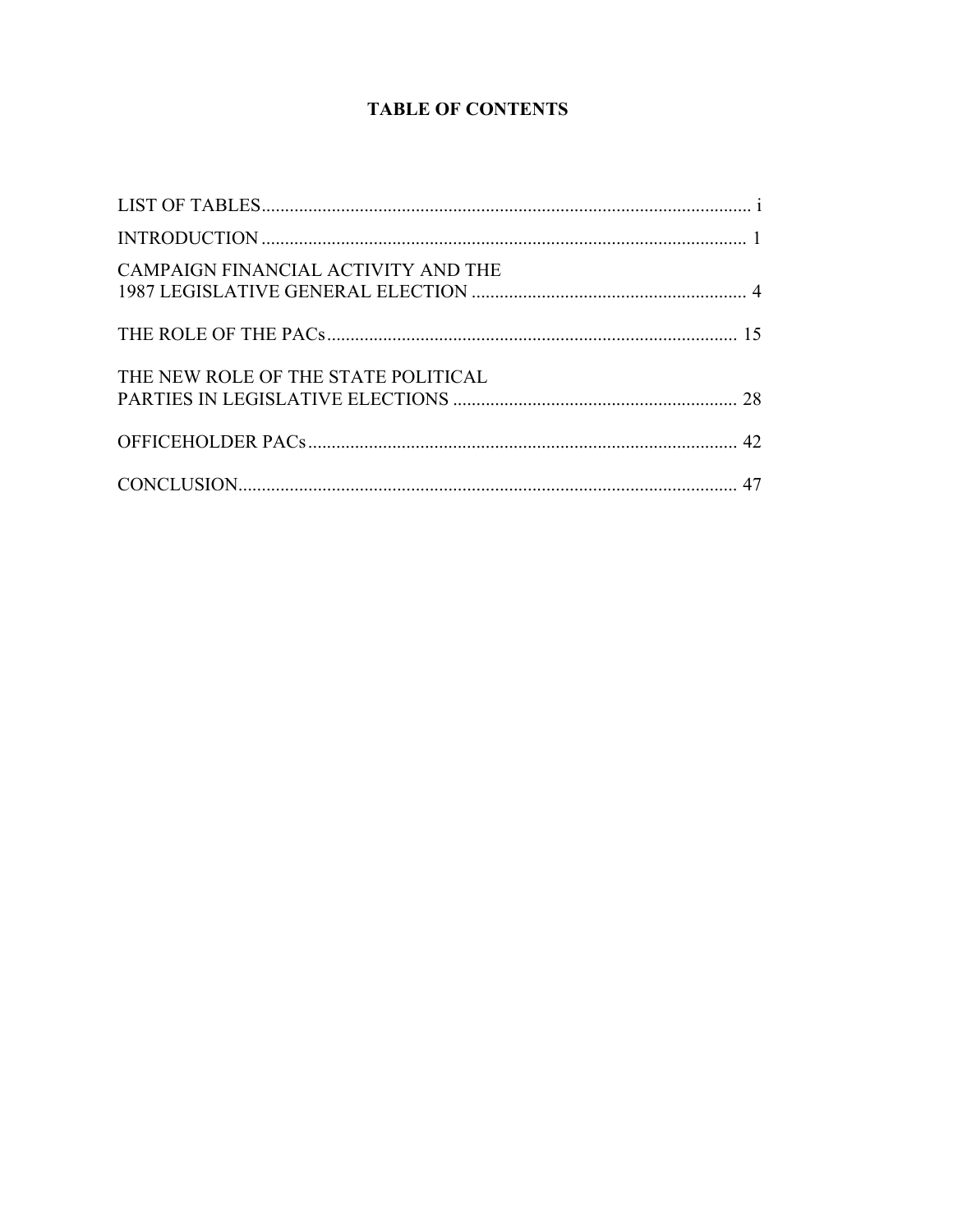# TABLE OF CONTENTS

LIST OF TABLES ........................................................................................................ i

INTRODUCTION ........................................................................................................ 1

CAMPAIGN FINANCIAL ACTIVITY AND THE 1987 LEGISLATIVE GENERAL ELECTION ........................................................... 4

THE ROLE OF THE PACs ........................................................................................ 15

THE NEW ROLE OF THE STATE POLITICAL PARTIES IN LEGISLATIVE ELECTIONS ............................................................. 28

OFFICEHOLDER PACs ............................................................................................ 42

CONCLUSION ........................................................................................................... 47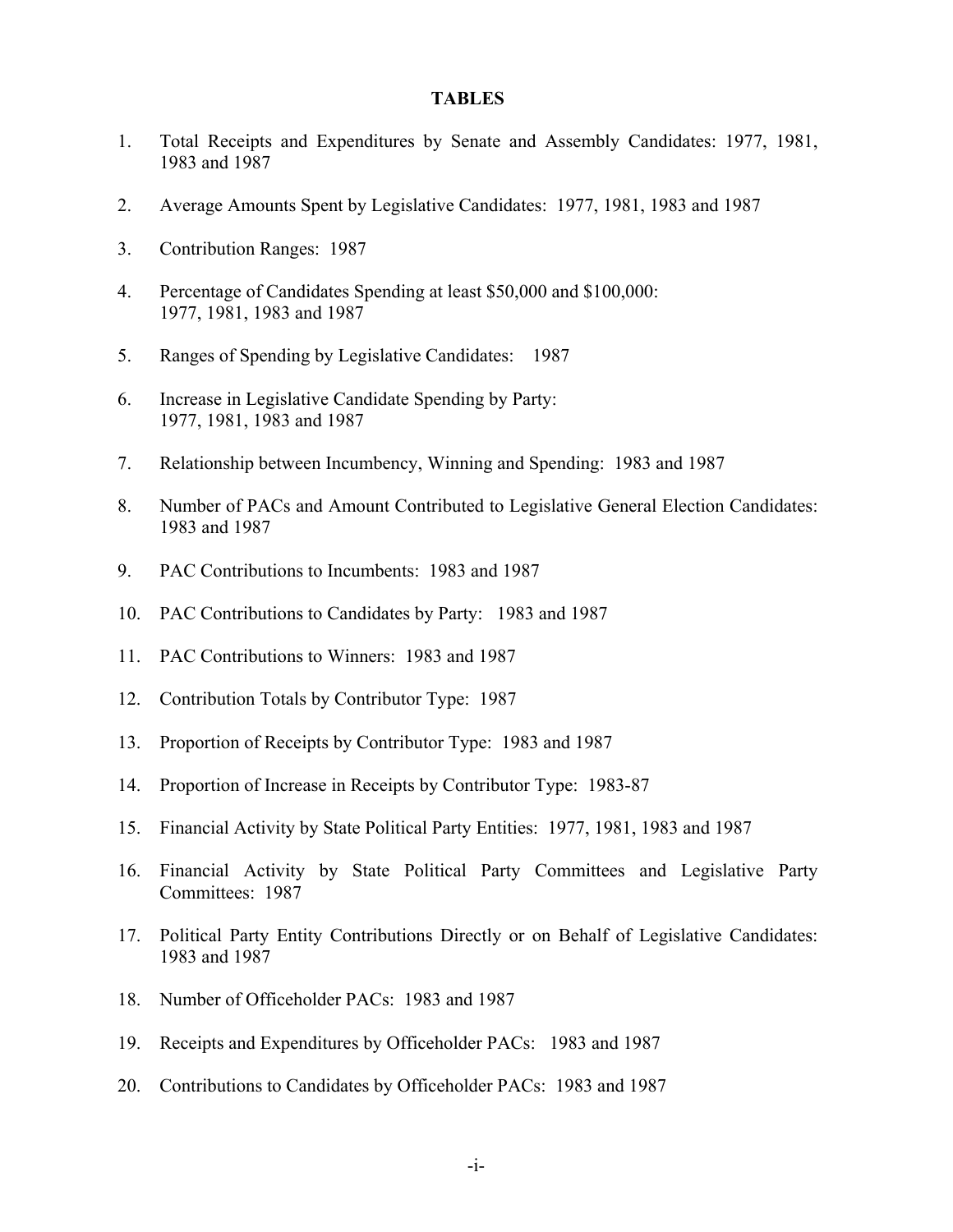## TABLES

1. Total Receipts and Expenditures by Senate and Assembly Candidates: 1977, 1981, 1983 and 1987
2. Average Amounts Spent by Legislative Candidates: 1977, 1981, 1983 and 1987
3. Contribution Ranges: 1987
4. Percentage of Candidates Spending at least $50,000 and $100,000: 1977, 1981, 1983 and 1987
5. Ranges of Spending by Legislative Candidates: 1987
6. Increase in Legislative Candidate Spending by Party: 1977, 1981, 1983 and 1987
7. Relationship between Incumbency, Winning and Spending: 1983 and 1987
8. Number of PACs and Amount Contributed to Legislative General Election Candidates: 1983 and 1987
9. PAC Contributions to Incumbents: 1983 and 1987
10. PAC Contributions to Candidates by Party: 1983 and 1987
11. PAC Contributions to Winners: 1983 and 1987
12. Contribution Totals by Contributor Type: 1987
13. Proportion of Receipts by Contributor Type: 1983 and 1987
14. Proportion of Increase in Receipts by Contributor Type: 1983-87
15. Financial Activity by State Political Party Entities: 1977, 1981, 1983 and 1987
16. Financial Activity by State Political Party Committees and Legislative Party Committees: 1987
17. Political Party Entity Contributions Directly or on Behalf of Legislative Candidates: 1983 and 1987
18. Number of Officeholder PACs: 1983 and 1987
19. Receipts and Expenditures by Officeholder PACs: 1983 and 1987
20. Contributions to Candidates by Officeholder PACs: 1983 and 1987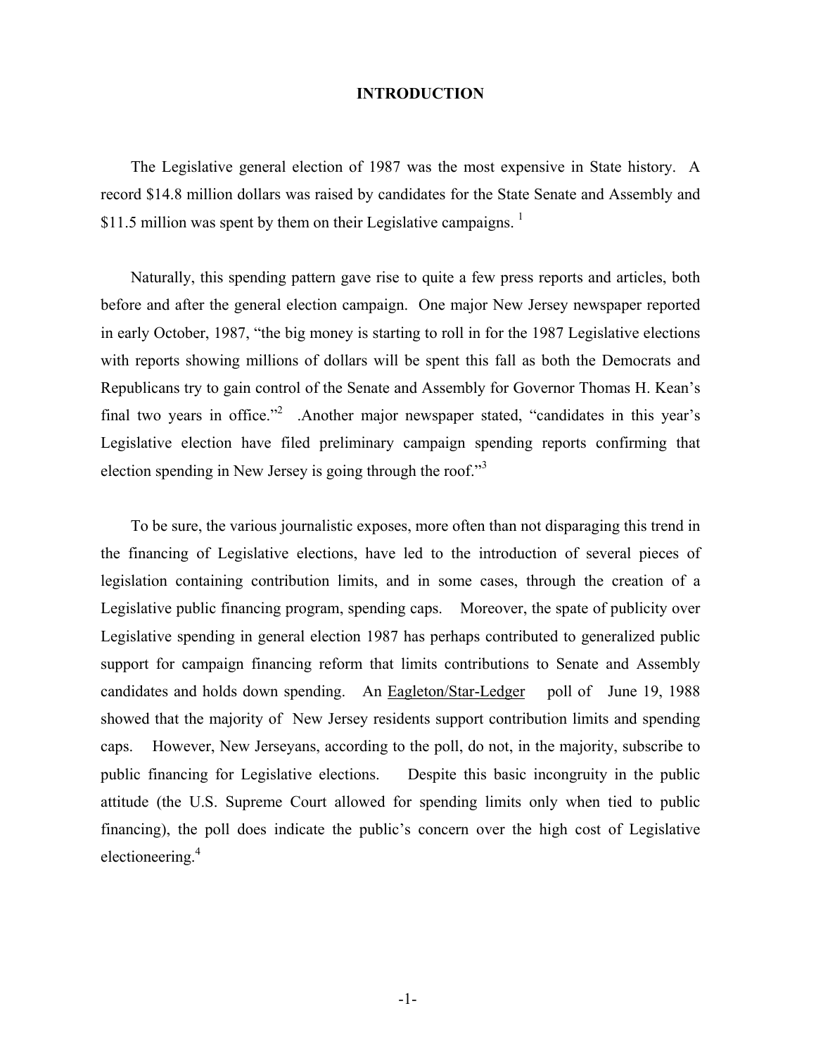# INTRODUCTION

The Legislative general election of 1987 was the most expensive in State history. A record $14.8 million dollars was raised by candidates for the State Senate and Assembly and $11.5 million was spent by them on their Legislative campaigns. [1]

Naturally, this spending pattern gave rise to quite a few press reports and articles, both before and after the general election campaign. One major New Jersey newspaper reported in early October, 1987, "the big money is starting to roll in for the 1987 Legislative elections with reports showing millions of dollars will be spent this fall as both the Democrats and Republicans try to gain control of the Senate and Assembly for Governor Thomas H. Kean's final two years in office."[2] .Another major newspaper stated, "candidates in this year's Legislative election have filed preliminary campaign spending reports confirming that election spending in New Jersey is going through the roof."[3]

To be sure, the various journalistic exposes, more often than not disparaging this trend in the financing of Legislative elections, have led to the introduction of several pieces of legislation containing contribution limits, and in some cases, through the creation of a Legislative public financing program, spending caps. Moreover, the spate of publicity over Legislative spending in general election 1987 has perhaps contributed to generalized public support for campaign financing reform that limits contributions to Senate and Assembly candidates and holds down spending. An Eagleton/Star-Ledger poll of June 19, 1988 showed that the majority of New Jersey residents support contribution limits and spending caps. However, New Jerseyans, according to the poll, do not, in the majority, subscribe to public financing for Legislative elections. Despite this basic incongruity in the public attitude (the U.S. Supreme Court allowed for spending limits only when tied to public financing), the poll does indicate the public's concern over the high cost of Legislative electioneering.[4]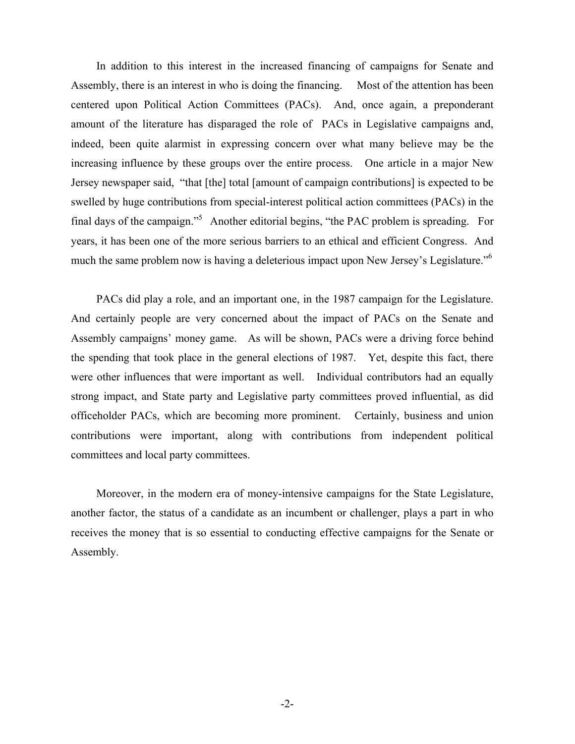In addition to this interest in the increased financing of campaigns for Senate and Assembly, there is an interest in who is doing the financing. Most of the attention has been centered upon Political Action Committees (PACs). And, once again, a preponderant amount of the literature has disparaged the role of PACs in Legislative campaigns and, indeed, been quite alarmist in expressing concern over what many believe may be the increasing influence by these groups over the entire process. One article in a major New Jersey newspaper said, "that [the] total [amount of campaign contributions] is expected to be swelled by huge contributions from special-interest political action committees (PACs) in the final days of the campaign."[5] Another editorial begins, "the PAC problem is spreading. For years, it has been one of the more serious barriers to an ethical and efficient Congress. And much the same problem now is having a deleterious impact upon New Jersey's Legislature."[6]

PACs did play a role, and an important one, in the 1987 campaign for the Legislature. And certainly people are very concerned about the impact of PACs on the Senate and Assembly campaigns' money game. As will be shown, PACs were a driving force behind the spending that took place in the general elections of 1987. Yet, despite this fact, there were other influences that were important as well. Individual contributors had an equally strong impact, and State party and Legislative party committees proved influential, as did officeholder PACs, which are becoming more prominent. Certainly, business and union contributions were important, along with contributions from independent political committees and local party committees.

Moreover, in the modern era of money-intensive campaigns for the State Legislature, another factor, the status of a candidate as an incumbent or challenger, plays a part in who receives the money that is so essential to conducting effective campaigns for the Senate or Assembly.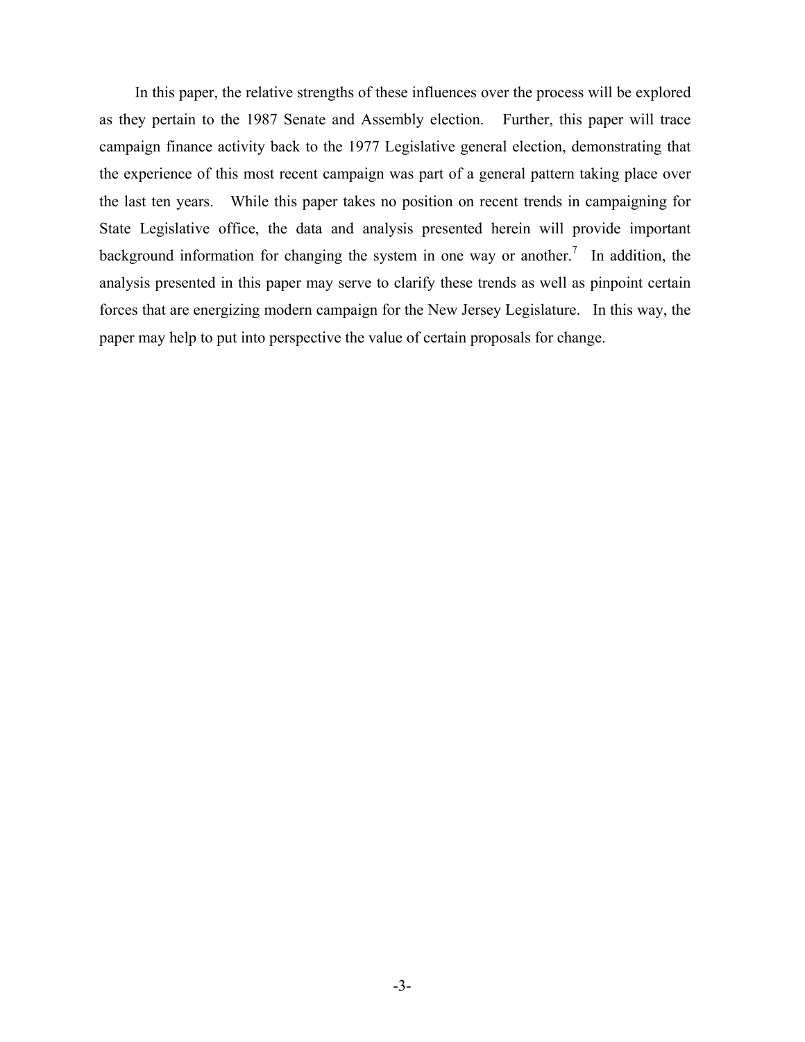In this paper, the relative strengths of these influences over the process will be explored as they pertain to the 1987 Senate and Assembly election. Further, this paper will trace campaign finance activity back to the 1977 Legislative general election, demonstrating that the experience of this most recent campaign was part of a general pattern taking place over the last ten years. While this paper takes no position on recent trends in campaigning for State Legislative office, the data and analysis presented herein will provide important background information for changing the system in one way or another.[7] In addition, the analysis presented in this paper may serve to clarify these trends as well as pinpoint certain forces that are energizing modern campaign for the New Jersey Legislature. In this way, the paper may help to put into perspective the value of certain proposals for change.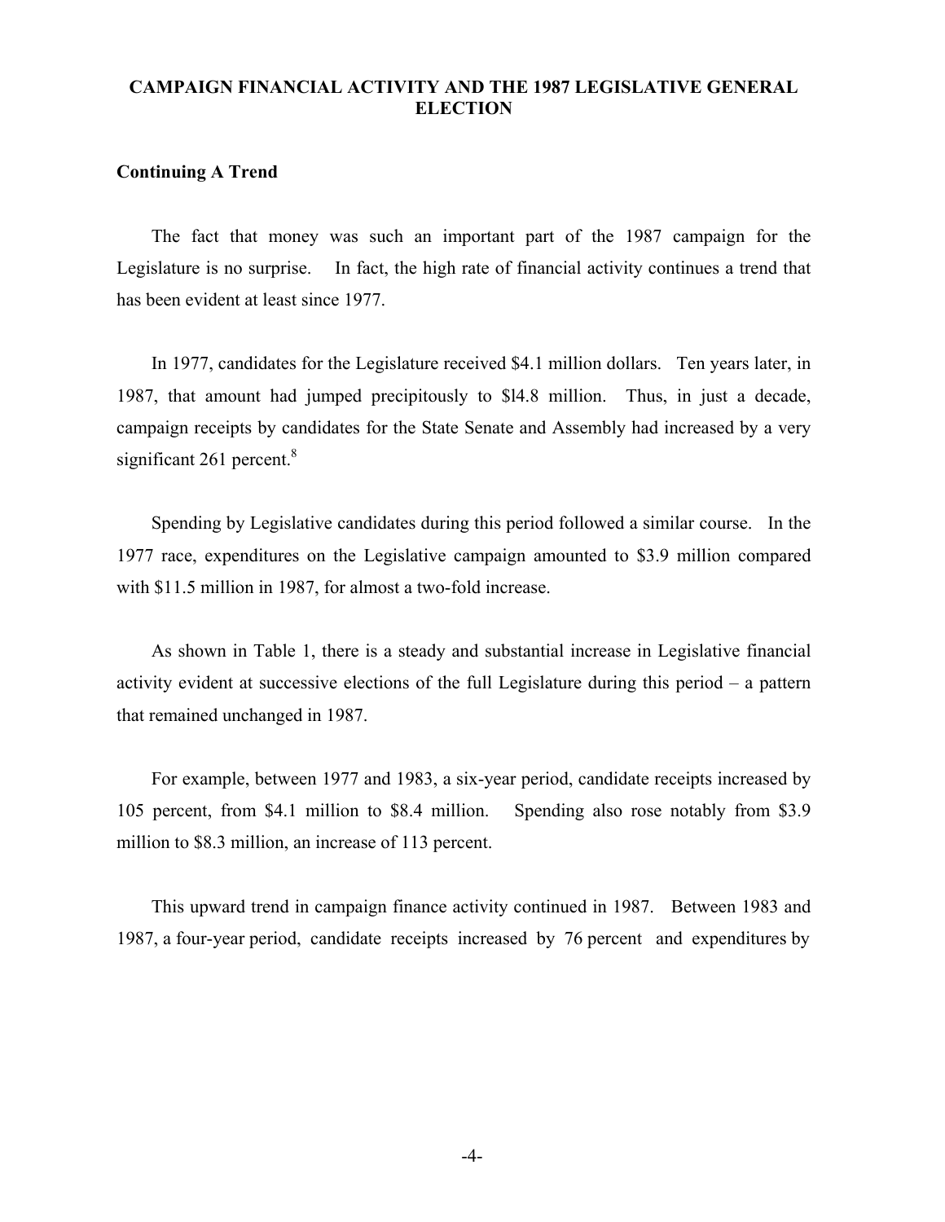## CAMPAIGN FINANCIAL ACTIVITY AND THE 1987 LEGISLATIVE GENERAL ELECTION

### Continuing A Trend

The fact that money was such an important part of the 1987 campaign for the Legislature is no surprise. In fact, the high rate of financial activity continues a trend that has been evident at least since 1977.

In 1977, candidates for the Legislature received $4.1 million dollars. Ten years later, in 1987, that amount had jumped precipitously to $l4.8 million. Thus, in just a decade, campaign receipts by candidates for the State Senate and Assembly had increased by a very significant 261 percent.[8]

Spending by Legislative candidates during this period followed a similar course. In the 1977 race, expenditures on the Legislative campaign amounted to $3.9 million compared with $11.5 million in 1987, for almost a two-fold increase.

As shown in Table 1, there is a steady and substantial increase in Legislative financial activity evident at successive elections of the full Legislature during this period – a pattern that remained unchanged in 1987.

For example, between 1977 and 1983, a six-year period, candidate receipts increased by 105 percent, from $4.1 million to $8.4 million. Spending also rose notably from $3.9 million to $8.3 million, an increase of 113 percent.

This upward trend in campaign finance activity continued in 1987. Between 1983 and 1987, a four-year period, candidate receipts increased by 76 percent and expenditures by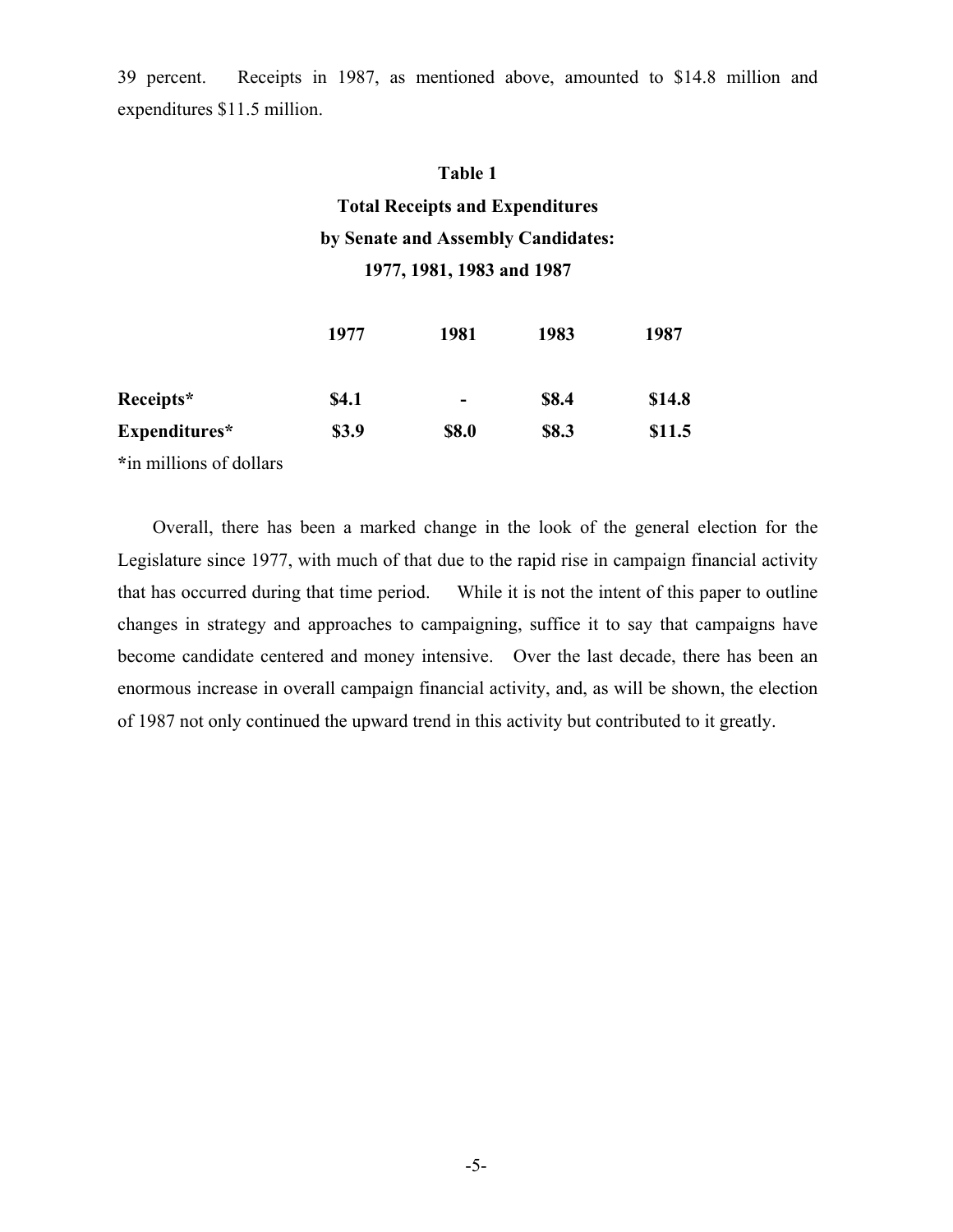39 percent. Receipts in 1987, as mentioned above, amounted to $14.8 million and expenditures $11.5 million.

**Table 1**
**Total Receipts and Expenditures by Senate and Assembly Candidates: 1977, 1981, 1983 and 1987**

| | 1977 | 1981 | 1983 | 1987 |
|---|---|---|---|---|
| **Receipts*** | **$4.1** | **-** | **$8.4** | **$14.8** |
| **Expenditures*** | **$3.9** | **$8.0** | **$8.3** | **$11.5** |

*in millions of dollars

Overall, there has been a marked change in the look of the general election for the Legislature since 1977, with much of that due to the rapid rise in campaign financial activity that has occurred during that time period. While it is not the intent of this paper to outline changes in strategy and approaches to campaigning, suffice it to say that campaigns have become candidate centered and money intensive. Over the last decade, there has been an enormous increase in overall campaign financial activity, and, as will be shown, the election of 1987 not only continued the upward trend in this activity but contributed to it greatly.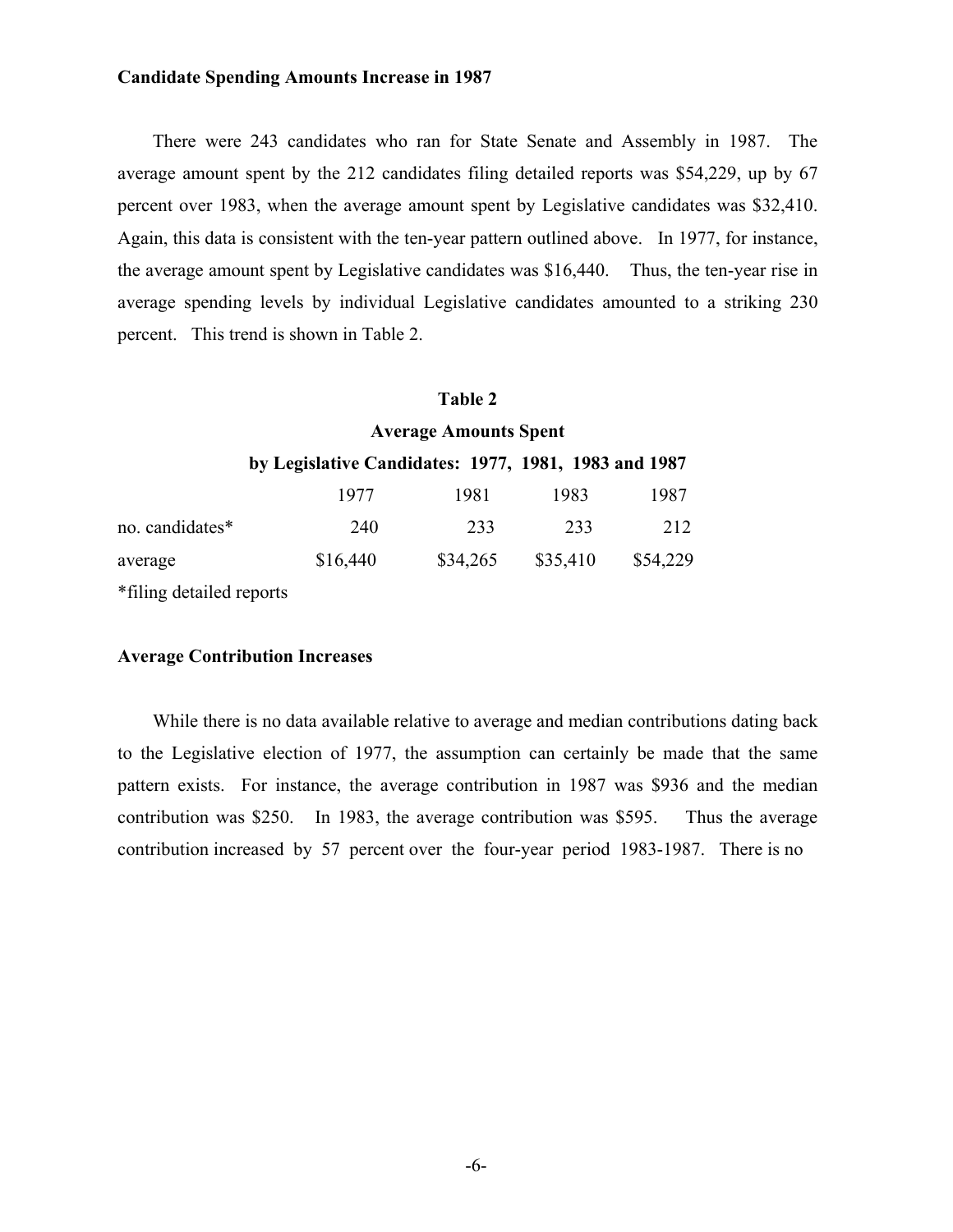**Candidate Spending Amounts Increase in 1987**

There were 243 candidates who ran for State Senate and Assembly in 1987. The average amount spent by the 212 candidates filing detailed reports was $54,229, up by 67 percent over 1983, when the average amount spent by Legislative candidates was $32,410. Again, this data is consistent with the ten-year pattern outlined above. In 1977, for instance, the average amount spent by Legislative candidates was $16,440. Thus, the ten-year rise in average spending levels by individual Legislative candidates amounted to a striking 230 percent. This trend is shown in Table 2.

**Table 2**

**Average Amounts Spent**

**by Legislative Candidates: 1977, 1981, 1983 and 1987**

| | 1977 | 1981 | 1983 | 1987 |
|---|---|---|---|---|
| no. candidates* | 240 | 233 | 233 | 212 |
| average | $16,440 | $34,265 | $35,410 | $54,229 |

*filing detailed reports

**Average Contribution Increases**

While there is no data available relative to average and median contributions dating back to the Legislative election of 1977, the assumption can certainly be made that the same pattern exists. For instance, the average contribution in 1987 was $936 and the median contribution was $250. In 1983, the average contribution was $595. Thus the average contribution increased by 57 percent over the four-year period 1983-1987. There is no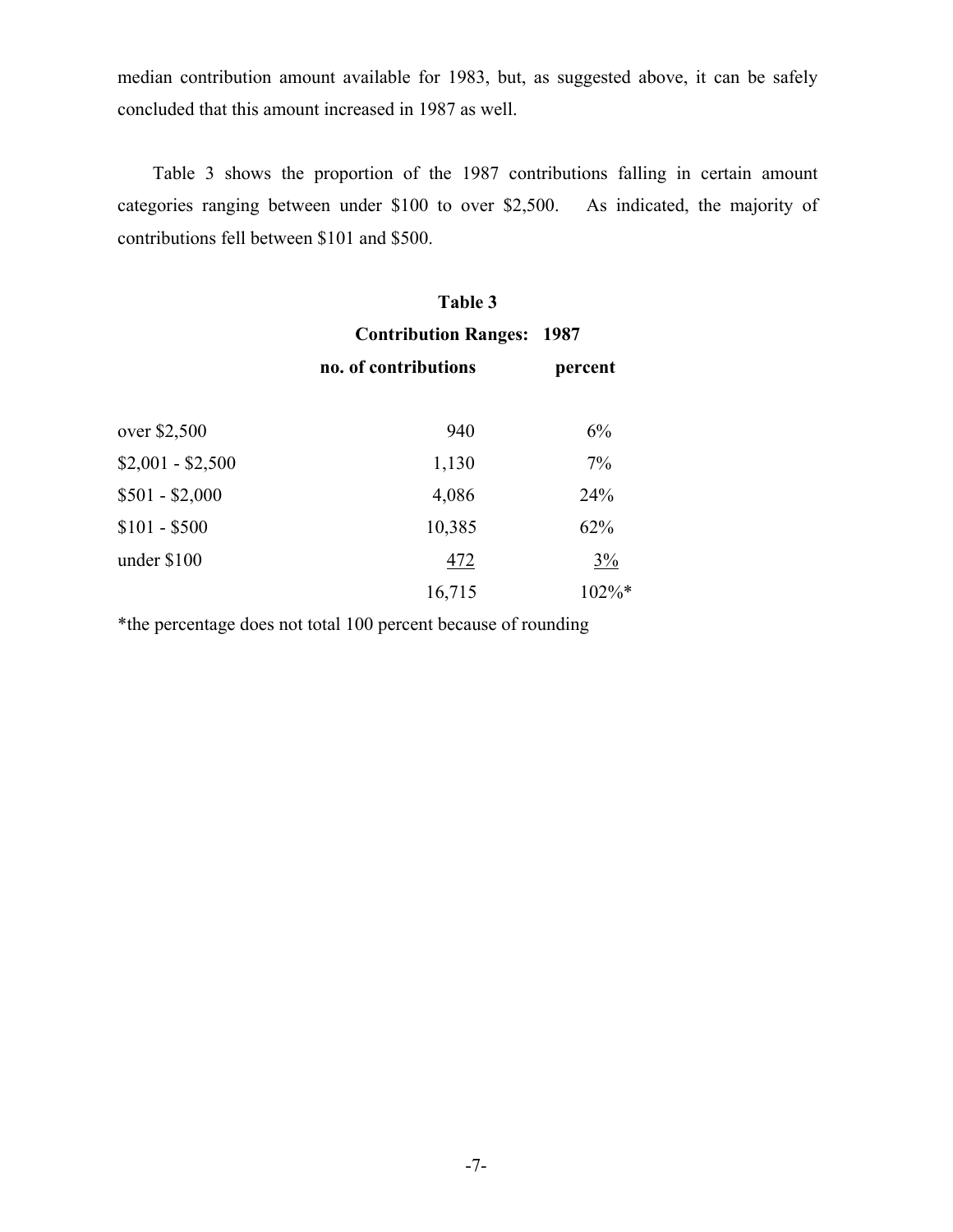median contribution amount available for 1983, but, as suggested above, it can be safely concluded that this amount increased in 1987 as well.

Table 3 shows the proportion of the 1987 contributions falling in certain amount categories ranging between under $100 to over $2,500. As indicated, the majority of contributions fell between $101 and $500.

**Table 3**

**Contribution Ranges: 1987**

| | no. of contributions | percent |
|---|---|---|
| over $2,500 | 940 | 6% |
| $2,001 - $2,500 | 1,130 | 7% |
| $501 - $2,000 | 4,086 | 24% |
| $101 - $500 | 10,385 | 62% |
| under $100 | 472 | 3% |
| | 16,715 | 102%* |

*the percentage does not total 100 percent because of rounding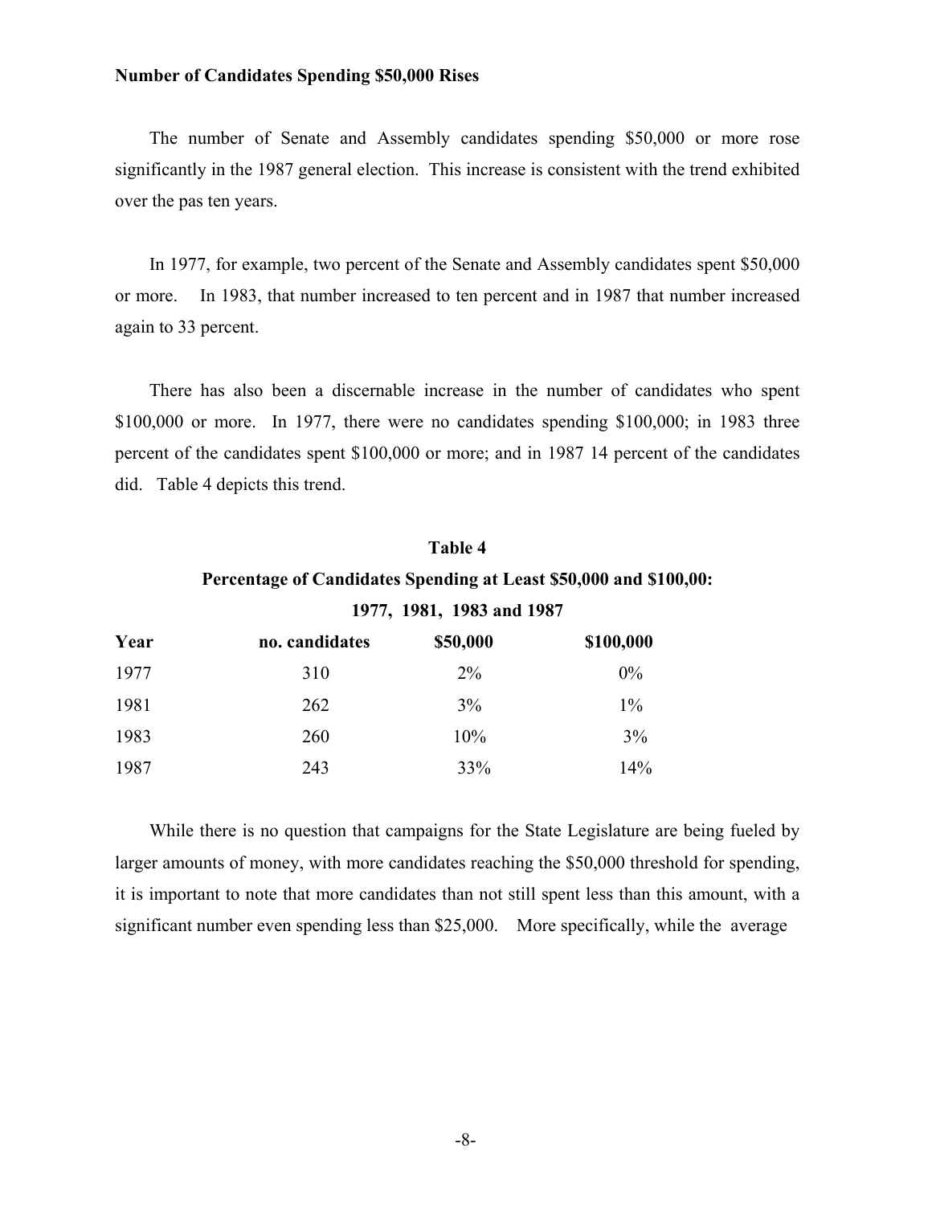**Number of Candidates Spending $50,000 Rises**

The number of Senate and Assembly candidates spending $50,000 or more rose significantly in the 1987 general election. This increase is consistent with the trend exhibited over the pas ten years.

In 1977, for example, two percent of the Senate and Assembly candidates spent $50,000 or more. In 1983, that number increased to ten percent and in 1987 that number increased again to 33 percent.

There has also been a discernable increase in the number of candidates who spent $100,000 or more. In 1977, there were no candidates spending $100,000; in 1983 three percent of the candidates spent $100,000 or more; and in 1987 14 percent of the candidates did. Table 4 depicts this trend.

**Table 4**

**Percentage of Candidates Spending at Least $50,000 and $100,00: 1977, 1981, 1983 and 1987**

| Year | no. candidates | $50,000 | $100,000 |
|---|---|---|---|
| 1977 | 310 | 2% | 0% |
| 1981 | 262 | 3% | 1% |
| 1983 | 260 | 10% | 3% |
| 1987 | 243 | 33% | 14% |

While there is no question that campaigns for the State Legislature are being fueled by larger amounts of money, with more candidates reaching the $50,000 threshold for spending, it is important to note that more candidates than not still spent less than this amount, with a significant number even spending less than $25,000. More specifically, while the average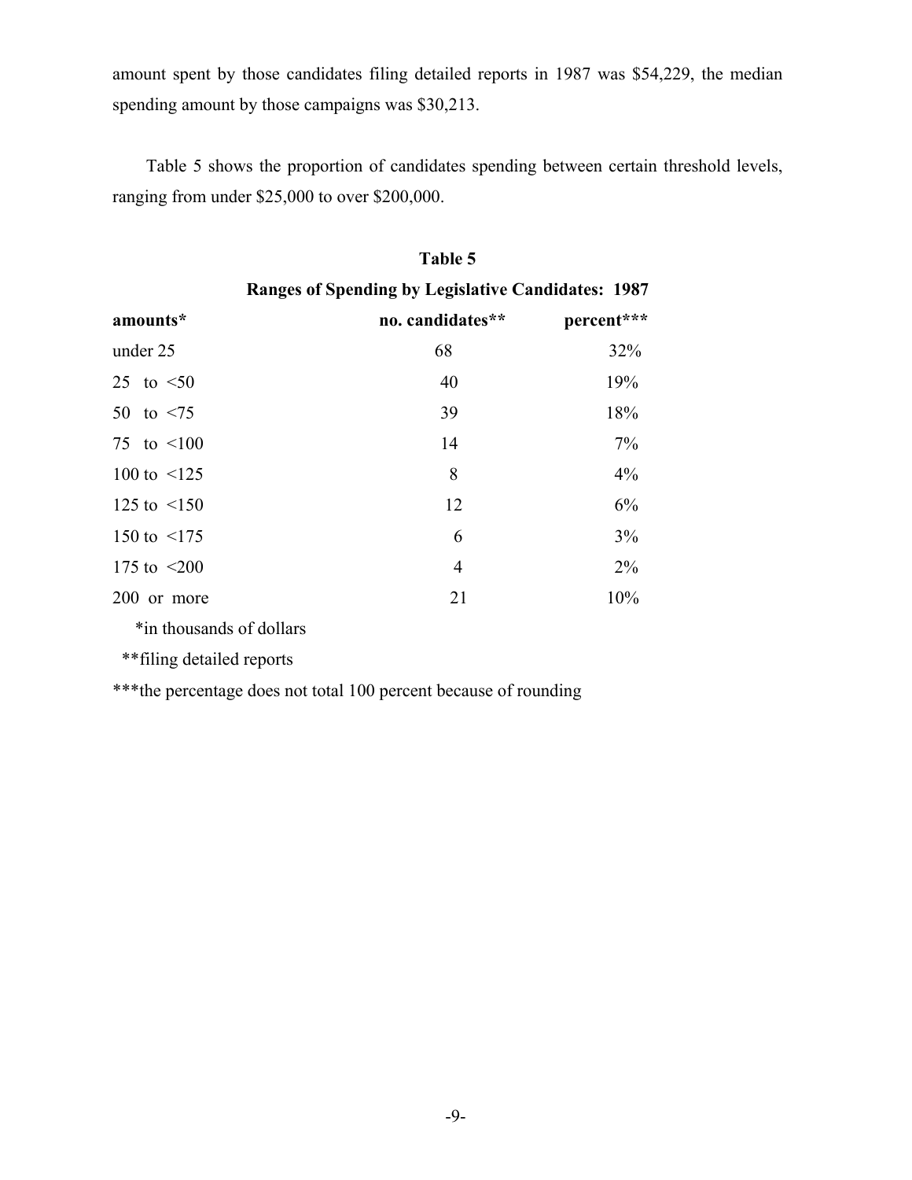amount spent by those candidates filing detailed reports in 1987 was $54,229, the median spending amount by those campaigns was $30,213.

Table 5 shows the proportion of candidates spending between certain threshold levels, ranging from under $25,000 to over $200,000.

**Table 5**

**Ranges of Spending by Legislative Candidates: 1987**

| amounts* | no. candidates** | percent*** |
|---|---|---|
| under 25 | 68 | 32% |
| 25 to <50 | 40 | 19% |
| 50 to <75 | 39 | 18% |
| 75 to <100 | 14 | 7% |
| 100 to <125 | 8 | 4% |
| 125 to <150 | 12 | 6% |
| 150 to <175 | 6 | 3% |
| 175 to <200 | 4 | 2% |
| 200 or more | 21 | 10% |

*in thousands of dollars

**filing detailed reports

***the percentage does not total 100 percent because of rounding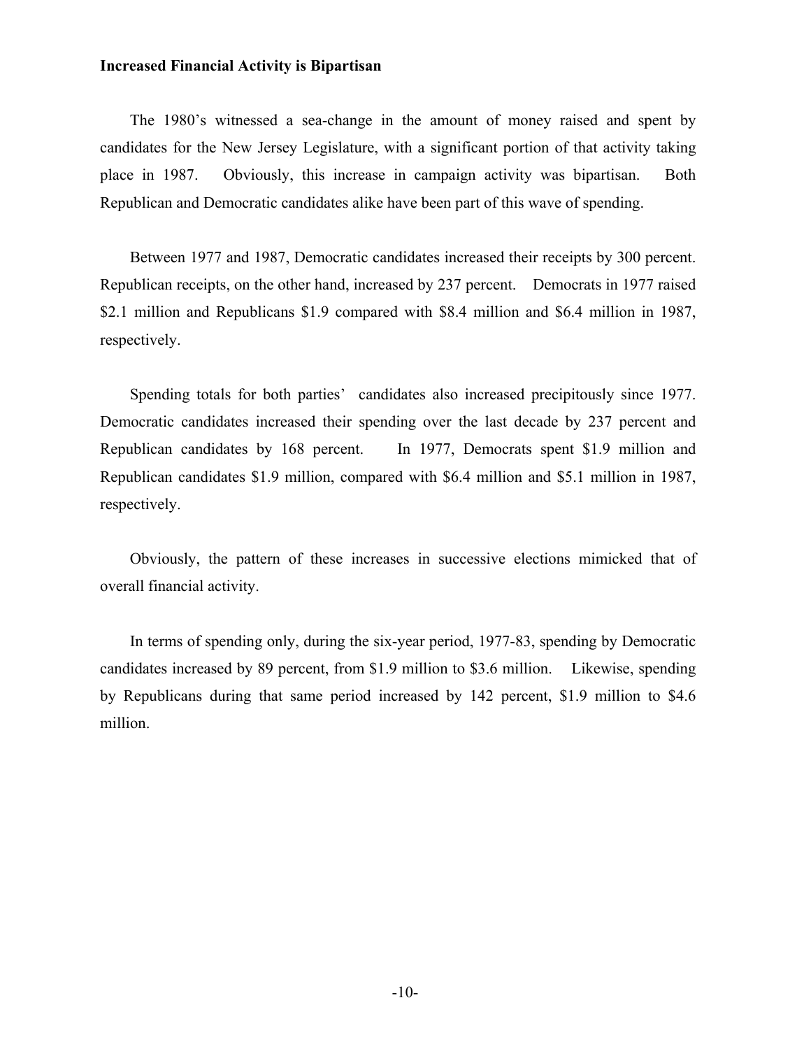**Increased Financial Activity is Bipartisan**

The 1980's witnessed a sea-change in the amount of money raised and spent by candidates for the New Jersey Legislature, with a significant portion of that activity taking place in 1987. Obviously, this increase in campaign activity was bipartisan. Both Republican and Democratic candidates alike have been part of this wave of spending.

Between 1977 and 1987, Democratic candidates increased their receipts by 300 percent. Republican receipts, on the other hand, increased by 237 percent. Democrats in 1977 raised $2.1 million and Republicans $1.9 compared with $8.4 million and $6.4 million in 1987, respectively.

Spending totals for both parties' candidates also increased precipitously since 1977. Democratic candidates increased their spending over the last decade by 237 percent and Republican candidates by 168 percent. In 1977, Democrats spent $1.9 million and Republican candidates $1.9 million, compared with $6.4 million and $5.1 million in 1987, respectively.

Obviously, the pattern of these increases in successive elections mimicked that of overall financial activity.

In terms of spending only, during the six-year period, 1977-83, spending by Democratic candidates increased by 89 percent, from $1.9 million to $3.6 million. Likewise, spending by Republicans during that same period increased by 142 percent, $1.9 million to $4.6 million.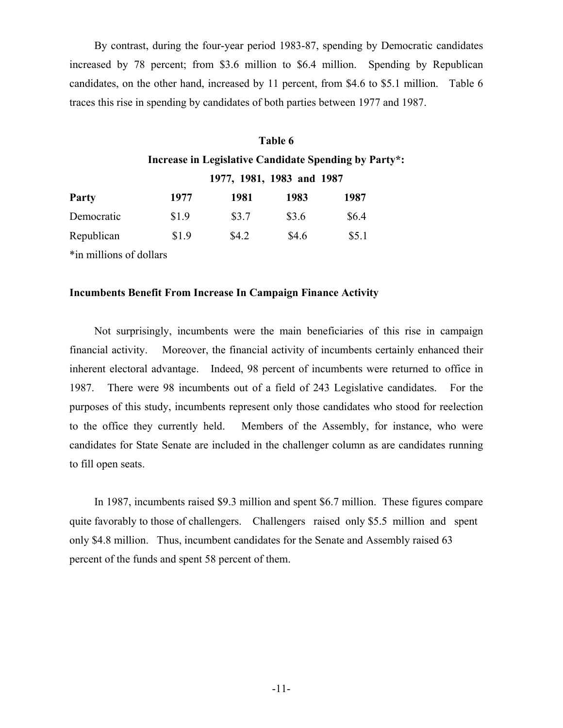By contrast, during the four-year period 1983-87, spending by Democratic candidates increased by 78 percent; from $3.6 million to $6.4 million. Spending by Republican candidates, on the other hand, increased by 11 percent, from $4.6 to $5.1 million. Table 6 traces this rise in spending by candidates of both parties between 1977 and 1987.

**Table 6**

**Increase in Legislative Candidate Spending by Party*:**

**1977, 1981, 1983 and 1987**

| Party | 1977 | 1981 | 1983 | 1987 |
|---|---|---|---|---|
| Democratic | $1.9 | $3.7 | $3.6 | $6.4 |
| Republican | $1.9 | $4.2 | $4.6 | $5.1 |

*in millions of dollars

### Incumbents Benefit From Increase In Campaign Finance Activity

Not surprisingly, incumbents were the main beneficiaries of this rise in campaign financial activity. Moreover, the financial activity of incumbents certainly enhanced their inherent electoral advantage. Indeed, 98 percent of incumbents were returned to office in 1987. There were 98 incumbents out of a field of 243 Legislative candidates. For the purposes of this study, incumbents represent only those candidates who stood for reelection to the office they currently held. Members of the Assembly, for instance, who were candidates for State Senate are included in the challenger column as are candidates running to fill open seats.

In 1987, incumbents raised $9.3 million and spent $6.7 million. These figures compare quite favorably to those of challengers. Challengers raised only $5.5 million and spent only $4.8 million. Thus, incumbent candidates for the Senate and Assembly raised 63 percent of the funds and spent 58 percent of them.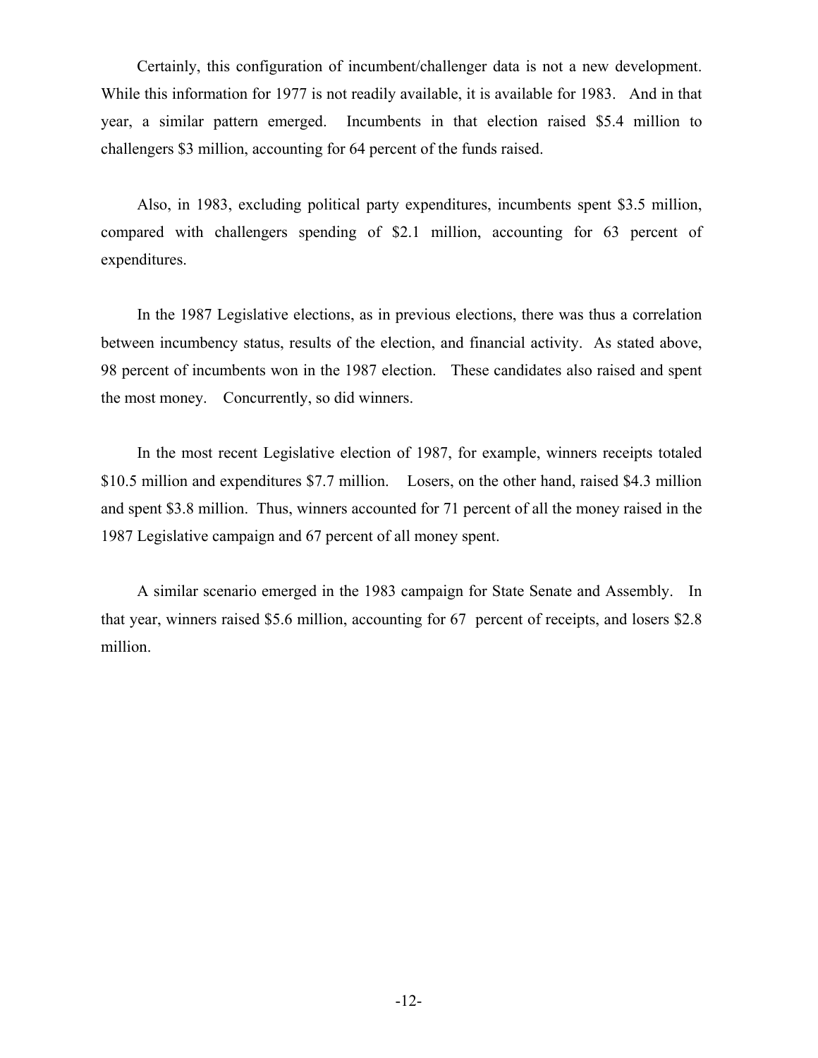Certainly, this configuration of incumbent/challenger data is not a new development. While this information for 1977 is not readily available, it is available for 1983. And in that year, a similar pattern emerged. Incumbents in that election raised $5.4 million to challengers $3 million, accounting for 64 percent of the funds raised.

Also, in 1983, excluding political party expenditures, incumbents spent $3.5 million, compared with challengers spending of $2.1 million, accounting for 63 percent of expenditures.

In the 1987 Legislative elections, as in previous elections, there was thus a correlation between incumbency status, results of the election, and financial activity. As stated above, 98 percent of incumbents won in the 1987 election. These candidates also raised and spent the most money. Concurrently, so did winners.

In the most recent Legislative election of 1987, for example, winners receipts totaled $10.5 million and expenditures $7.7 million. Losers, on the other hand, raised $4.3 million and spent $3.8 million. Thus, winners accounted for 71 percent of all the money raised in the 1987 Legislative campaign and 67 percent of all money spent.

A similar scenario emerged in the 1983 campaign for State Senate and Assembly. In that year, winners raised $5.6 million, accounting for 67 percent of receipts, and losers $2.8 million.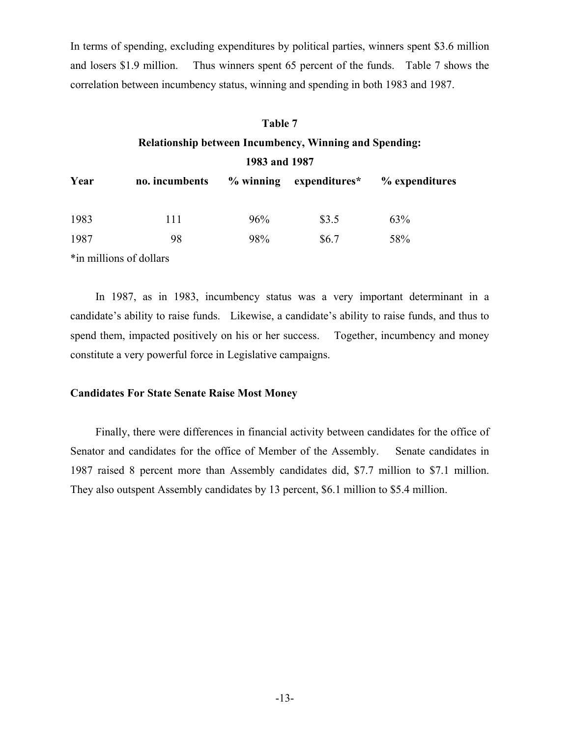In terms of spending, excluding expenditures by political parties, winners spent $3.6 million and losers $1.9 million. Thus winners spent 65 percent of the funds. Table 7 shows the correlation between incumbency status, winning and spending in both 1983 and 1987.

**Table 7**

**Relationship between Incumbency, Winning and Spending: 1983 and 1987**

| Year | no. incumbents | % winning | expenditures* | % expenditures |
|---|---|---|---|---|
| 1983 | 111 | 96% | $3.5 | 63% |
| 1987 | 98 | 98% | $6.7 | 58% |

*in millions of dollars

In 1987, as in 1983, incumbency status was a very important determinant in a candidate's ability to raise funds. Likewise, a candidate's ability to raise funds, and thus to spend them, impacted positively on his or her success. Together, incumbency and money constitute a very powerful force in Legislative campaigns.

**Candidates For State Senate Raise Most Money**

Finally, there were differences in financial activity between candidates for the office of Senator and candidates for the office of Member of the Assembly. Senate candidates in 1987 raised 8 percent more than Assembly candidates did, $7.7 million to $7.1 million. They also outspent Assembly candidates by 13 percent, $6.1 million to $5.4 million.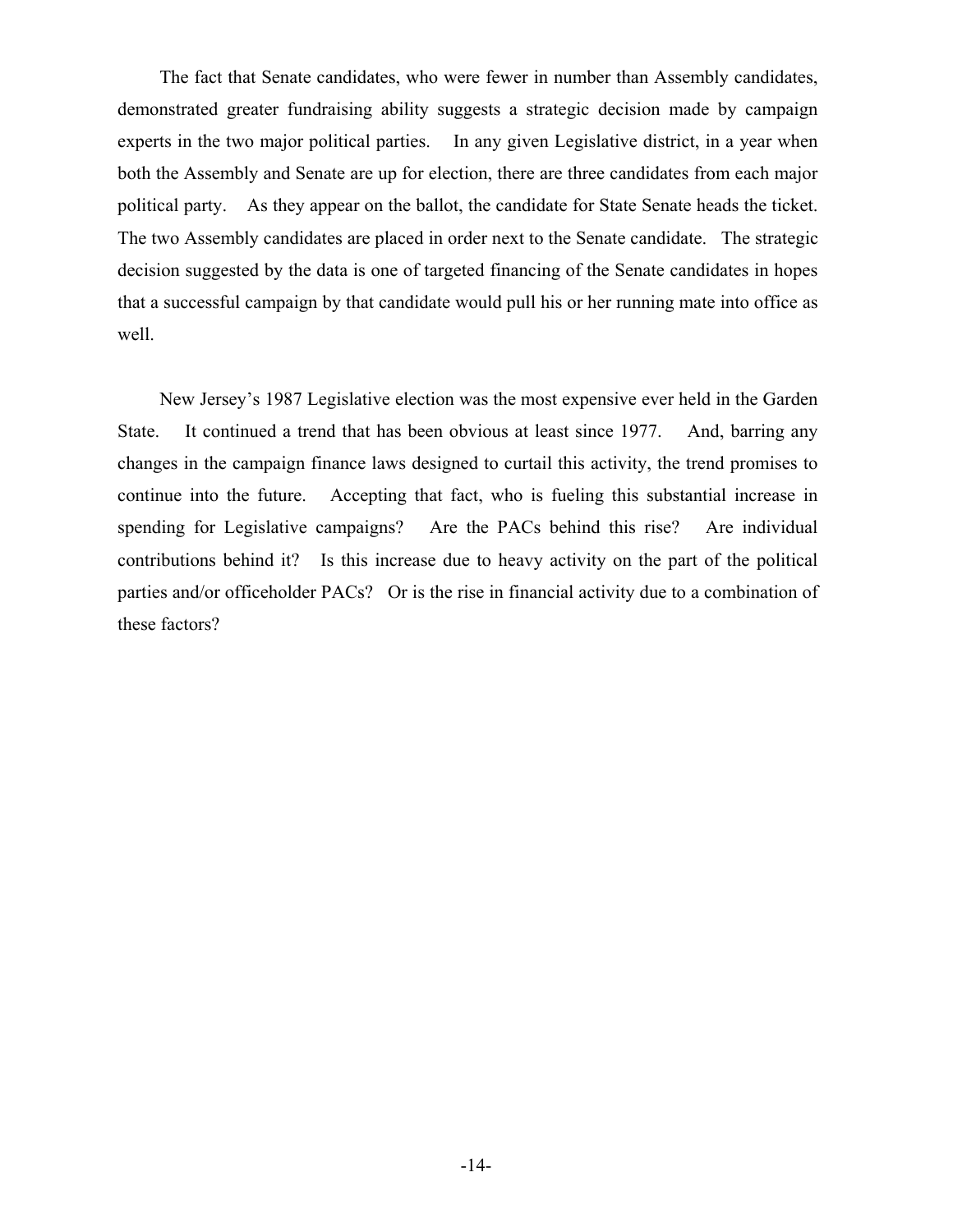The fact that Senate candidates, who were fewer in number than Assembly candidates, demonstrated greater fundraising ability suggests a strategic decision made by campaign experts in the two major political parties. In any given Legislative district, in a year when both the Assembly and Senate are up for election, there are three candidates from each major political party. As they appear on the ballot, the candidate for State Senate heads the ticket. The two Assembly candidates are placed in order next to the Senate candidate. The strategic decision suggested by the data is one of targeted financing of the Senate candidates in hopes that a successful campaign by that candidate would pull his or her running mate into office as well.

New Jersey's 1987 Legislative election was the most expensive ever held in the Garden State. It continued a trend that has been obvious at least since 1977. And, barring any changes in the campaign finance laws designed to curtail this activity, the trend promises to continue into the future. Accepting that fact, who is fueling this substantial increase in spending for Legislative campaigns? Are the PACs behind this rise? Are individual contributions behind it? Is this increase due to heavy activity on the part of the political parties and/or officeholder PACs? Or is the rise in financial activity due to a combination of these factors?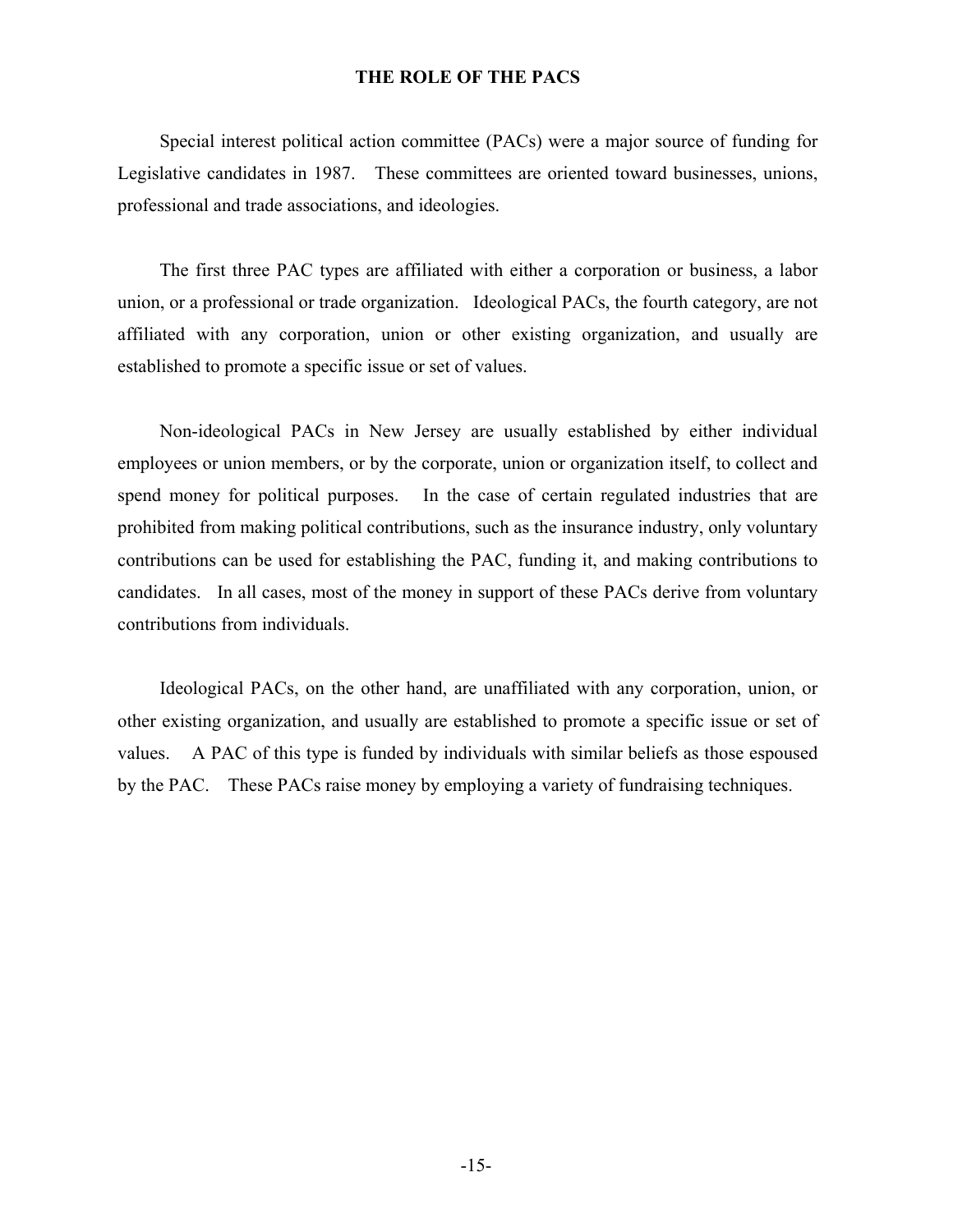# THE ROLE OF THE PACS

Special interest political action committee (PACs) were a major source of funding for Legislative candidates in 1987. These committees are oriented toward businesses, unions, professional and trade associations, and ideologies.

The first three PAC types are affiliated with either a corporation or business, a labor union, or a professional or trade organization. Ideological PACs, the fourth category, are not affiliated with any corporation, union or other existing organization, and usually are established to promote a specific issue or set of values.

Non-ideological PACs in New Jersey are usually established by either individual employees or union members, or by the corporate, union or organization itself, to collect and spend money for political purposes. In the case of certain regulated industries that are prohibited from making political contributions, such as the insurance industry, only voluntary contributions can be used for establishing the PAC, funding it, and making contributions to candidates. In all cases, most of the money in support of these PACs derive from voluntary contributions from individuals.

Ideological PACs, on the other hand, are unaffiliated with any corporation, union, or other existing organization, and usually are established to promote a specific issue or set of values. A PAC of this type is funded by individuals with similar beliefs as those espoused by the PAC. These PACs raise money by employing a variety of fundraising techniques.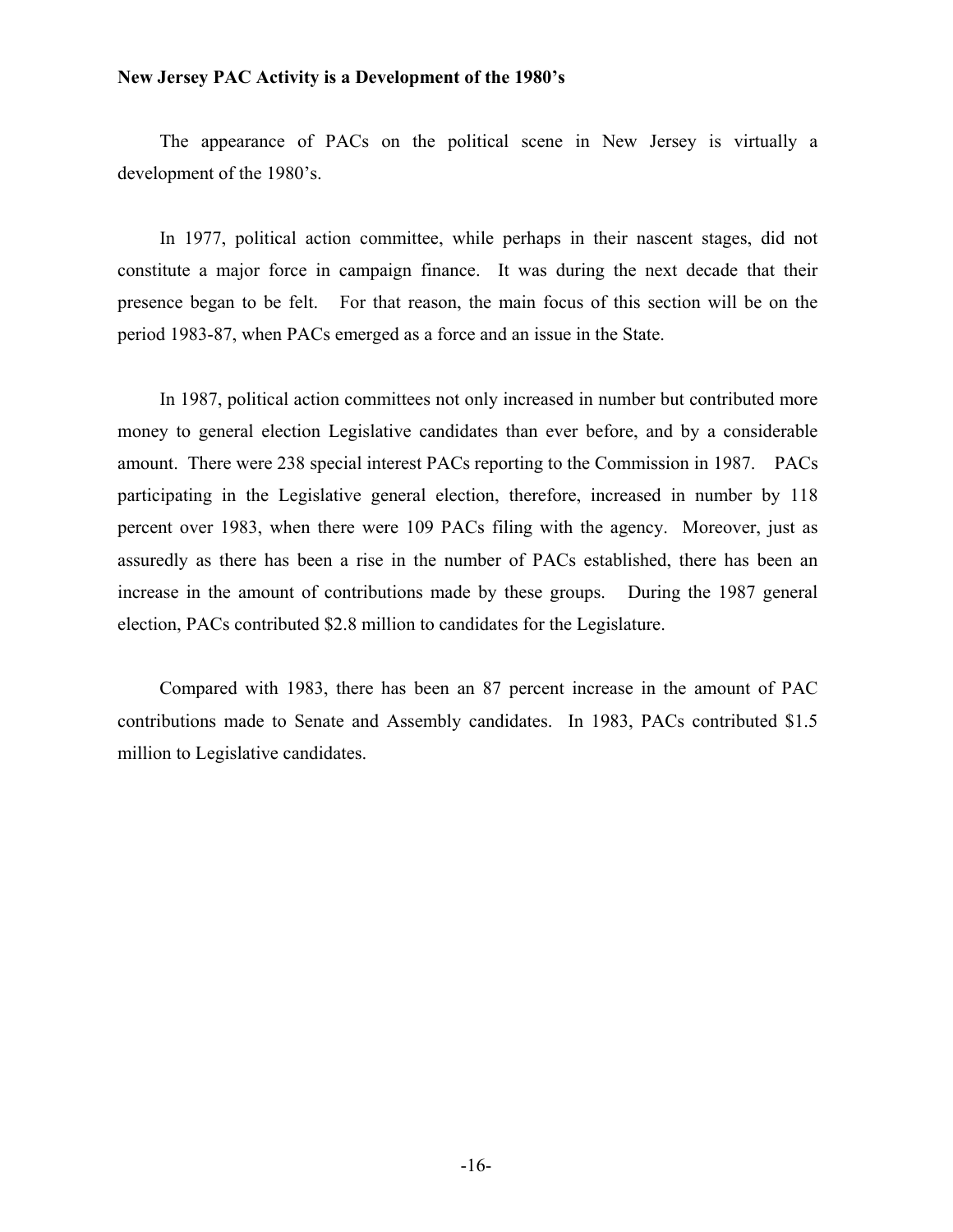**New Jersey PAC Activity is a Development of the 1980's**

The appearance of PACs on the political scene in New Jersey is virtually a development of the 1980's.

In 1977, political action committee, while perhaps in their nascent stages, did not constitute a major force in campaign finance. It was during the next decade that their presence began to be felt. For that reason, the main focus of this section will be on the period 1983-87, when PACs emerged as a force and an issue in the State.

In 1987, political action committees not only increased in number but contributed more money to general election Legislative candidates than ever before, and by a considerable amount. There were 238 special interest PACs reporting to the Commission in 1987. PACs participating in the Legislative general election, therefore, increased in number by 118 percent over 1983, when there were 109 PACs filing with the agency. Moreover, just as assuredly as there has been a rise in the number of PACs established, there has been an increase in the amount of contributions made by these groups. During the 1987 general election, PACs contributed $2.8 million to candidates for the Legislature.

Compared with 1983, there has been an 87 percent increase in the amount of PAC contributions made to Senate and Assembly candidates. In 1983, PACs contributed $1.5 million to Legislative candidates.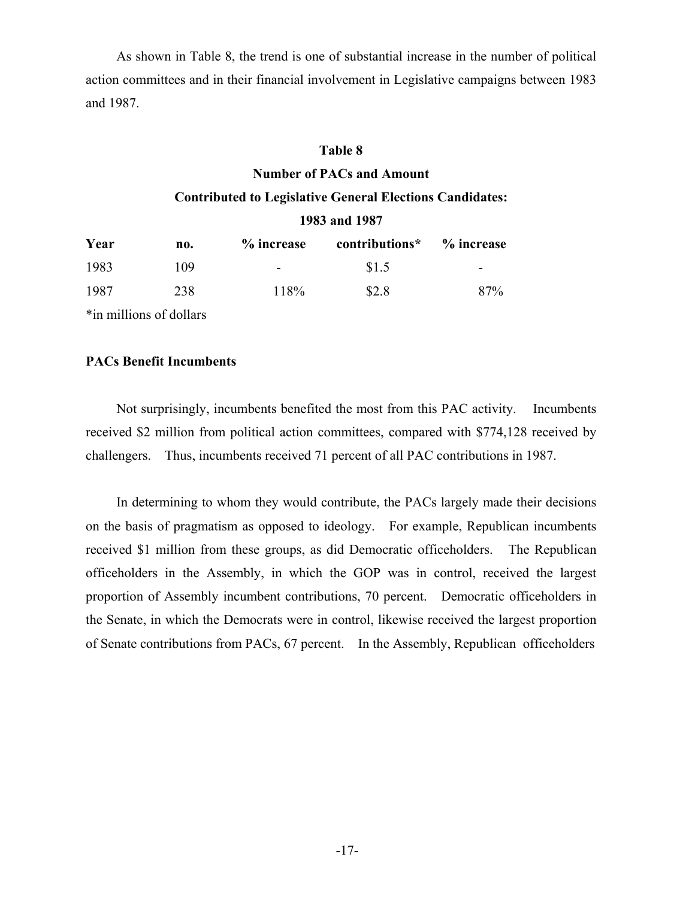As shown in Table 8, the trend is one of substantial increase in the number of political action committees and in their financial involvement in Legislative campaigns between 1983 and 1987.

**Table 8**
**Number of PACs and Amount**
**Contributed to Legislative General Elections Candidates:**
**1983 and 1987**

| Year | no. | % increase | contributions* | % increase |
|---|---|---|---|---|
| 1983 | 109 | - | $1.5 | - |
| 1987 | 238 | 118% | $2.8 | 87% |

*in millions of dollars

### PACs Benefit Incumbents

Not surprisingly, incumbents benefited the most from this PAC activity. Incumbents received $2 million from political action committees, compared with $774,128 received by challengers. Thus, incumbents received 71 percent of all PAC contributions in 1987.

In determining to whom they would contribute, the PACs largely made their decisions on the basis of pragmatism as opposed to ideology. For example, Republican incumbents received $1 million from these groups, as did Democratic officeholders. The Republican officeholders in the Assembly, in which the GOP was in control, received the largest proportion of Assembly incumbent contributions, 70 percent. Democratic officeholders in the Senate, in which the Democrats were in control, likewise received the largest proportion of Senate contributions from PACs, 67 percent. In the Assembly, Republican officeholders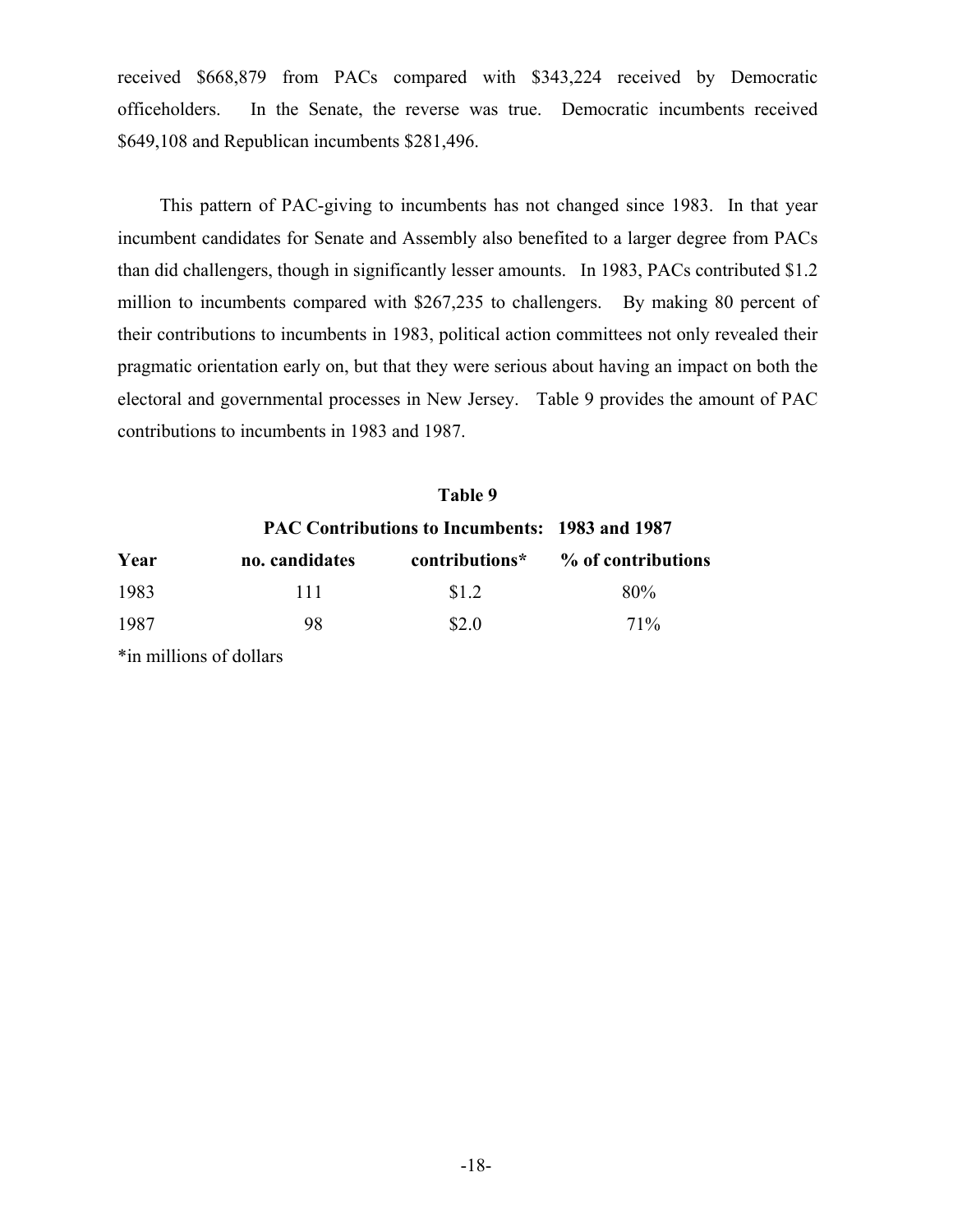received $668,879 from PACs compared with $343,224 received by Democratic officeholders. In the Senate, the reverse was true. Democratic incumbents received $649,108 and Republican incumbents $281,496.

This pattern of PAC-giving to incumbents has not changed since 1983. In that year incumbent candidates for Senate and Assembly also benefited to a larger degree from PACs than did challengers, though in significantly lesser amounts. In 1983, PACs contributed $1.2 million to incumbents compared with $267,235 to challengers. By making 80 percent of their contributions to incumbents in 1983, political action committees not only revealed their pragmatic orientation early on, but that they were serious about having an impact on both the electoral and governmental processes in New Jersey. Table 9 provides the amount of PAC contributions to incumbents in 1983 and 1987.

**Table 9**

**PAC Contributions to Incumbents: 1983 and 1987**

| Year | no. candidates | contributions* | % of contributions |
|---|---|---|---|
| 1983 | 111 | $1.2 | 80% |
| 1987 | 98 | $2.0 | 71% |

*in millions of dollars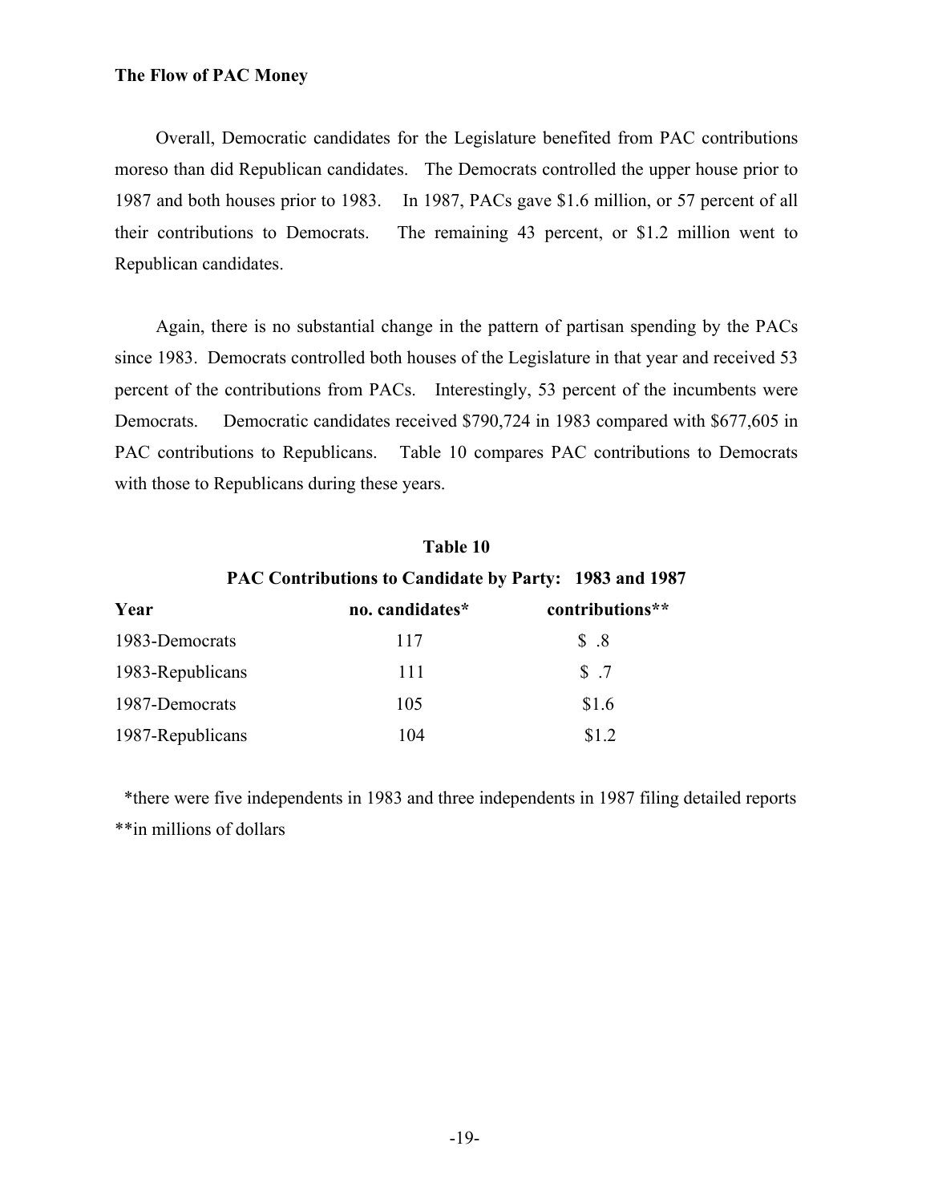**The Flow of PAC Money**

Overall, Democratic candidates for the Legislature benefited from PAC contributions moreso than did Republican candidates. The Democrats controlled the upper house prior to 1987 and both houses prior to 1983. In 1987, PACs gave $1.6 million, or 57 percent of all their contributions to Democrats. The remaining 43 percent, or $1.2 million went to Republican candidates.

Again, there is no substantial change in the pattern of partisan spending by the PACs since 1983. Democrats controlled both houses of the Legislature in that year and received 53 percent of the contributions from PACs. Interestingly, 53 percent of the incumbents were Democrats. Democratic candidates received $790,724 in 1983 compared with $677,605 in PAC contributions to Republicans. Table 10 compares PAC contributions to Democrats with those to Republicans during these years.

**Table 10**

**PAC Contributions to Candidate by Party: 1983 and 1987**

| Year | no. candidates* | contributions** |
|---|---|---|
| 1983-Democrats | 117 | $ .8 |
| 1983-Republicans | 111 | $ .7 |
| 1987-Democrats | 105 | $1.6 |
| 1987-Republicans | 104 | $1.2 |

*there were five independents in 1983 and three independents in 1987 filing detailed reports
**in millions of dollars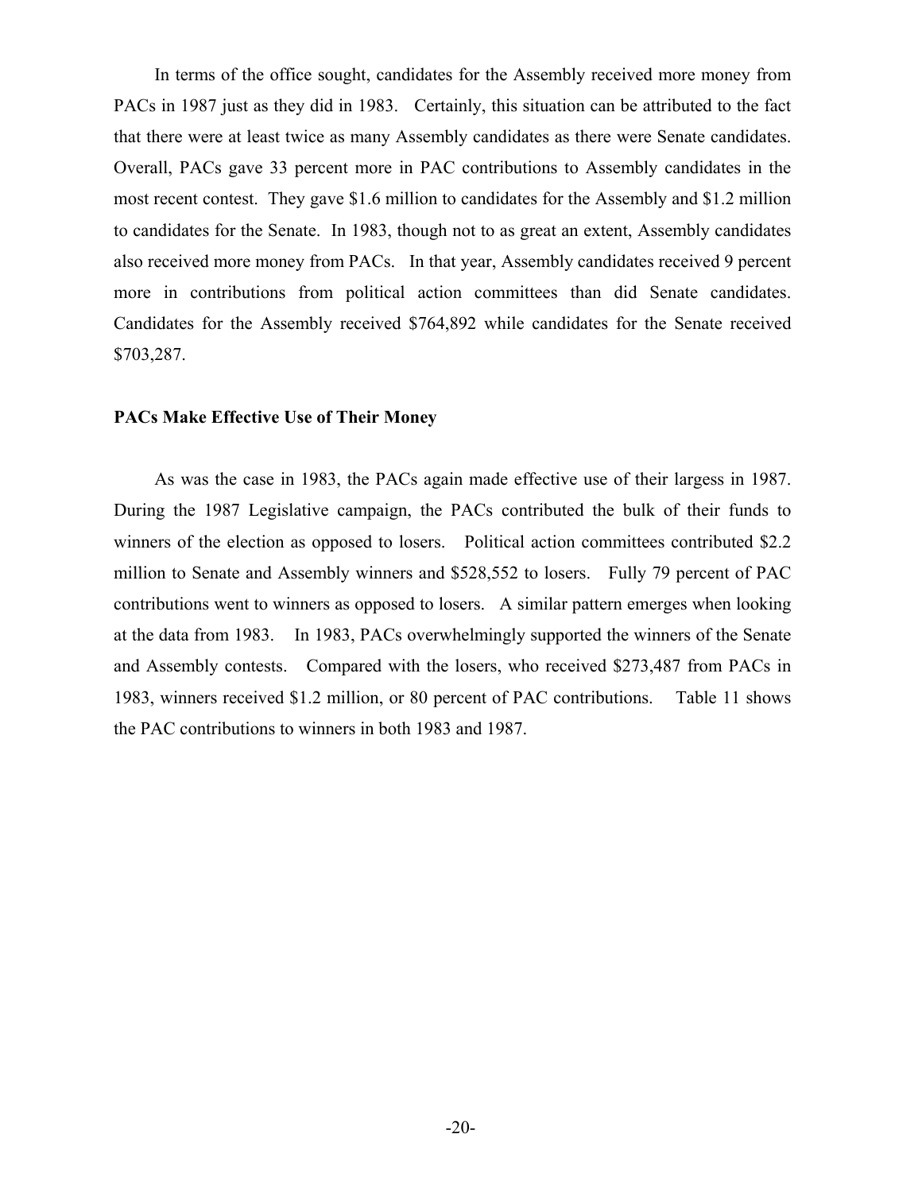In terms of the office sought, candidates for the Assembly received more money from PACs in 1987 just as they did in 1983. Certainly, this situation can be attributed to the fact that there were at least twice as many Assembly candidates as there were Senate candidates. Overall, PACs gave 33 percent more in PAC contributions to Assembly candidates in the most recent contest. They gave $1.6 million to candidates for the Assembly and $1.2 million to candidates for the Senate. In 1983, though not to as great an extent, Assembly candidates also received more money from PACs. In that year, Assembly candidates received 9 percent more in contributions from political action committees than did Senate candidates. Candidates for the Assembly received $764,892 while candidates for the Senate received $703,287.

### PACs Make Effective Use of Their Money

As was the case in 1983, the PACs again made effective use of their largess in 1987. During the 1987 Legislative campaign, the PACs contributed the bulk of their funds to winners of the election as opposed to losers. Political action committees contributed $2.2 million to Senate and Assembly winners and $528,552 to losers. Fully 79 percent of PAC contributions went to winners as opposed to losers. A similar pattern emerges when looking at the data from 1983. In 1983, PACs overwhelmingly supported the winners of the Senate and Assembly contests. Compared with the losers, who received $273,487 from PACs in 1983, winners received $1.2 million, or 80 percent of PAC contributions. Table 11 shows the PAC contributions to winners in both 1983 and 1987.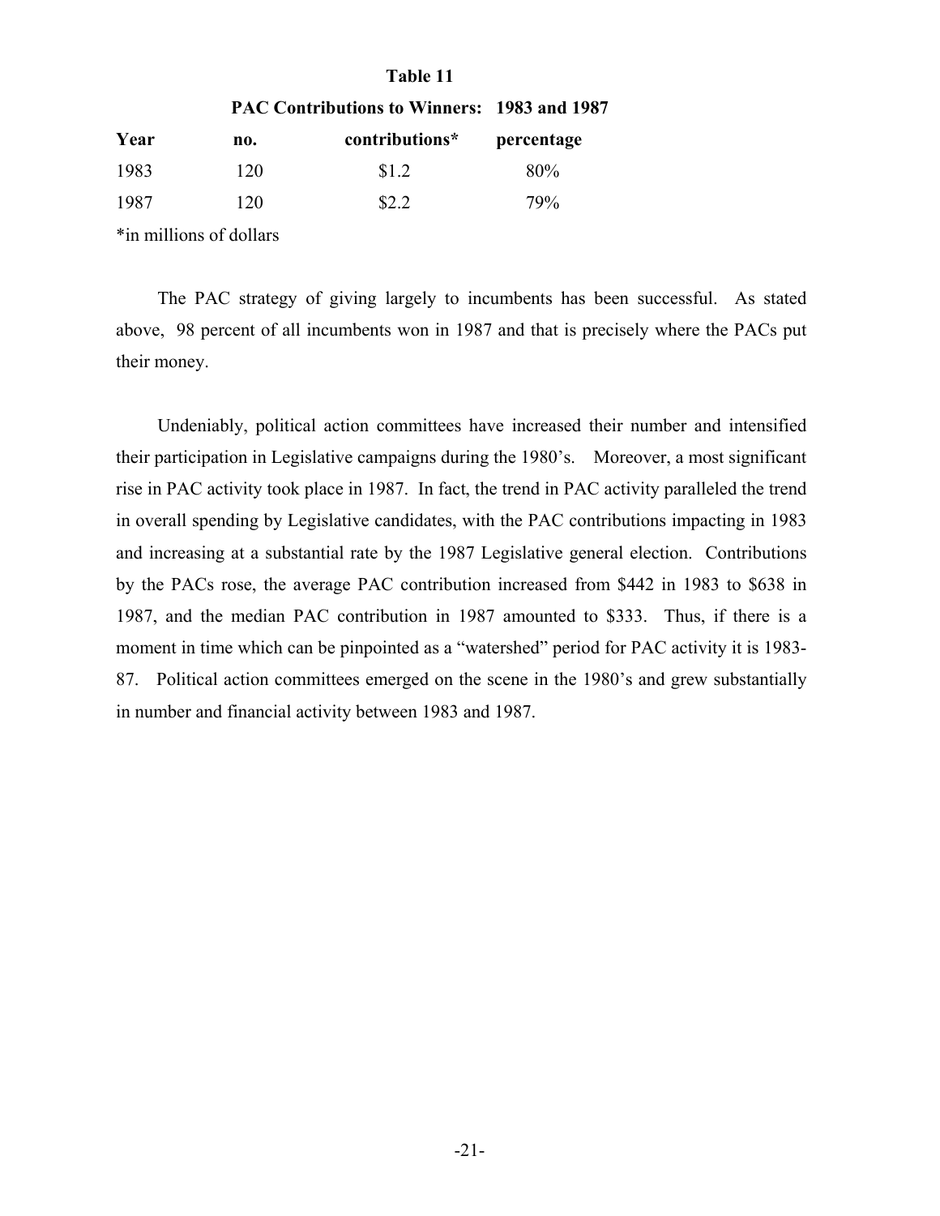**Table 11**

**PAC Contributions to Winners: 1983 and 1987**

| Year | no. | contributions* | percentage |
|---|---|---|---|
| 1983 | 120 | $1.2 | 80% |
| 1987 | 120 | $2.2 | 79% |

*in millions of dollars

The PAC strategy of giving largely to incumbents has been successful. As stated above, 98 percent of all incumbents won in 1987 and that is precisely where the PACs put their money.

Undeniably, political action committees have increased their number and intensified their participation in Legislative campaigns during the 1980's. Moreover, a most significant rise in PAC activity took place in 1987. In fact, the trend in PAC activity paralleled the trend in overall spending by Legislative candidates, with the PAC contributions impacting in 1983 and increasing at a substantial rate by the 1987 Legislative general election. Contributions by the PACs rose, the average PAC contribution increased from $442 in 1983 to $638 in 1987, and the median PAC contribution in 1987 amounted to $333. Thus, if there is a moment in time which can be pinpointed as a "watershed" period for PAC activity it is 1983-87. Political action committees emerged on the scene in the 1980's and grew substantially in number and financial activity between 1983 and 1987.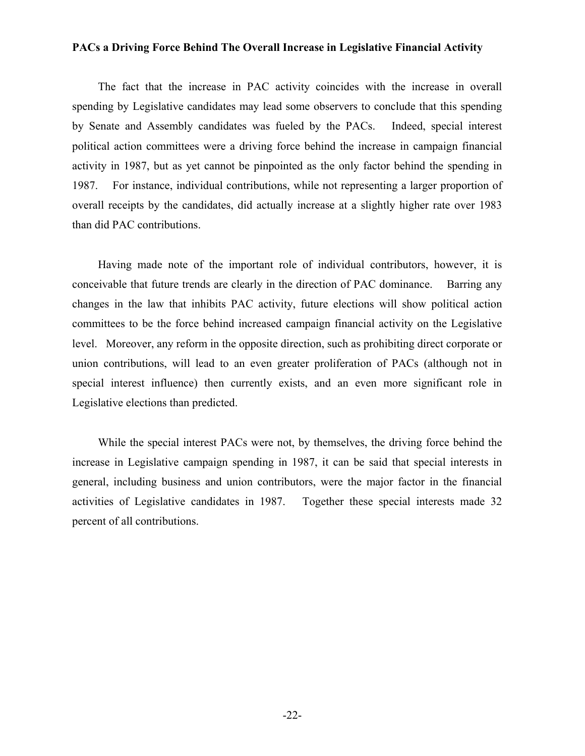**PACs a Driving Force Behind The Overall Increase in Legislative Financial Activity**

The fact that the increase in PAC activity coincides with the increase in overall spending by Legislative candidates may lead some observers to conclude that this spending by Senate and Assembly candidates was fueled by the PACs. Indeed, special interest political action committees were a driving force behind the increase in campaign financial activity in 1987, but as yet cannot be pinpointed as the only factor behind the spending in 1987. For instance, individual contributions, while not representing a larger proportion of overall receipts by the candidates, did actually increase at a slightly higher rate over 1983 than did PAC contributions.

Having made note of the important role of individual contributors, however, it is conceivable that future trends are clearly in the direction of PAC dominance. Barring any changes in the law that inhibits PAC activity, future elections will show political action committees to be the force behind increased campaign financial activity on the Legislative level. Moreover, any reform in the opposite direction, such as prohibiting direct corporate or union contributions, will lead to an even greater proliferation of PACs (although not in special interest influence) then currently exists, and an even more significant role in Legislative elections than predicted.

While the special interest PACs were not, by themselves, the driving force behind the increase in Legislative campaign spending in 1987, it can be said that special interests in general, including business and union contributors, were the major factor in the financial activities of Legislative candidates in 1987. Together these special interests made 32 percent of all contributions.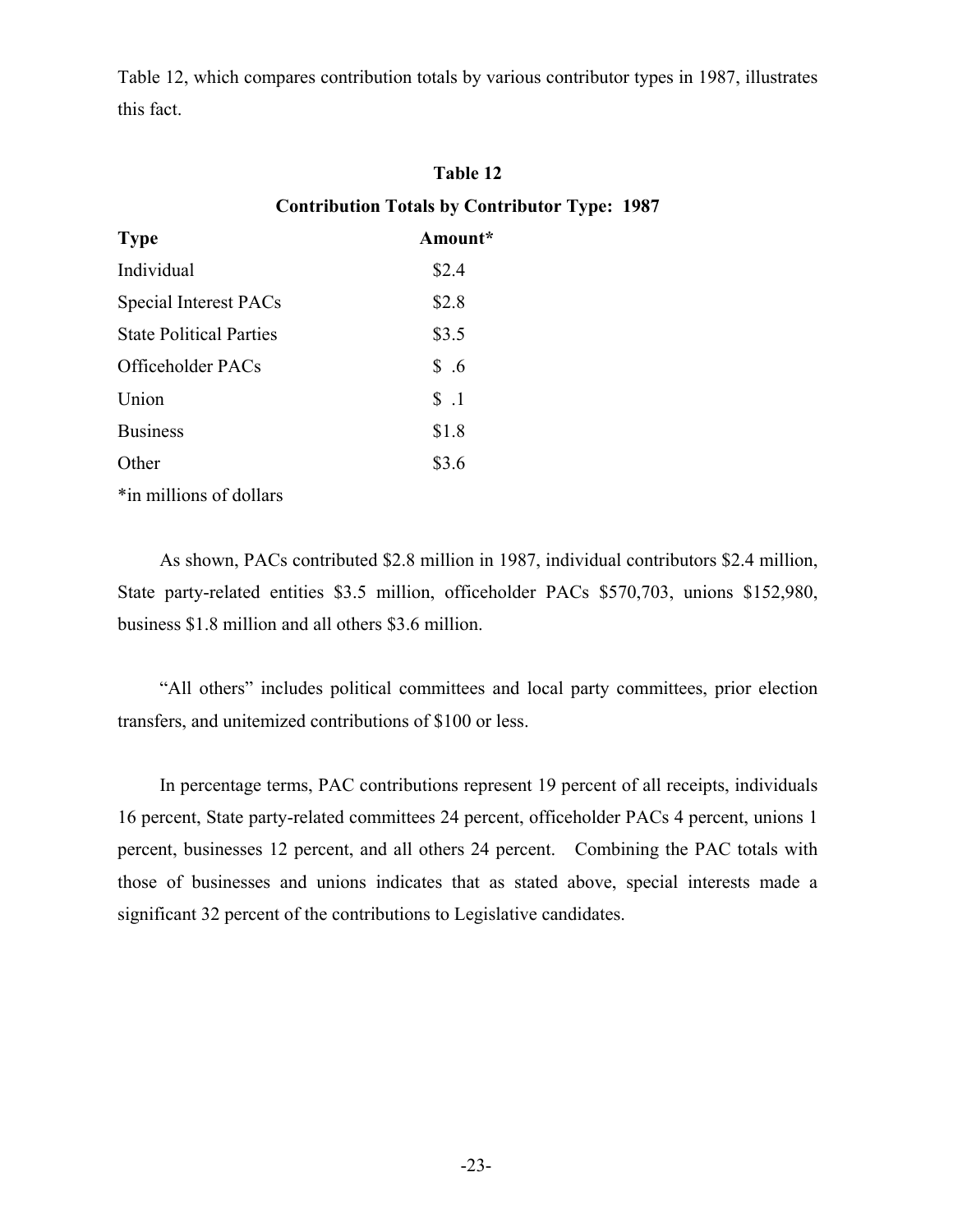Table 12, which compares contribution totals by various contributor types in 1987, illustrates this fact.

**Table 12**

**Contribution Totals by Contributor Type: 1987**

| Type | Amount* |
|---|---|
| Individual | $2.4 |
| Special Interest PACs | $2.8 |
| State Political Parties | $3.5 |
| Officeholder PACs | $ .6 |
| Union | $ .1 |
| Business | $1.8 |
| Other | $3.6 |

*in millions of dollars

As shown, PACs contributed $2.8 million in 1987, individual contributors $2.4 million, State party-related entities $3.5 million, officeholder PACs $570,703, unions $152,980, business $1.8 million and all others $3.6 million.

"All others" includes political committees and local party committees, prior election transfers, and unitemized contributions of $100 or less.

In percentage terms, PAC contributions represent 19 percent of all receipts, individuals 16 percent, State party-related committees 24 percent, officeholder PACs 4 percent, unions 1 percent, businesses 12 percent, and all others 24 percent. Combining the PAC totals with those of businesses and unions indicates that as stated above, special interests made a significant 32 percent of the contributions to Legislative candidates.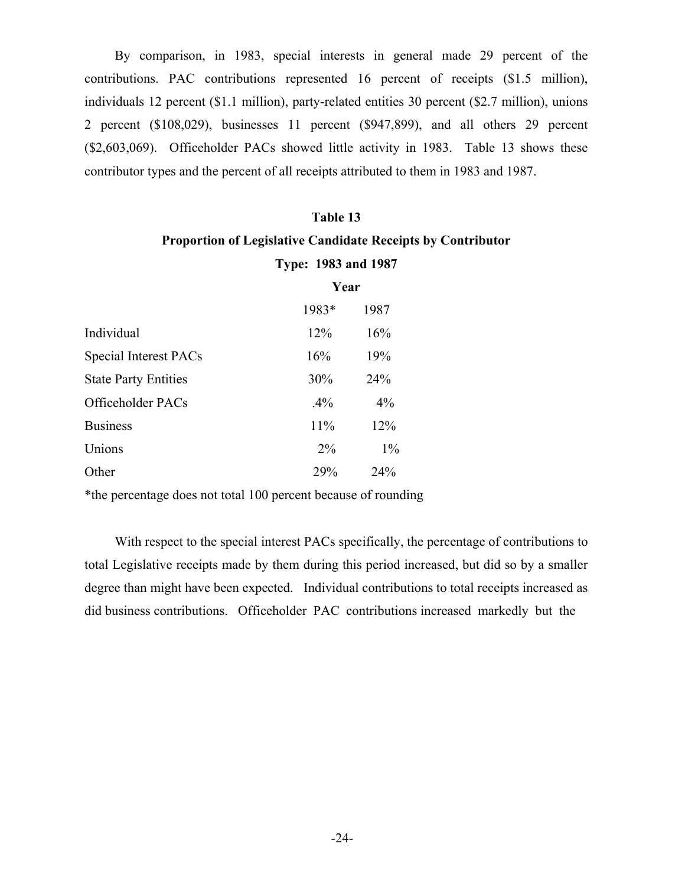By comparison, in 1983, special interests in general made 29 percent of the contributions. PAC contributions represented 16 percent of receipts ($1.5 million), individuals 12 percent ($1.1 million), party-related entities 30 percent ($2.7 million), unions 2 percent ($108,029), businesses 11 percent ($947,899), and all others 29 percent ($2,603,069). Officeholder PACs showed little activity in 1983. Table 13 shows these contributor types and the percent of all receipts attributed to them in 1983 and 1987.

**Table 13**

**Proportion of Legislative Candidate Receipts by Contributor Type: 1983 and 1987**

| | **Year** | |
|---|---|---|
| | 1983* | 1987 |
| Individual | 12% | 16% |
| Special Interest PACs | 16% | 19% |
| State Party Entities | 30% | 24% |
| Officeholder PACs | .4% | 4% |
| Business | 11% | 12% |
| Unions | 2% | 1% |
| Other | 29% | 24% |

*the percentage does not total 100 percent because of rounding

With respect to the special interest PACs specifically, the percentage of contributions to total Legislative receipts made by them during this period increased, but did so by a smaller degree than might have been expected. Individual contributions to total receipts increased as did business contributions. Officeholder PAC contributions increased markedly but the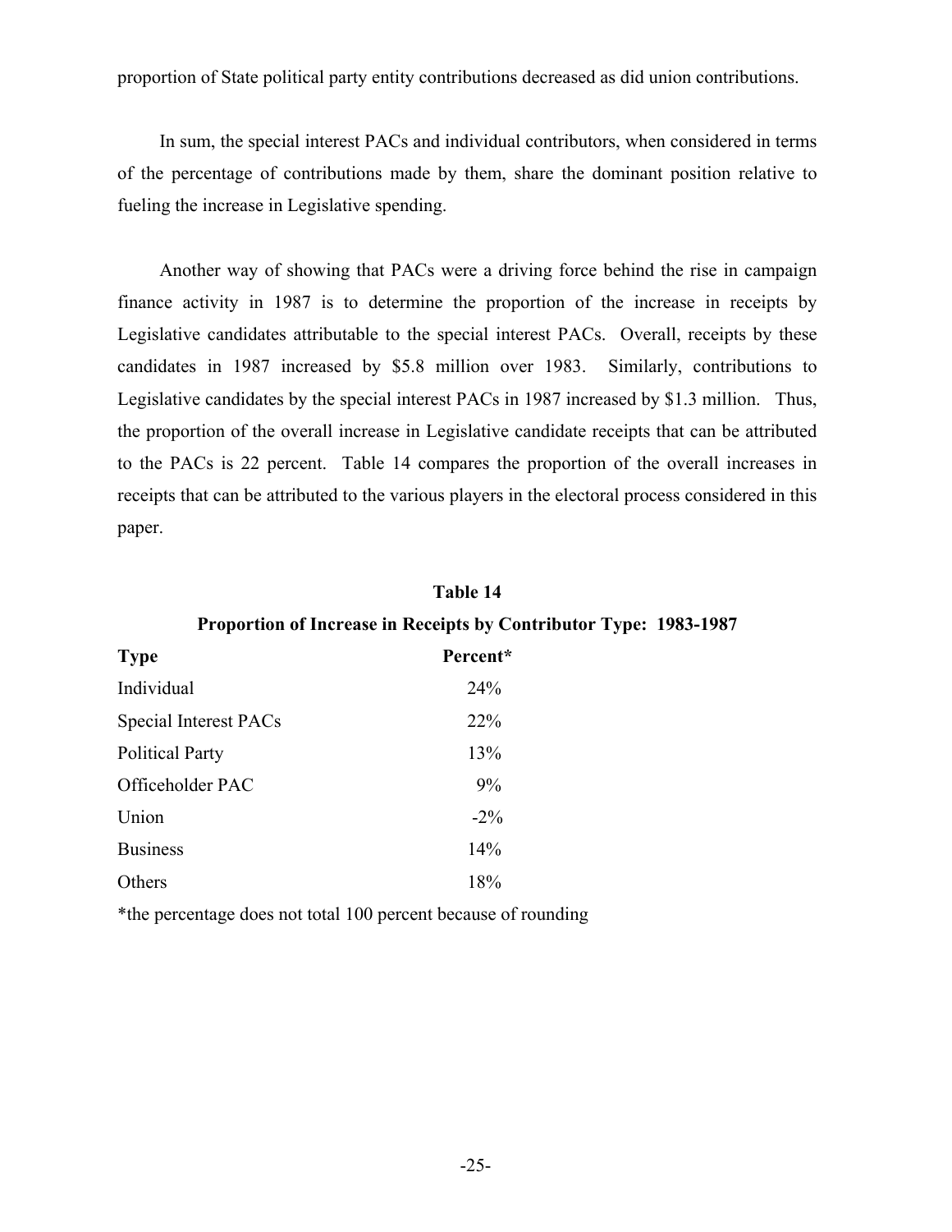proportion of State political party entity contributions decreased as did union contributions.

In sum, the special interest PACs and individual contributors, when considered in terms of the percentage of contributions made by them, share the dominant position relative to fueling the increase in Legislative spending.

Another way of showing that PACs were a driving force behind the rise in campaign finance activity in 1987 is to determine the proportion of the increase in receipts by Legislative candidates attributable to the special interest PACs. Overall, receipts by these candidates in 1987 increased by $5.8 million over 1983. Similarly, contributions to Legislative candidates by the special interest PACs in 1987 increased by $1.3 million. Thus, the proportion of the overall increase in Legislative candidate receipts that can be attributed to the PACs is 22 percent. Table 14 compares the proportion of the overall increases in receipts that can be attributed to the various players in the electoral process considered in this paper.

**Table 14**

**Proportion of Increase in Receipts by Contributor Type: 1983-1987**

| Type | Percent* |
|---|---|
| Individual | 24% |
| Special Interest PACs | 22% |
| Political Party | 13% |
| Officeholder PAC | 9% |
| Union | -2% |
| Business | 14% |
| Others | 18% |

*the percentage does not total 100 percent because of rounding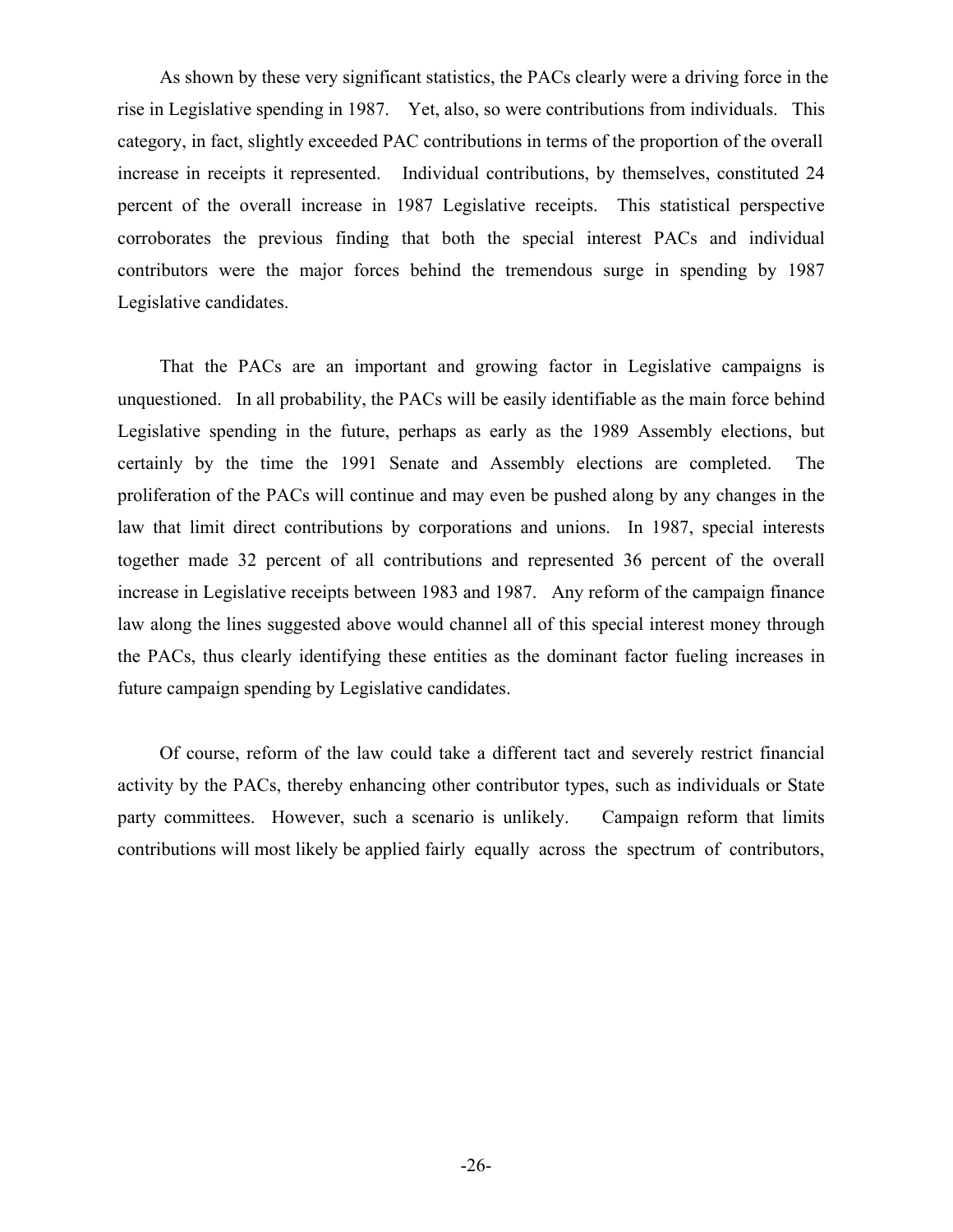As shown by these very significant statistics, the PACs clearly were a driving force in the rise in Legislative spending in 1987. Yet, also, so were contributions from individuals. This category, in fact, slightly exceeded PAC contributions in terms of the proportion of the overall increase in receipts it represented. Individual contributions, by themselves, constituted 24 percent of the overall increase in 1987 Legislative receipts. This statistical perspective corroborates the previous finding that both the special interest PACs and individual contributors were the major forces behind the tremendous surge in spending by 1987 Legislative candidates.

That the PACs are an important and growing factor in Legislative campaigns is unquestioned. In all probability, the PACs will be easily identifiable as the main force behind Legislative spending in the future, perhaps as early as the 1989 Assembly elections, but certainly by the time the 1991 Senate and Assembly elections are completed. The proliferation of the PACs will continue and may even be pushed along by any changes in the law that limit direct contributions by corporations and unions. In 1987, special interests together made 32 percent of all contributions and represented 36 percent of the overall increase in Legislative receipts between 1983 and 1987. Any reform of the campaign finance law along the lines suggested above would channel all of this special interest money through the PACs, thus clearly identifying these entities as the dominant factor fueling increases in future campaign spending by Legislative candidates.

Of course, reform of the law could take a different tact and severely restrict financial activity by the PACs, thereby enhancing other contributor types, such as individuals or State party committees. However, such a scenario is unlikely. Campaign reform that limits contributions will most likely be applied fairly equally across the spectrum of contributors,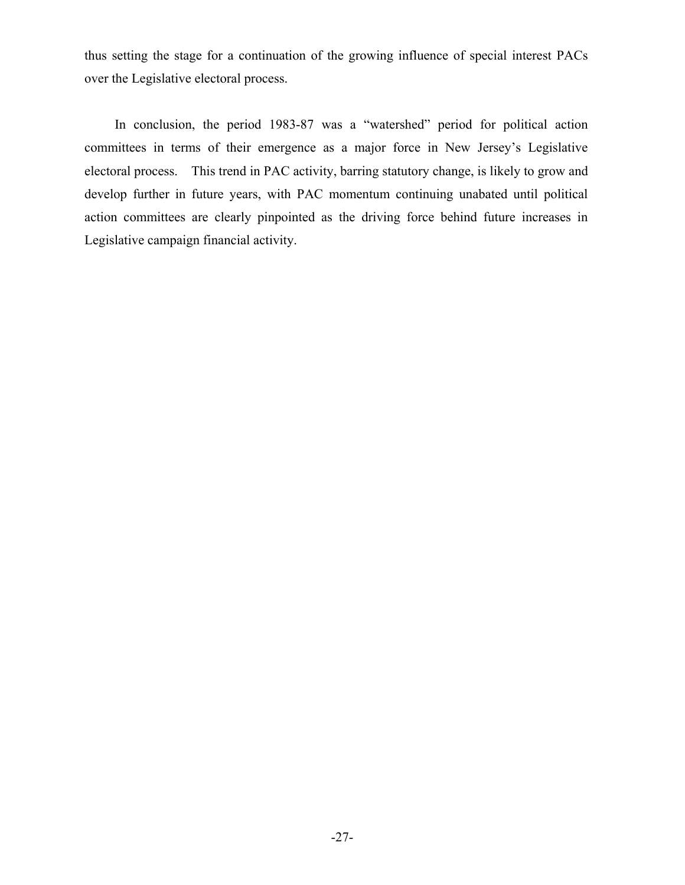thus setting the stage for a continuation of the growing influence of special interest PACs over the Legislative electoral process.

In conclusion, the period 1983-87 was a "watershed" period for political action committees in terms of their emergence as a major force in New Jersey's Legislative electoral process. This trend in PAC activity, barring statutory change, is likely to grow and develop further in future years, with PAC momentum continuing unabated until political action committees are clearly pinpointed as the driving force behind future increases in Legislative campaign financial activity.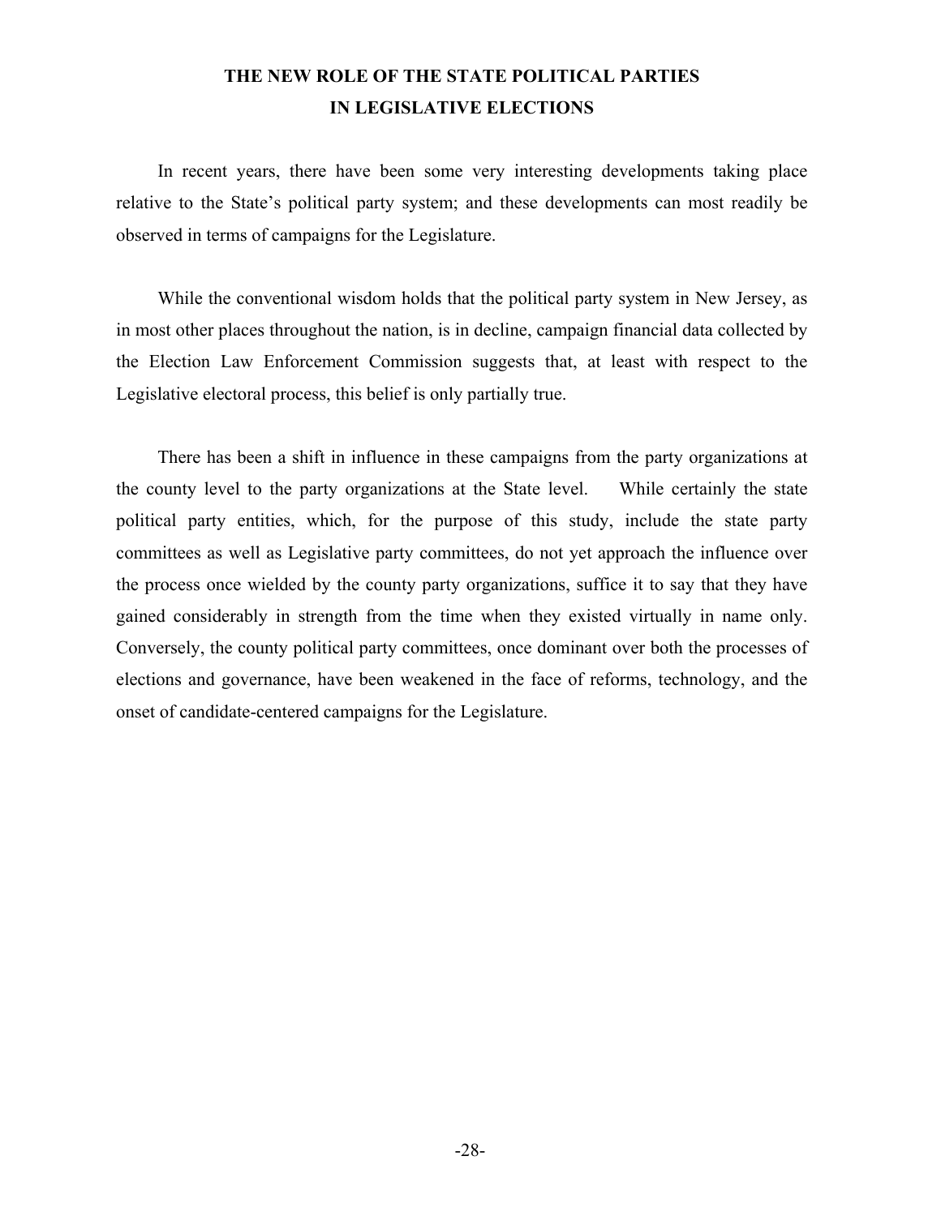# THE NEW ROLE OF THE STATE POLITICAL PARTIES IN LEGISLATIVE ELECTIONS

In recent years, there have been some very interesting developments taking place relative to the State's political party system; and these developments can most readily be observed in terms of campaigns for the Legislature.

While the conventional wisdom holds that the political party system in New Jersey, as in most other places throughout the nation, is in decline, campaign financial data collected by the Election Law Enforcement Commission suggests that, at least with respect to the Legislative electoral process, this belief is only partially true.

There has been a shift in influence in these campaigns from the party organizations at the county level to the party organizations at the State level. While certainly the state political party entities, which, for the purpose of this study, include the state party committees as well as Legislative party committees, do not yet approach the influence over the process once wielded by the county party organizations, suffice it to say that they have gained considerably in strength from the time when they existed virtually in name only. Conversely, the county political party committees, once dominant over both the processes of elections and governance, have been weakened in the face of reforms, technology, and the onset of candidate-centered campaigns for the Legislature.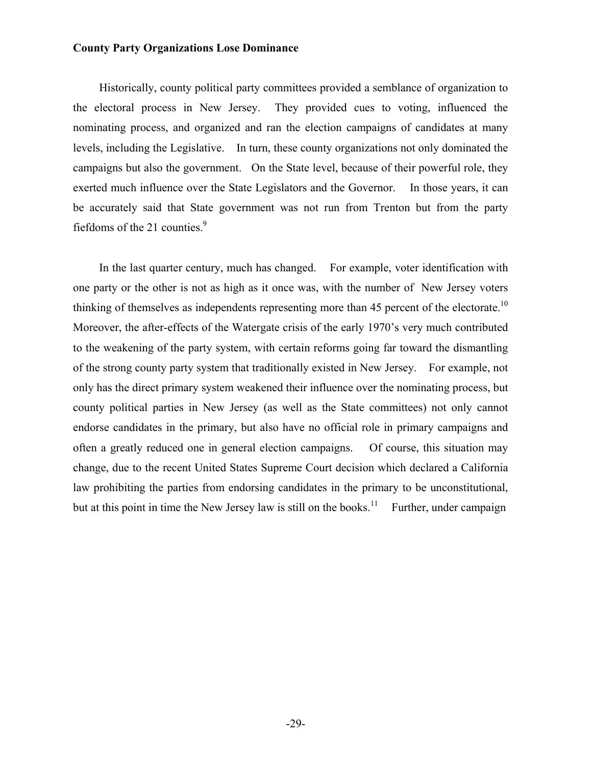**County Party Organizations Lose Dominance**

Historically, county political party committees provided a semblance of organization to the electoral process in New Jersey. They provided cues to voting, influenced the nominating process, and organized and ran the election campaigns of candidates at many levels, including the Legislative. In turn, these county organizations not only dominated the campaigns but also the government. On the State level, because of their powerful role, they exerted much influence over the State Legislators and the Governor. In those years, it can be accurately said that State government was not run from Trenton but from the party fiefdoms of the 21 counties.[9]

In the last quarter century, much has changed. For example, voter identification with one party or the other is not as high as it once was, with the number of New Jersey voters thinking of themselves as independents representing more than 45 percent of the electorate.[10] Moreover, the after-effects of the Watergate crisis of the early 1970's very much contributed to the weakening of the party system, with certain reforms going far toward the dismantling of the strong county party system that traditionally existed in New Jersey. For example, not only has the direct primary system weakened their influence over the nominating process, but county political parties in New Jersey (as well as the State committees) not only cannot endorse candidates in the primary, but also have no official role in primary campaigns and often a greatly reduced one in general election campaigns. Of course, this situation may change, due to the recent United States Supreme Court decision which declared a California law prohibiting the parties from endorsing candidates in the primary to be unconstitutional, but at this point in time the New Jersey law is still on the books.[11] Further, under campaign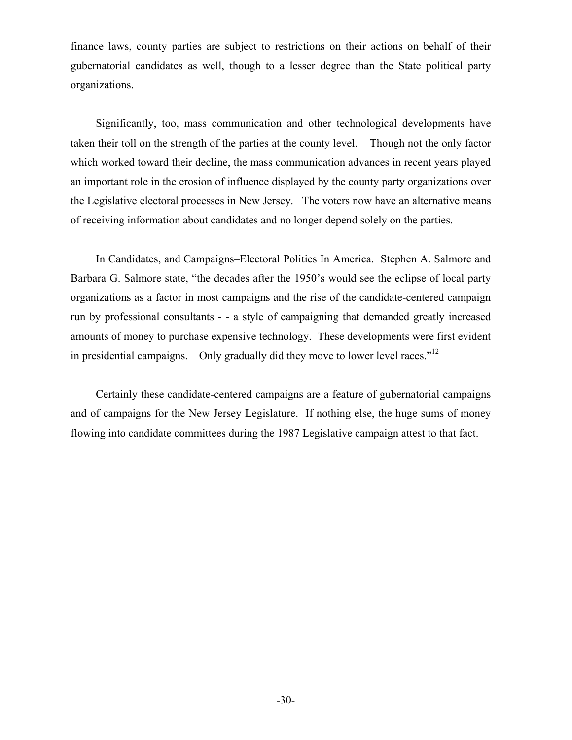finance laws, county parties are subject to restrictions on their actions on behalf of their gubernatorial candidates as well, though to a lesser degree than the State political party organizations.

Significantly, too, mass communication and other technological developments have taken their toll on the strength of the parties at the county level. Though not the only factor which worked toward their decline, the mass communication advances in recent years played an important role in the erosion of influence displayed by the county party organizations over the Legislative electoral processes in New Jersey. The voters now have an alternative means of receiving information about candidates and no longer depend solely on the parties.

In Candidates, and Campaigns–Electoral Politics In America. Stephen A. Salmore and Barbara G. Salmore state, "the decades after the 1950's would see the eclipse of local party organizations as a factor in most campaigns and the rise of the candidate-centered campaign run by professional consultants - - a style of campaigning that demanded greatly increased amounts of money to purchase expensive technology. These developments were first evident in presidential campaigns. Only gradually did they move to lower level races."[12]

Certainly these candidate-centered campaigns are a feature of gubernatorial campaigns and of campaigns for the New Jersey Legislature. If nothing else, the huge sums of money flowing into candidate committees during the 1987 Legislative campaign attest to that fact.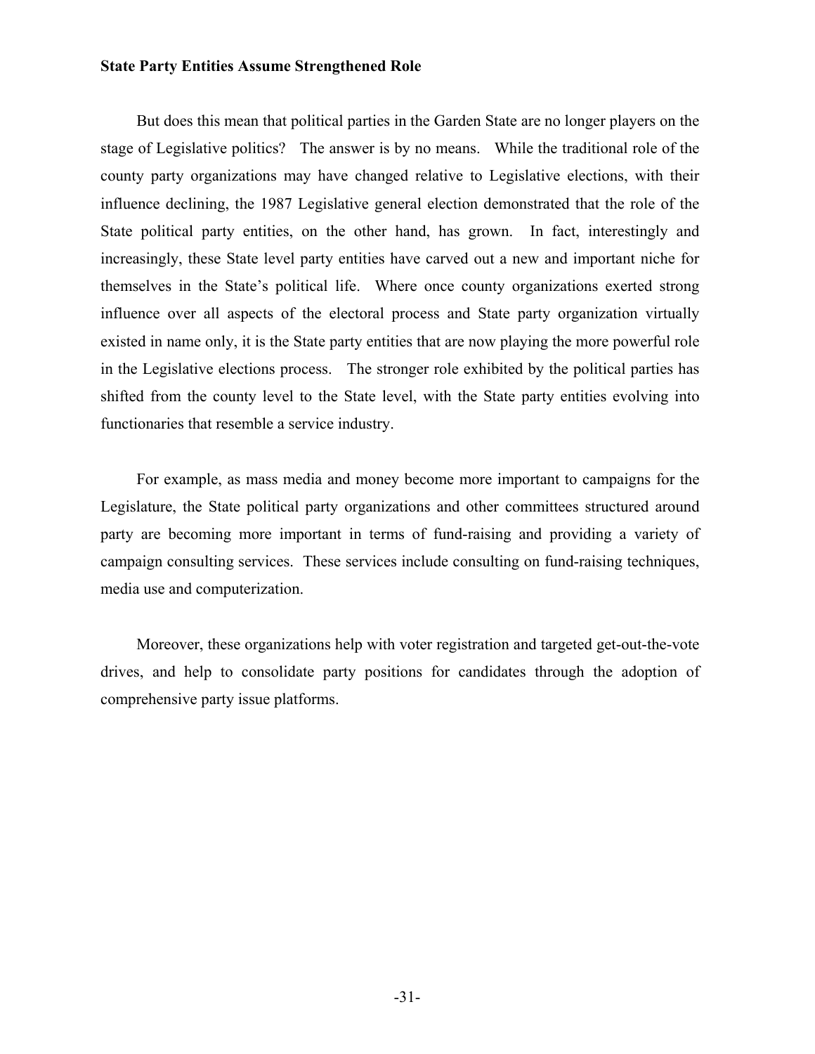**State Party Entities Assume Strengthened Role**

But does this mean that political parties in the Garden State are no longer players on the stage of Legislative politics? The answer is by no means. While the traditional role of the county party organizations may have changed relative to Legislative elections, with their influence declining, the 1987 Legislative general election demonstrated that the role of the State political party entities, on the other hand, has grown. In fact, interestingly and increasingly, these State level party entities have carved out a new and important niche for themselves in the State's political life. Where once county organizations exerted strong influence over all aspects of the electoral process and State party organization virtually existed in name only, it is the State party entities that are now playing the more powerful role in the Legislative elections process. The stronger role exhibited by the political parties has shifted from the county level to the State level, with the State party entities evolving into functionaries that resemble a service industry.

For example, as mass media and money become more important to campaigns for the Legislature, the State political party organizations and other committees structured around party are becoming more important in terms of fund-raising and providing a variety of campaign consulting services. These services include consulting on fund-raising techniques, media use and computerization.

Moreover, these organizations help with voter registration and targeted get-out-the-vote drives, and help to consolidate party positions for candidates through the adoption of comprehensive party issue platforms.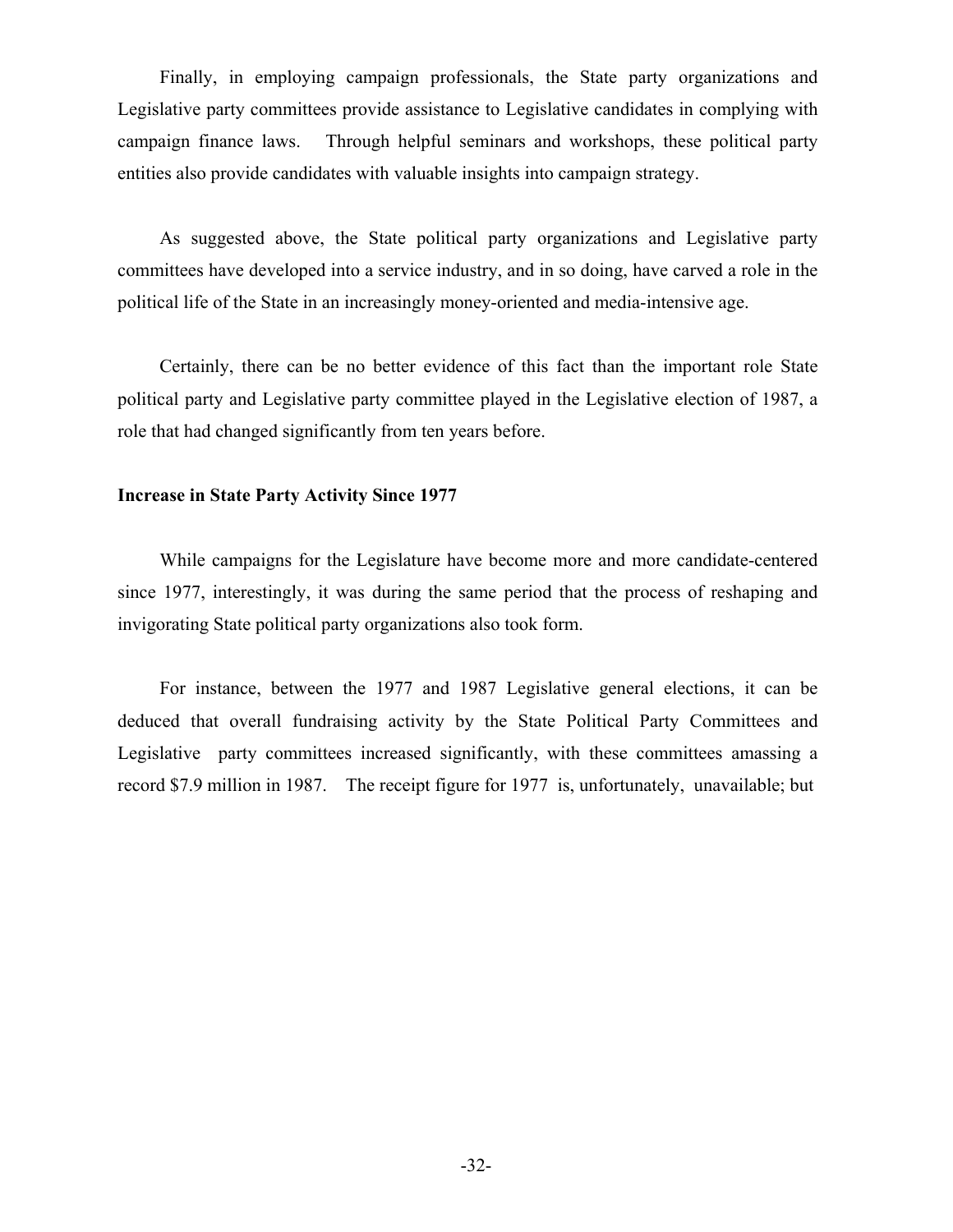Finally, in employing campaign professionals, the State party organizations and Legislative party committees provide assistance to Legislative candidates in complying with campaign finance laws. Through helpful seminars and workshops, these political party entities also provide candidates with valuable insights into campaign strategy.

As suggested above, the State political party organizations and Legislative party committees have developed into a service industry, and in so doing, have carved a role in the political life of the State in an increasingly money-oriented and media-intensive age.

Certainly, there can be no better evidence of this fact than the important role State political party and Legislative party committee played in the Legislative election of 1987, a role that had changed significantly from ten years before.

**Increase in State Party Activity Since 1977**

While campaigns for the Legislature have become more and more candidate-centered since 1977, interestingly, it was during the same period that the process of reshaping and invigorating State political party organizations also took form.

For instance, between the 1977 and 1987 Legislative general elections, it can be deduced that overall fundraising activity by the State Political Party Committees and Legislative party committees increased significantly, with these committees amassing a record $7.9 million in 1987. The receipt figure for 1977 is, unfortunately, unavailable; but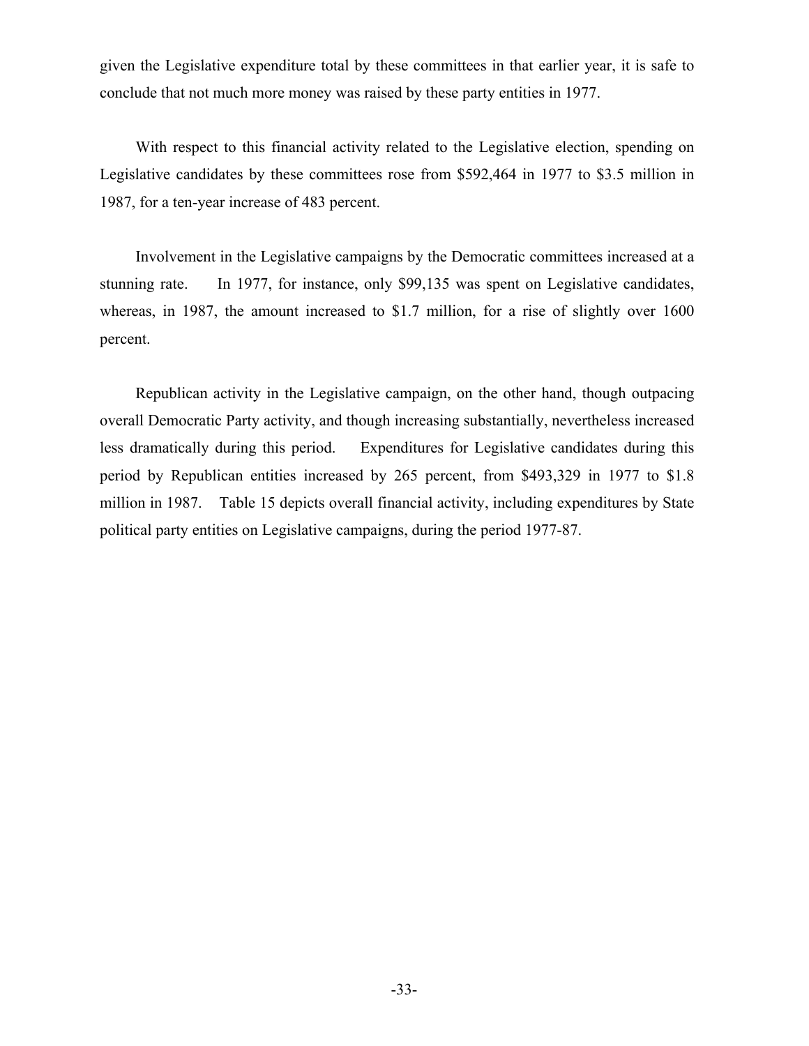given the Legislative expenditure total by these committees in that earlier year, it is safe to conclude that not much more money was raised by these party entities in 1977.

With respect to this financial activity related to the Legislative election, spending on Legislative candidates by these committees rose from $592,464 in 1977 to $3.5 million in 1987, for a ten-year increase of 483 percent.

Involvement in the Legislative campaigns by the Democratic committees increased at a stunning rate. In 1977, for instance, only $99,135 was spent on Legislative candidates, whereas, in 1987, the amount increased to $1.7 million, for a rise of slightly over 1600 percent.

Republican activity in the Legislative campaign, on the other hand, though outpacing overall Democratic Party activity, and though increasing substantially, nevertheless increased less dramatically during this period. Expenditures for Legislative candidates during this period by Republican entities increased by 265 percent, from $493,329 in 1977 to $1.8 million in 1987. Table 15 depicts overall financial activity, including expenditures by State political party entities on Legislative campaigns, during the period 1977-87.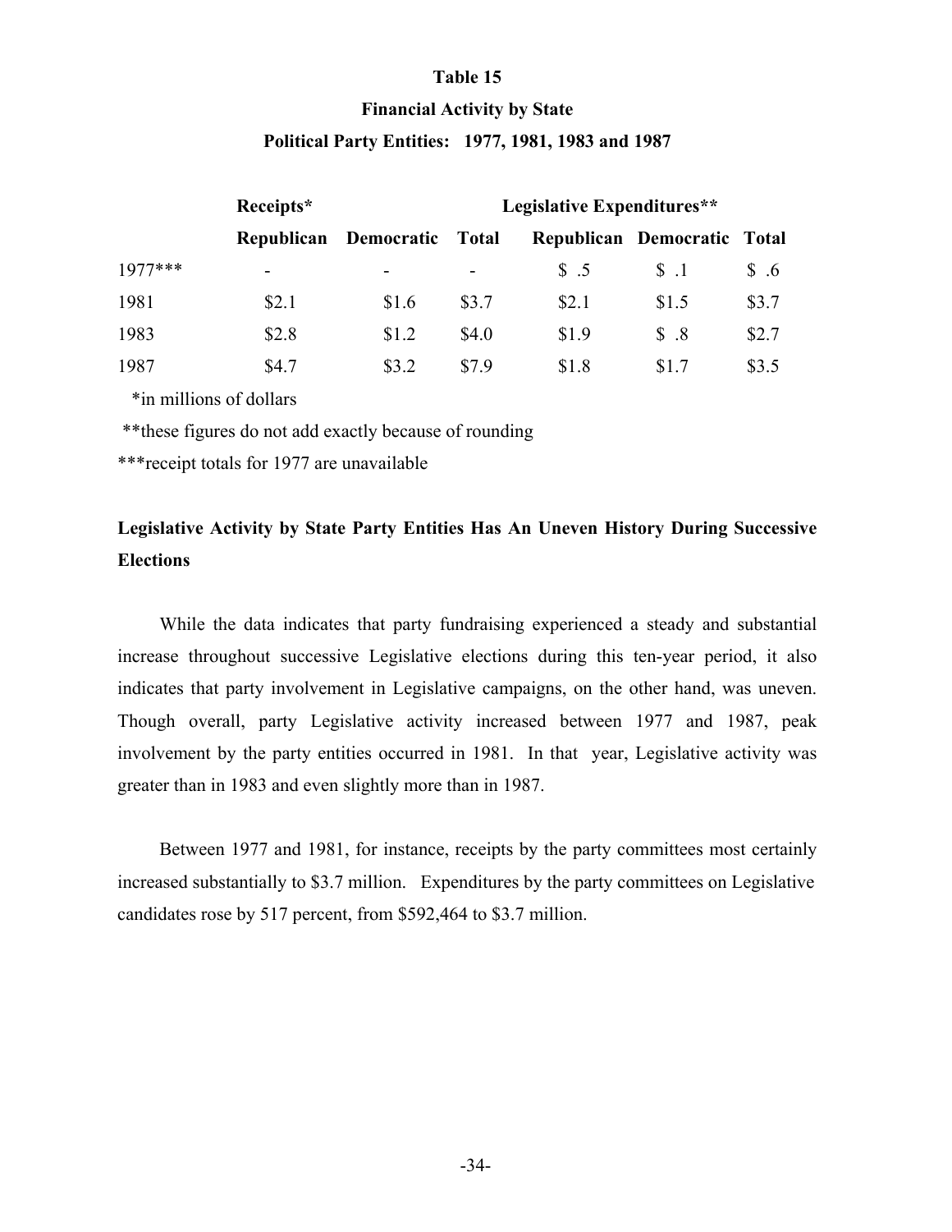**Table 15**

**Financial Activity by State**

**Political Party Entities: 1977, 1981, 1983 and 1987**

| | **Receipts*** | | | **Legislative Expenditures**** | | |
|---|---|---|---|---|---|---|
| | **Republican** | **Democratic** | **Total** | **Republican** | **Democratic** | **Total** |
| 1977*** | - | - | - | $ .5 | $ .1 | $ .6 |
| 1981 | $2.1 | $1.6 | $3.7 | $2.1 | $1.5 | $3.7 |
| 1983 | $2.8 | $1.2 | $4.0 | $1.9 | $ .8 | $2.7 |
| 1987 | $4.7 | $3.2 | $7.9 | $1.8 | $1.7 | $3.5 |

*in millions of dollars

**these figures do not add exactly because of rounding

***receipt totals for 1977 are unavailable

## Legislative Activity by State Party Entities Has An Uneven History During Successive Elections

While the data indicates that party fundraising experienced a steady and substantial increase throughout successive Legislative elections during this ten-year period, it also indicates that party involvement in Legislative campaigns, on the other hand, was uneven. Though overall, party Legislative activity increased between 1977 and 1987, peak involvement by the party entities occurred in 1981. In that year, Legislative activity was greater than in 1983 and even slightly more than in 1987.

Between 1977 and 1981, for instance, receipts by the party committees most certainly increased substantially to $3.7 million. Expenditures by the party committees on Legislative candidates rose by 517 percent, from $592,464 to $3.7 million.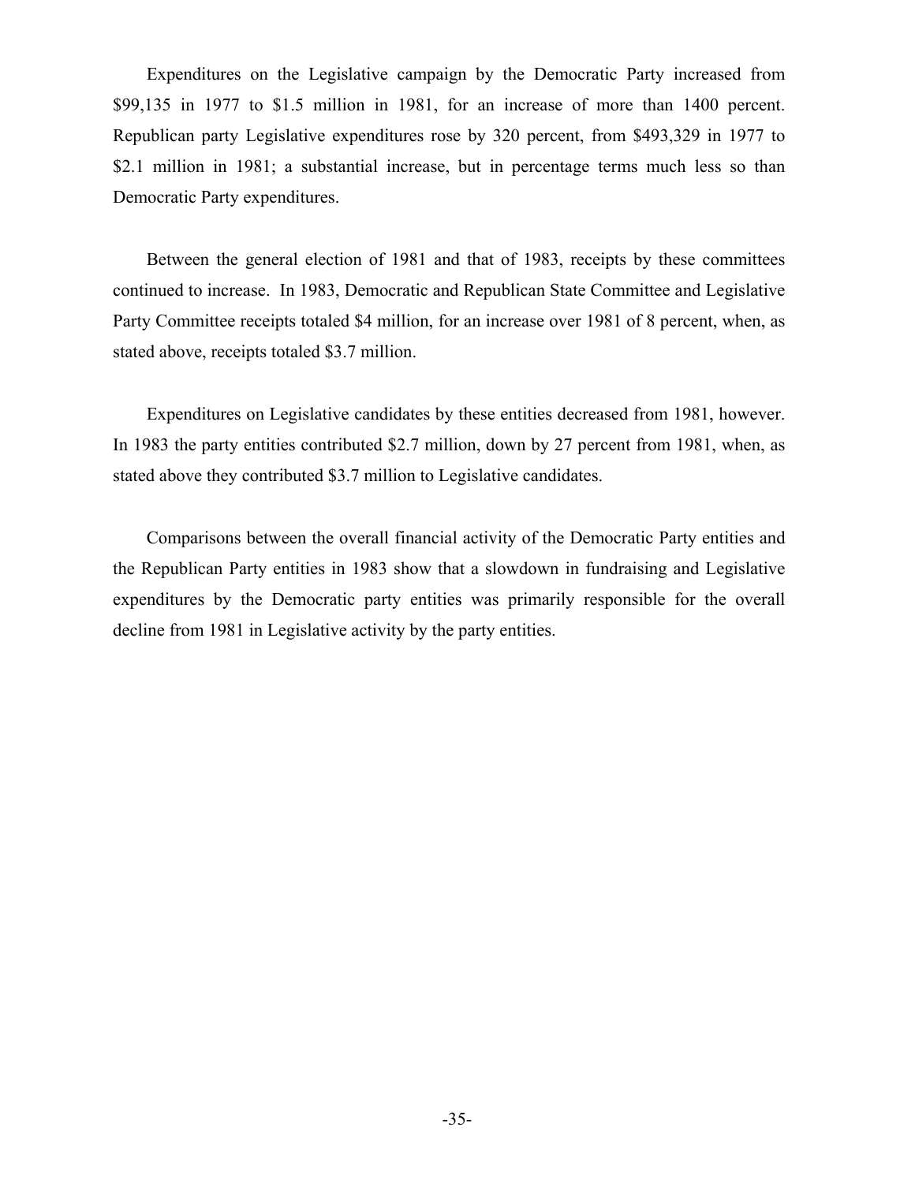Expenditures on the Legislative campaign by the Democratic Party increased from $99,135 in 1977 to $1.5 million in 1981, for an increase of more than 1400 percent. Republican party Legislative expenditures rose by 320 percent, from $493,329 in 1977 to $2.1 million in 1981; a substantial increase, but in percentage terms much less so than Democratic Party expenditures.

Between the general election of 1981 and that of 1983, receipts by these committees continued to increase. In 1983, Democratic and Republican State Committee and Legislative Party Committee receipts totaled $4 million, for an increase over 1981 of 8 percent, when, as stated above, receipts totaled $3.7 million.

Expenditures on Legislative candidates by these entities decreased from 1981, however. In 1983 the party entities contributed $2.7 million, down by 27 percent from 1981, when, as stated above they contributed $3.7 million to Legislative candidates.

Comparisons between the overall financial activity of the Democratic Party entities and the Republican Party entities in 1983 show that a slowdown in fundraising and Legislative expenditures by the Democratic party entities was primarily responsible for the overall decline from 1981 in Legislative activity by the party entities.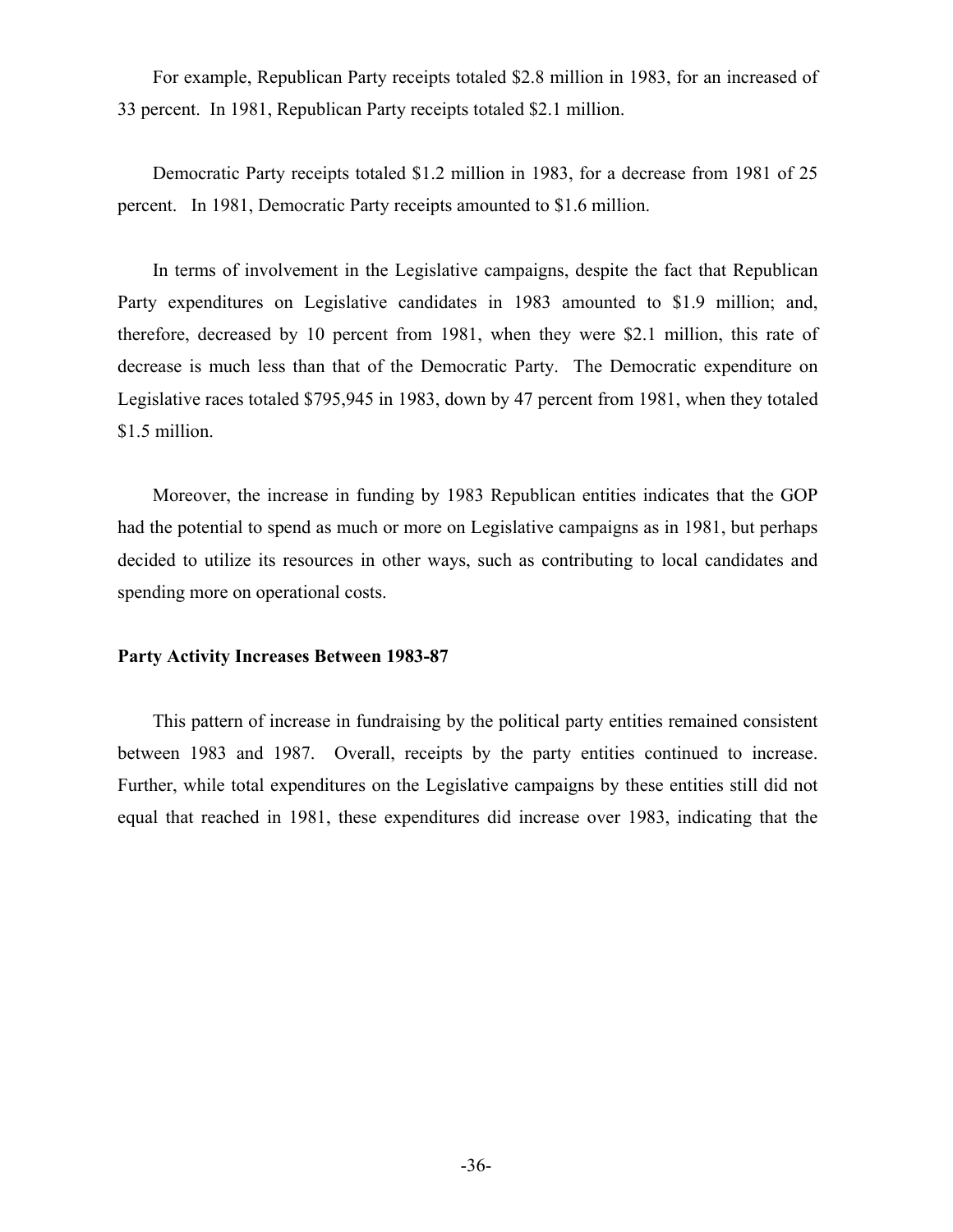For example, Republican Party receipts totaled \$2.8 million in 1983, for an increased of 33 percent. In 1981, Republican Party receipts totaled \$2.1 million.

Democratic Party receipts totaled \$1.2 million in 1983, for a decrease from 1981 of 25 percent. In 1981, Democratic Party receipts amounted to \$1.6 million.

In terms of involvement in the Legislative campaigns, despite the fact that Republican Party expenditures on Legislative candidates in 1983 amounted to \$1.9 million; and, therefore, decreased by 10 percent from 1981, when they were \$2.1 million, this rate of decrease is much less than that of the Democratic Party. The Democratic expenditure on Legislative races totaled \$795,945 in 1983, down by 47 percent from 1981, when they totaled \$1.5 million.

Moreover, the increase in funding by 1983 Republican entities indicates that the GOP had the potential to spend as much or more on Legislative campaigns as in 1981, but perhaps decided to utilize its resources in other ways, such as contributing to local candidates and spending more on operational costs.

**Party Activity Increases Between 1983-87**

This pattern of increase in fundraising by the political party entities remained consistent between 1983 and 1987. Overall, receipts by the party entities continued to increase. Further, while total expenditures on the Legislative campaigns by these entities still did not equal that reached in 1981, these expenditures did increase over 1983, indicating that the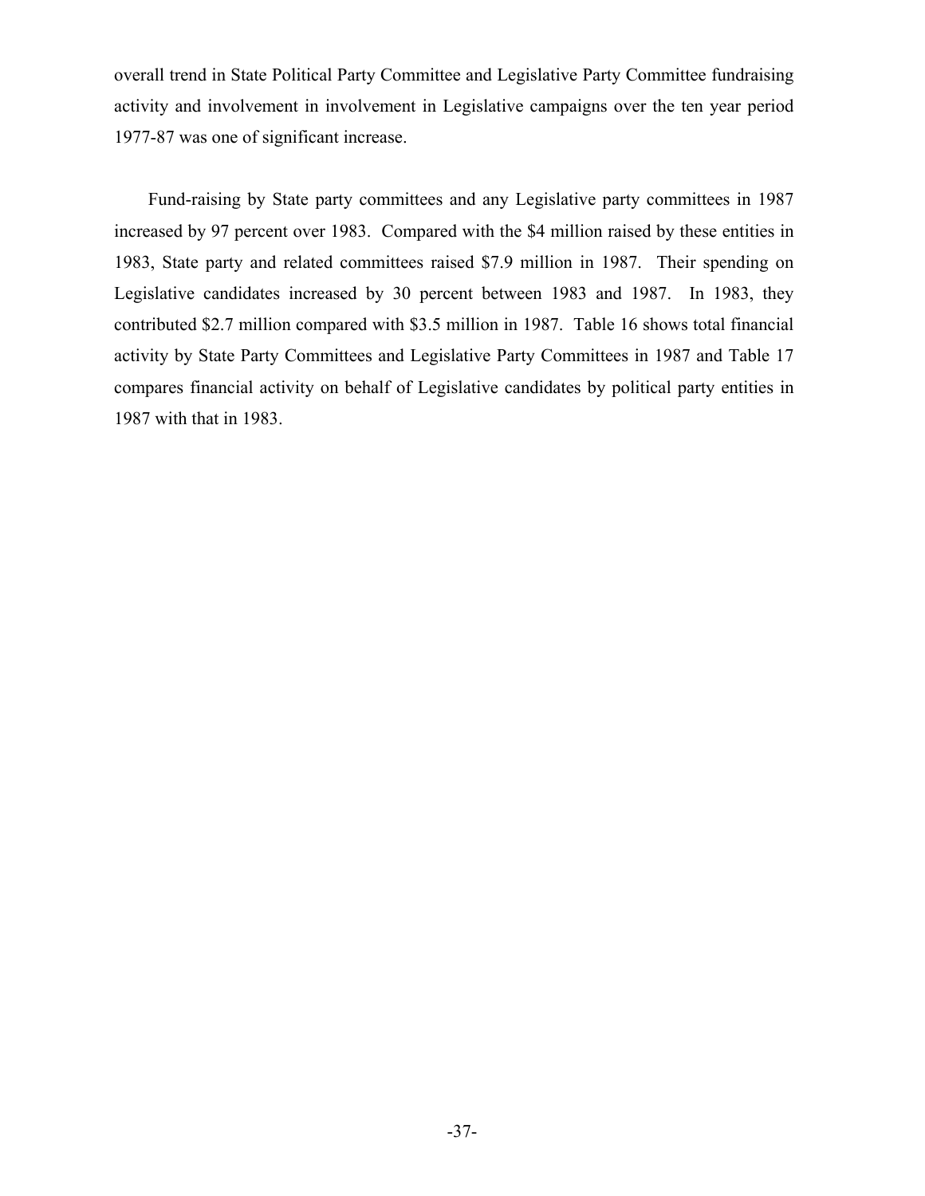overall trend in State Political Party Committee and Legislative Party Committee fundraising activity and involvement in involvement in Legislative campaigns over the ten year period 1977-87 was one of significant increase.

Fund-raising by State party committees and any Legislative party committees in 1987 increased by 97 percent over 1983. Compared with the $4 million raised by these entities in 1983, State party and related committees raised $7.9 million in 1987. Their spending on Legislative candidates increased by 30 percent between 1983 and 1987. In 1983, they contributed $2.7 million compared with $3.5 million in 1987. Table 16 shows total financial activity by State Party Committees and Legislative Party Committees in 1987 and Table 17 compares financial activity on behalf of Legislative candidates by political party entities in 1987 with that in 1983.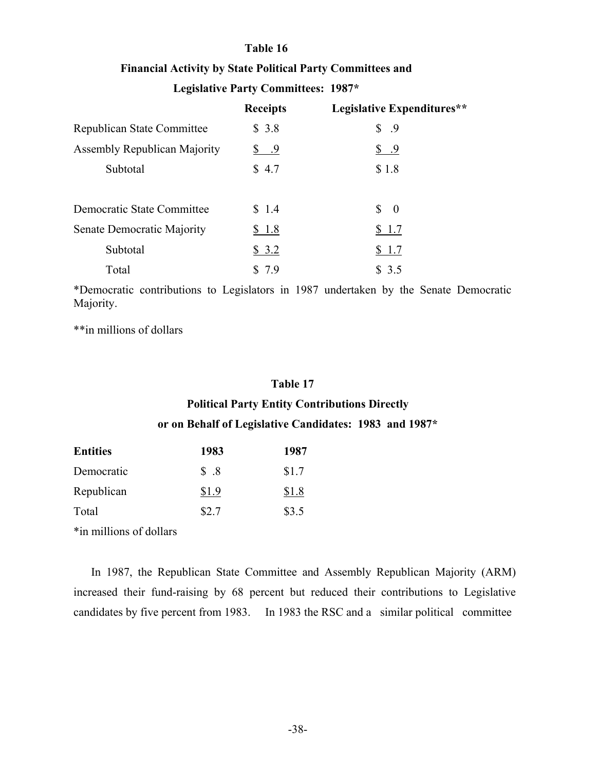**Table 16**

**Financial Activity by State Political Party Committees and Legislative Party Committees: 1987***

| | Receipts | Legislative Expenditures** |
|---|---|---|
| Republican State Committee | $ 3.8 | $ .9 |
| Assembly Republican Majority | $ .9 | $ .9 |
| Subtotal | $ 4.7 | $ 1.8 |
| | | |
| Democratic State Committee | $ 1.4 | $ 0 |
| Senate Democratic Majority | $ 1.8 | $ 1.7 |
| Subtotal | $ 3.2 | $ 1.7 |
| Total | $ 7.9 | $ 3.5 |

*Democratic contributions to Legislators in 1987 undertaken by the Senate Democratic Majority.

**in millions of dollars

**Table 17**

**Political Party Entity Contributions Directly or on Behalf of Legislative Candidates: 1983 and 1987***

| Entities | 1983 | 1987 |
|---|---|---|
| Democratic | $ .8 | $1.7 |
| Republican | $1.9 | $1.8 |
| Total | $2.7 | $3.5 |

*in millions of dollars

In 1987, the Republican State Committee and Assembly Republican Majority (ARM) increased their fund-raising by 68 percent but reduced their contributions to Legislative candidates by five percent from 1983. In 1983 the RSC and a similar political committee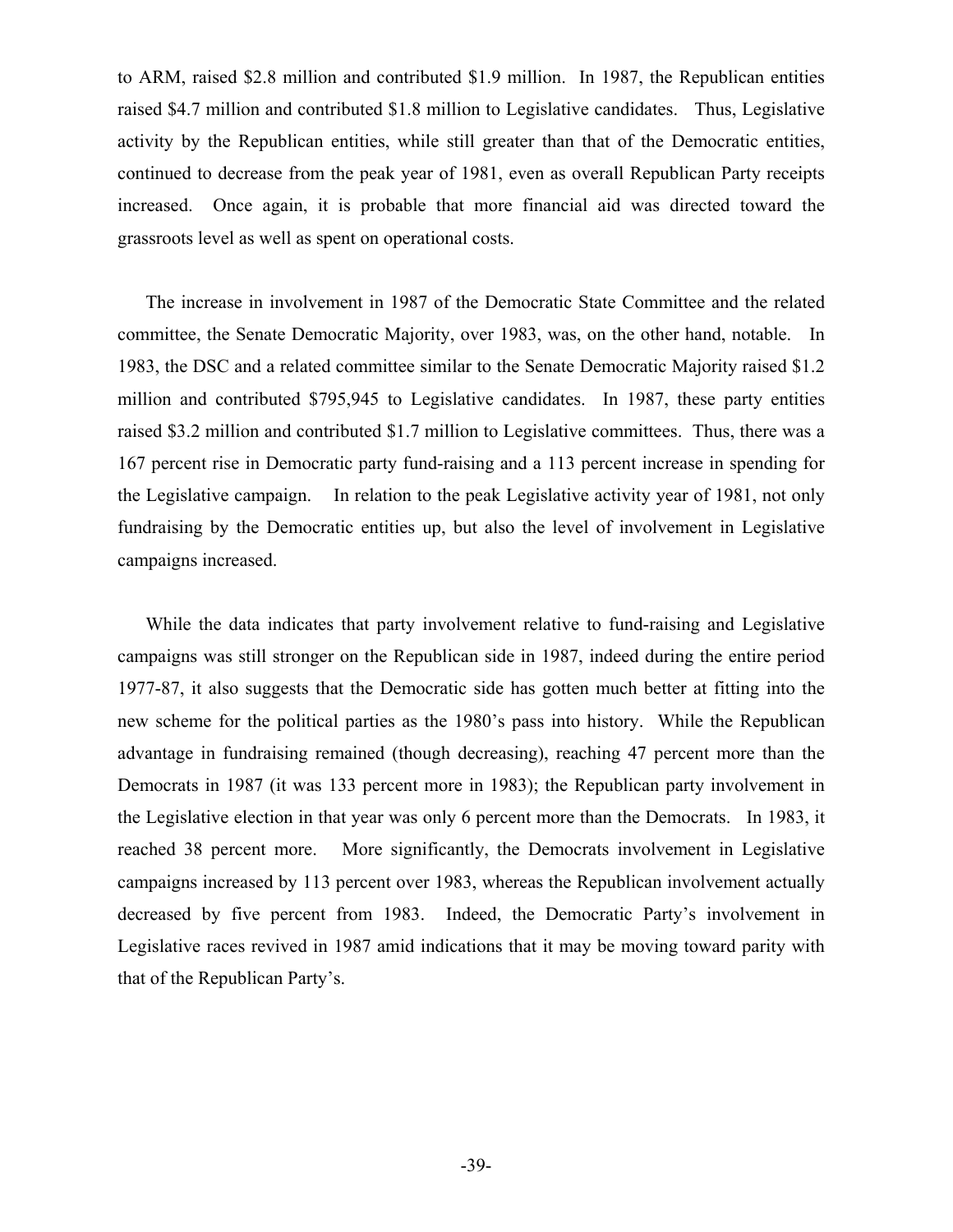to ARM, raised $2.8 million and contributed $1.9 million. In 1987, the Republican entities raised $4.7 million and contributed $1.8 million to Legislative candidates. Thus, Legislative activity by the Republican entities, while still greater than that of the Democratic entities, continued to decrease from the peak year of 1981, even as overall Republican Party receipts increased. Once again, it is probable that more financial aid was directed toward the grassroots level as well as spent on operational costs.

The increase in involvement in 1987 of the Democratic State Committee and the related committee, the Senate Democratic Majority, over 1983, was, on the other hand, notable. In 1983, the DSC and a related committee similar to the Senate Democratic Majority raised $1.2 million and contributed $795,945 to Legislative candidates. In 1987, these party entities raised $3.2 million and contributed $1.7 million to Legislative committees. Thus, there was a 167 percent rise in Democratic party fund-raising and a 113 percent increase in spending for the Legislative campaign. In relation to the peak Legislative activity year of 1981, not only fundraising by the Democratic entities up, but also the level of involvement in Legislative campaigns increased.

While the data indicates that party involvement relative to fund-raising and Legislative campaigns was still stronger on the Republican side in 1987, indeed during the entire period 1977-87, it also suggests that the Democratic side has gotten much better at fitting into the new scheme for the political parties as the 1980's pass into history. While the Republican advantage in fundraising remained (though decreasing), reaching 47 percent more than the Democrats in 1987 (it was 133 percent more in 1983); the Republican party involvement in the Legislative election in that year was only 6 percent more than the Democrats. In 1983, it reached 38 percent more. More significantly, the Democrats involvement in Legislative campaigns increased by 113 percent over 1983, whereas the Republican involvement actually decreased by five percent from 1983. Indeed, the Democratic Party's involvement in Legislative races revived in 1987 amid indications that it may be moving toward parity with that of the Republican Party's.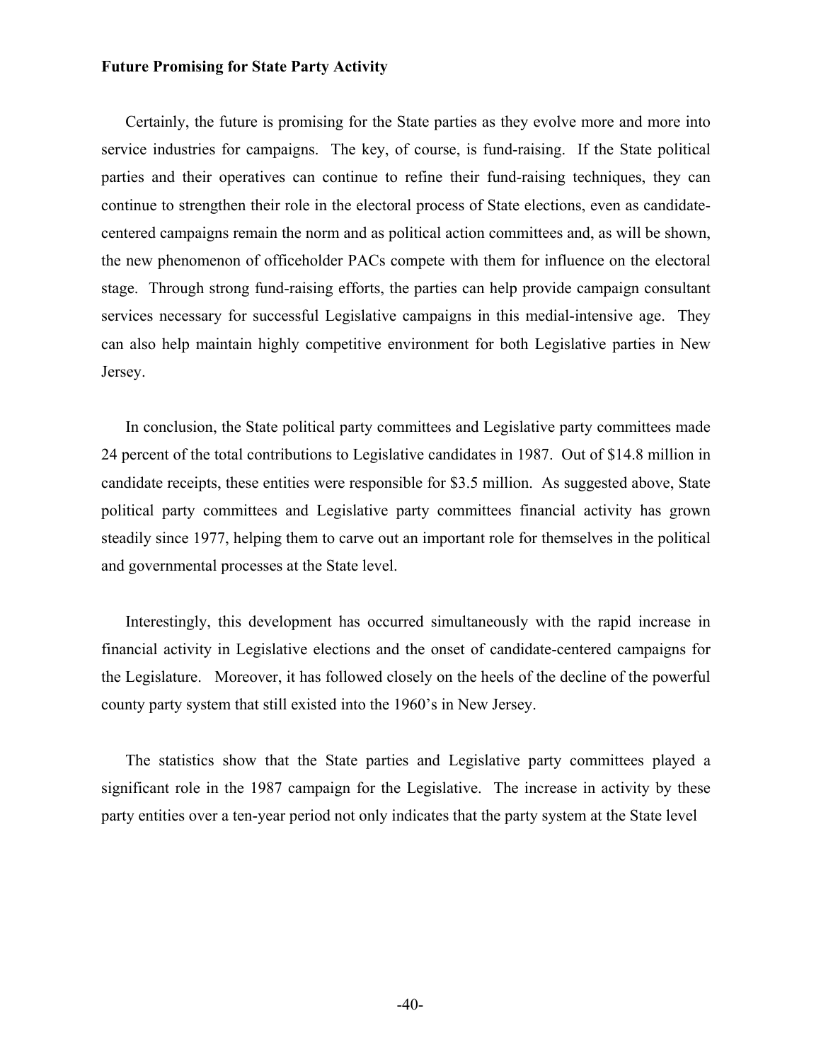**Future Promising for State Party Activity**

Certainly, the future is promising for the State parties as they evolve more and more into service industries for campaigns. The key, of course, is fund-raising. If the State political parties and their operatives can continue to refine their fund-raising techniques, they can continue to strengthen their role in the electoral process of State elections, even as candidate-centered campaigns remain the norm and as political action committees and, as will be shown, the new phenomenon of officeholder PACs compete with them for influence on the electoral stage. Through strong fund-raising efforts, the parties can help provide campaign consultant services necessary for successful Legislative campaigns in this medial-intensive age. They can also help maintain highly competitive environment for both Legislative parties in New Jersey.

In conclusion, the State political party committees and Legislative party committees made 24 percent of the total contributions to Legislative candidates in 1987. Out of $14.8 million in candidate receipts, these entities were responsible for $3.5 million. As suggested above, State political party committees and Legislative party committees financial activity has grown steadily since 1977, helping them to carve out an important role for themselves in the political and governmental processes at the State level.

Interestingly, this development has occurred simultaneously with the rapid increase in financial activity in Legislative elections and the onset of candidate-centered campaigns for the Legislature. Moreover, it has followed closely on the heels of the decline of the powerful county party system that still existed into the 1960's in New Jersey.

The statistics show that the State parties and Legislative party committees played a significant role in the 1987 campaign for the Legislative. The increase in activity by these party entities over a ten-year period not only indicates that the party system at the State level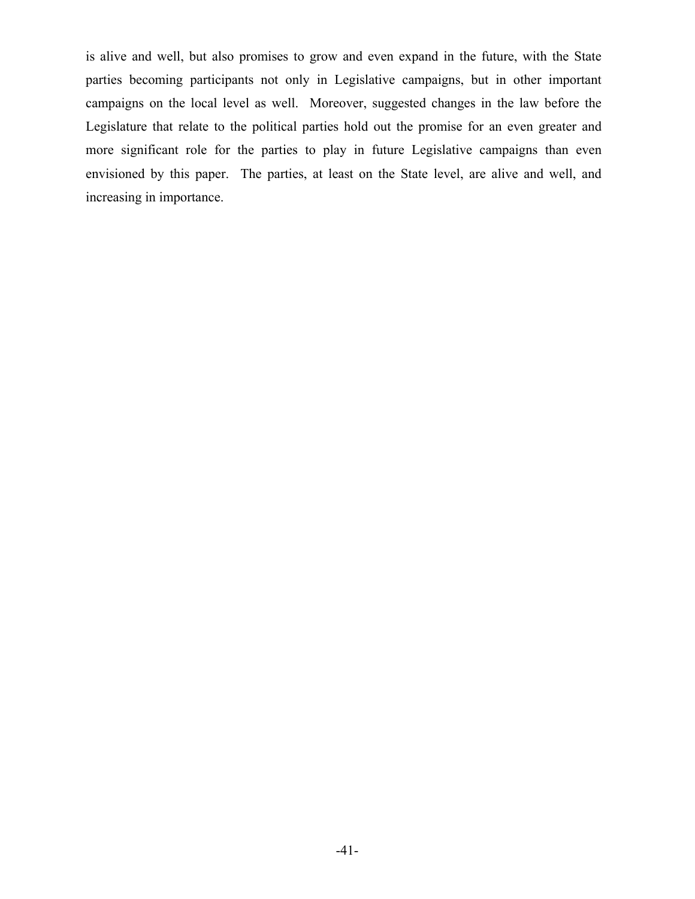is alive and well, but also promises to grow and even expand in the future, with the State parties becoming participants not only in Legislative campaigns, but in other important campaigns on the local level as well. Moreover, suggested changes in the law before the Legislature that relate to the political parties hold out the promise for an even greater and more significant role for the parties to play in future Legislative campaigns than even envisioned by this paper. The parties, at least on the State level, are alive and well, and increasing in importance.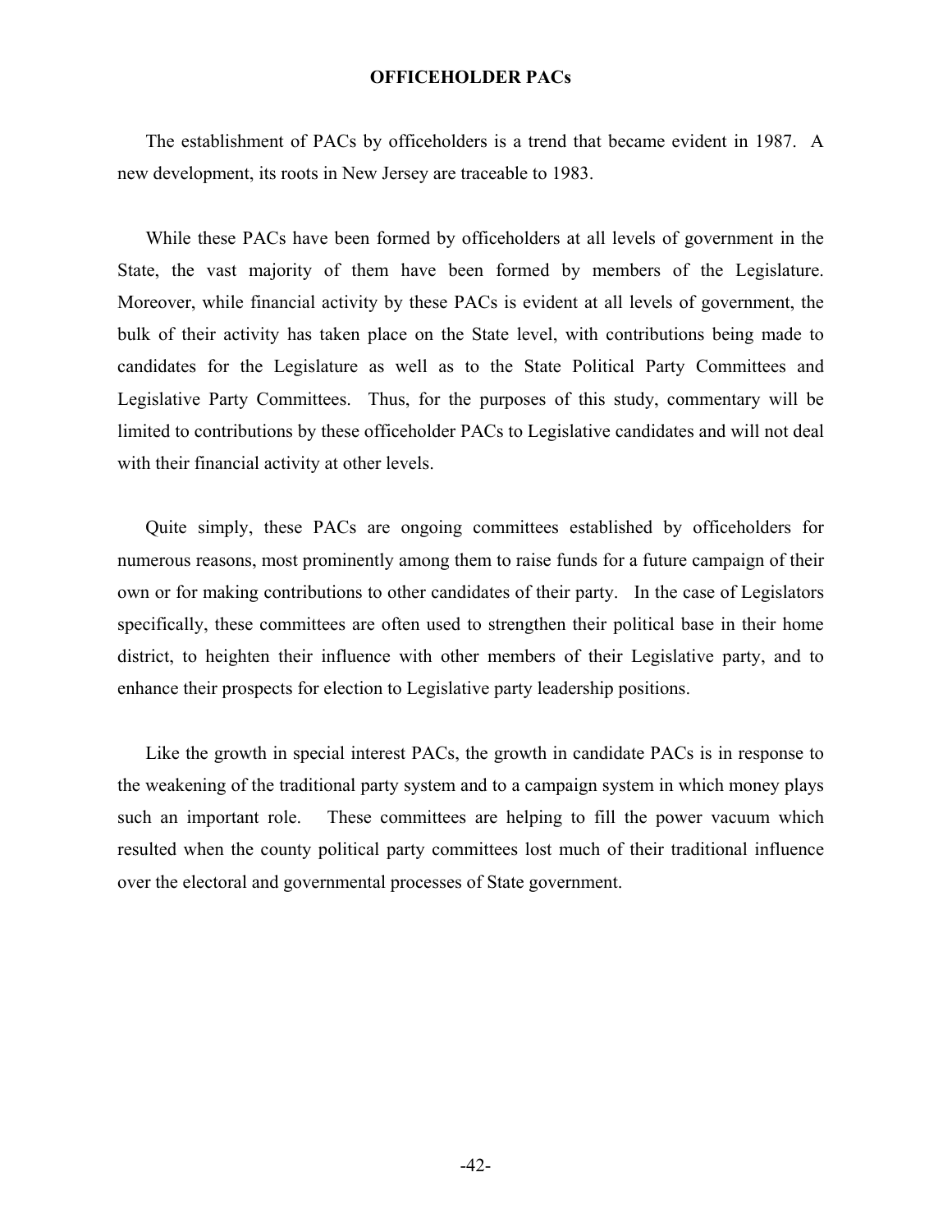## OFFICEHOLDER PACs

The establishment of PACs by officeholders is a trend that became evident in 1987. A new development, its roots in New Jersey are traceable to 1983.

While these PACs have been formed by officeholders at all levels of government in the State, the vast majority of them have been formed by members of the Legislature. Moreover, while financial activity by these PACs is evident at all levels of government, the bulk of their activity has taken place on the State level, with contributions being made to candidates for the Legislature as well as to the State Political Party Committees and Legislative Party Committees. Thus, for the purposes of this study, commentary will be limited to contributions by these officeholder PACs to Legislative candidates and will not deal with their financial activity at other levels.

Quite simply, these PACs are ongoing committees established by officeholders for numerous reasons, most prominently among them to raise funds for a future campaign of their own or for making contributions to other candidates of their party. In the case of Legislators specifically, these committees are often used to strengthen their political base in their home district, to heighten their influence with other members of their Legislative party, and to enhance their prospects for election to Legislative party leadership positions.

Like the growth in special interest PACs, the growth in candidate PACs is in response to the weakening of the traditional party system and to a campaign system in which money plays such an important role. These committees are helping to fill the power vacuum which resulted when the county political party committees lost much of their traditional influence over the electoral and governmental processes of State government.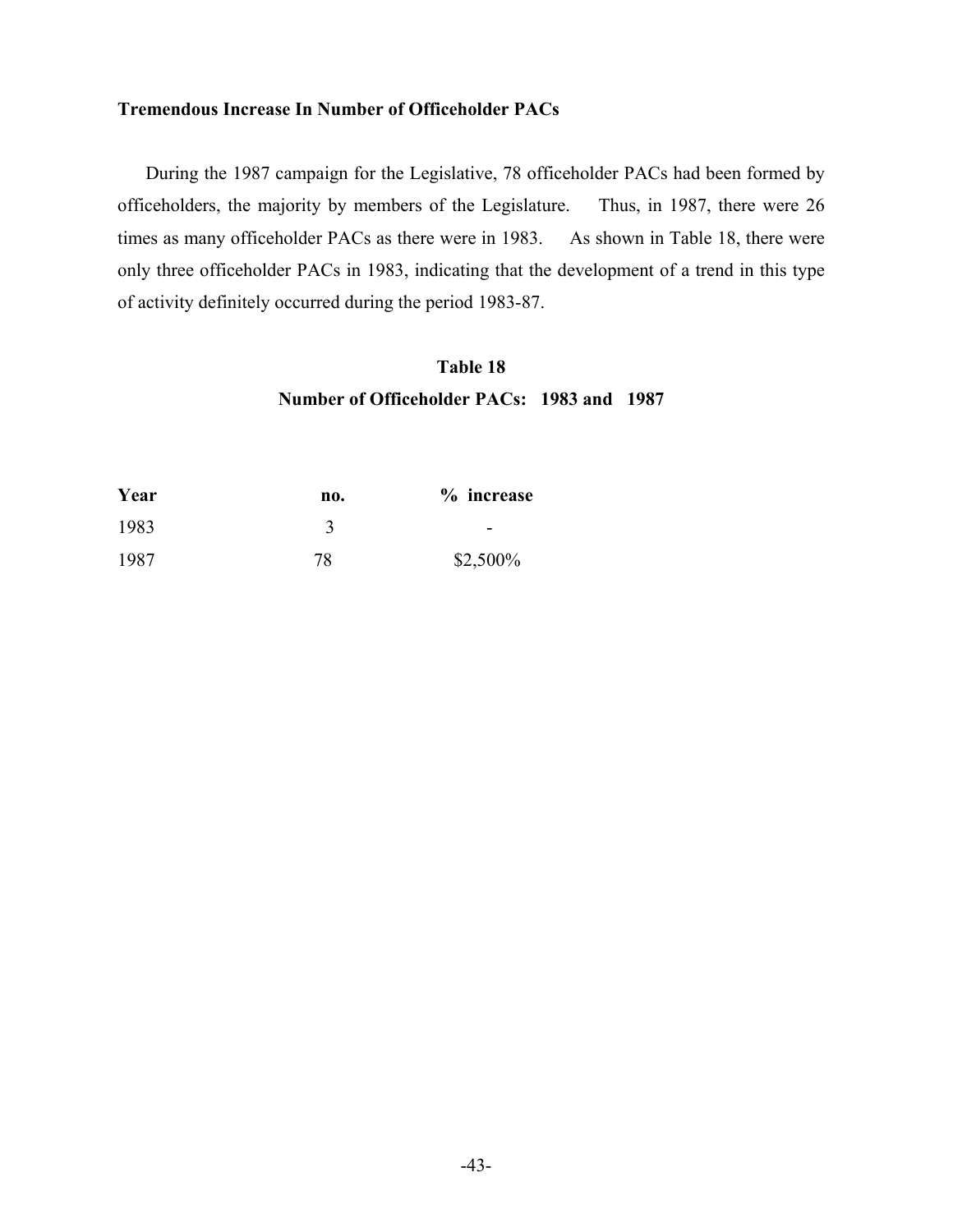### Tremendous Increase In Number of Officeholder PACs

During the 1987 campaign for the Legislative, 78 officeholder PACs had been formed by officeholders, the majority by members of the Legislature. Thus, in 1987, there were 26 times as many officeholder PACs as there were in 1983. As shown in Table 18, there were only three officeholder PACs in 1983, indicating that the development of a trend in this type of activity definitely occurred during the period 1983-87.

**Table 18**
**Number of Officeholder PACs: 1983 and 1987**

| Year | no. | % increase |
|---|---|---|
| 1983 | 3 | - |
| 1987 | 78 | $2,500% |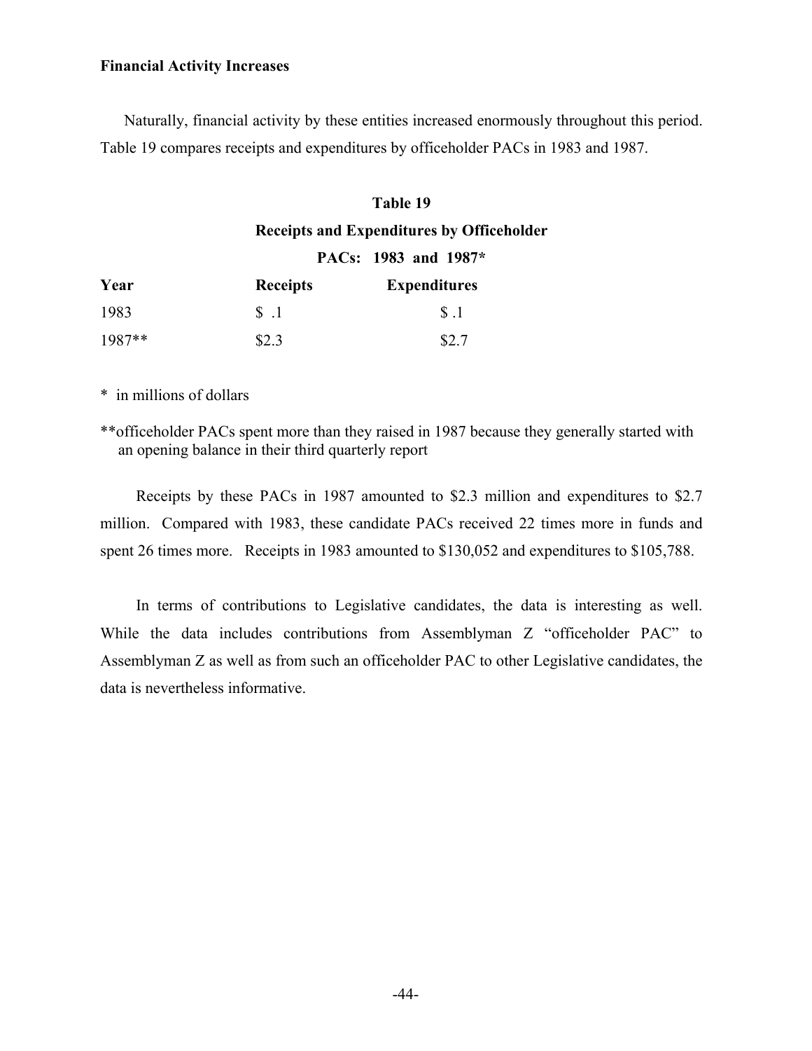**Financial Activity Increases**

Naturally, financial activity by these entities increased enormously throughout this period. Table 19 compares receipts and expenditures by officeholder PACs in 1983 and 1987.

**Table 19**

**Receipts and Expenditures by Officeholder PACs: 1983 and 1987***

| Year | Receipts | Expenditures |
|---|---|---|
| 1983 | $ .1 | $ .1 |
| 1987** | $2.3 | $2.7 |

* in millions of dollars

**officeholder PACs spent more than they raised in 1987 because they generally started with an opening balance in their third quarterly report

Receipts by these PACs in 1987 amounted to $2.3 million and expenditures to $2.7 million. Compared with 1983, these candidate PACs received 22 times more in funds and spent 26 times more. Receipts in 1983 amounted to $130,052 and expenditures to $105,788.

In terms of contributions to Legislative candidates, the data is interesting as well. While the data includes contributions from Assemblyman Z "officeholder PAC" to Assemblyman Z as well as from such an officeholder PAC to other Legislative candidates, the data is nevertheless informative.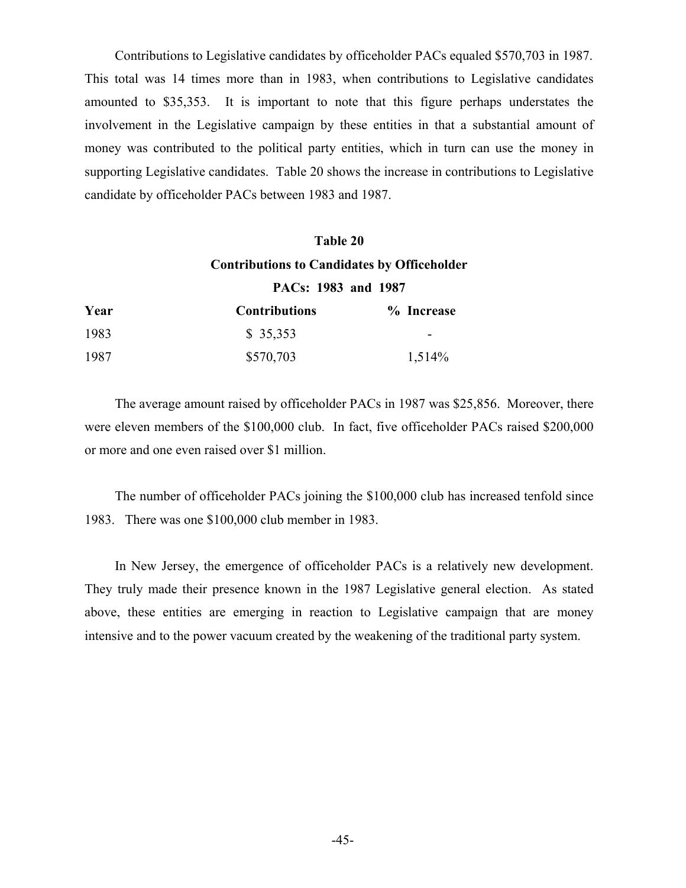Contributions to Legislative candidates by officeholder PACs equaled $570,703 in 1987. This total was 14 times more than in 1983, when contributions to Legislative candidates amounted to $35,353. It is important to note that this figure perhaps understates the involvement in the Legislative campaign by these entities in that a substantial amount of money was contributed to the political party entities, which in turn can use the money in supporting Legislative candidates. Table 20 shows the increase in contributions to Legislative candidate by officeholder PACs between 1983 and 1987.

**Table 20**

**Contributions to Candidates by Officeholder PACs: 1983 and 1987**

| Year | Contributions | % Increase |
|---|---|---|
| 1983 | $ 35,353 | - |
| 1987 | $570,703 | 1,514% |

The average amount raised by officeholder PACs in 1987 was $25,856. Moreover, there were eleven members of the $100,000 club. In fact, five officeholder PACs raised $200,000 or more and one even raised over $1 million.

The number of officeholder PACs joining the $100,000 club has increased tenfold since 1983. There was one $100,000 club member in 1983.

In New Jersey, the emergence of officeholder PACs is a relatively new development. They truly made their presence known in the 1987 Legislative general election. As stated above, these entities are emerging in reaction to Legislative campaign that are money intensive and to the power vacuum created by the weakening of the traditional party system.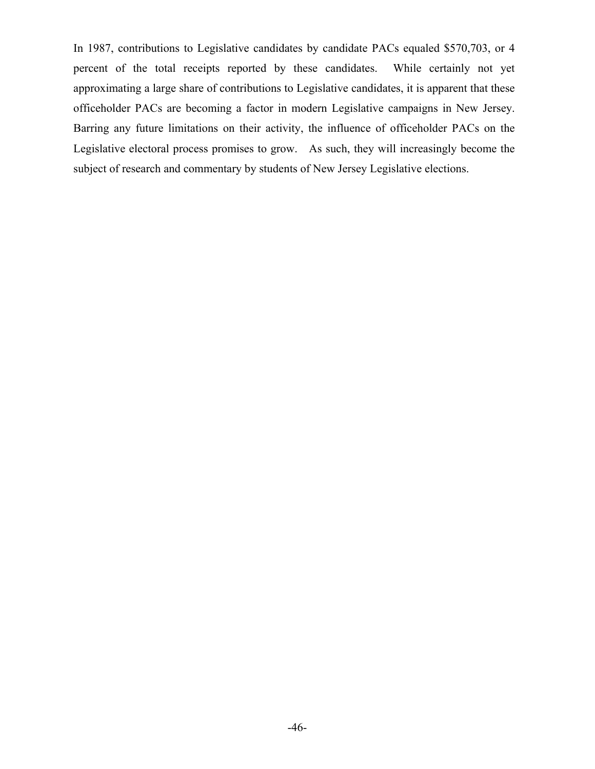In 1987, contributions to Legislative candidates by candidate PACs equaled $570,703, or 4 percent of the total receipts reported by these candidates. While certainly not yet approximating a large share of contributions to Legislative candidates, it is apparent that these officeholder PACs are becoming a factor in modern Legislative campaigns in New Jersey. Barring any future limitations on their activity, the influence of officeholder PACs on the Legislative electoral process promises to grow. As such, they will increasingly become the subject of research and commentary by students of New Jersey Legislative elections.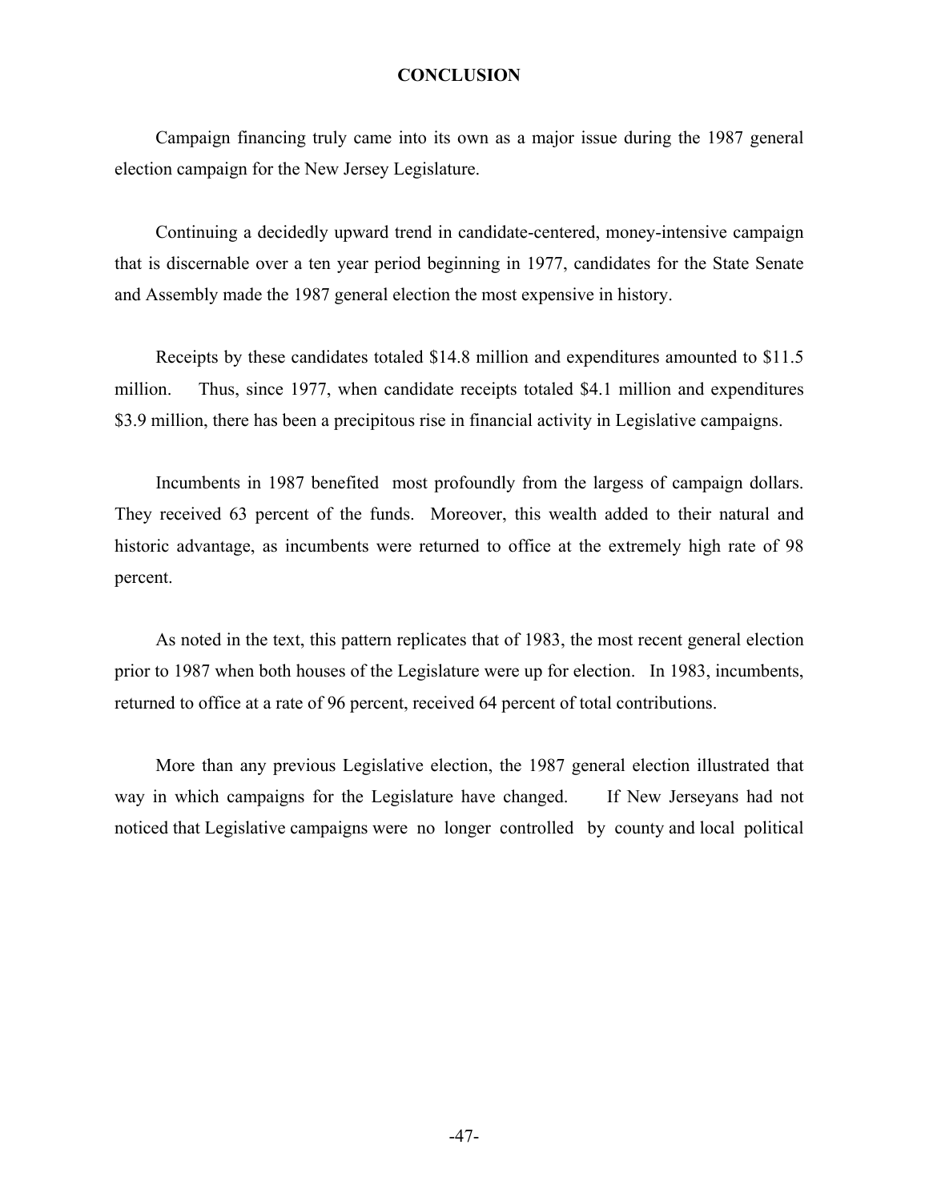## CONCLUSION

Campaign financing truly came into its own as a major issue during the 1987 general election campaign for the New Jersey Legislature.

Continuing a decidedly upward trend in candidate-centered, money-intensive campaign that is discernable over a ten year period beginning in 1977, candidates for the State Senate and Assembly made the 1987 general election the most expensive in history.

Receipts by these candidates totaled \$14.8 million and expenditures amounted to \$11.5 million. Thus, since 1977, when candidate receipts totaled \$4.1 million and expenditures \$3.9 million, there has been a precipitous rise in financial activity in Legislative campaigns.

Incumbents in 1987 benefited most profoundly from the largess of campaign dollars. They received 63 percent of the funds. Moreover, this wealth added to their natural and historic advantage, as incumbents were returned to office at the extremely high rate of 98 percent.

As noted in the text, this pattern replicates that of 1983, the most recent general election prior to 1987 when both houses of the Legislature were up for election. In 1983, incumbents, returned to office at a rate of 96 percent, received 64 percent of total contributions.

More than any previous Legislative election, the 1987 general election illustrated that way in which campaigns for the Legislature have changed. If New Jerseyans had not noticed that Legislative campaigns were no longer controlled by county and local political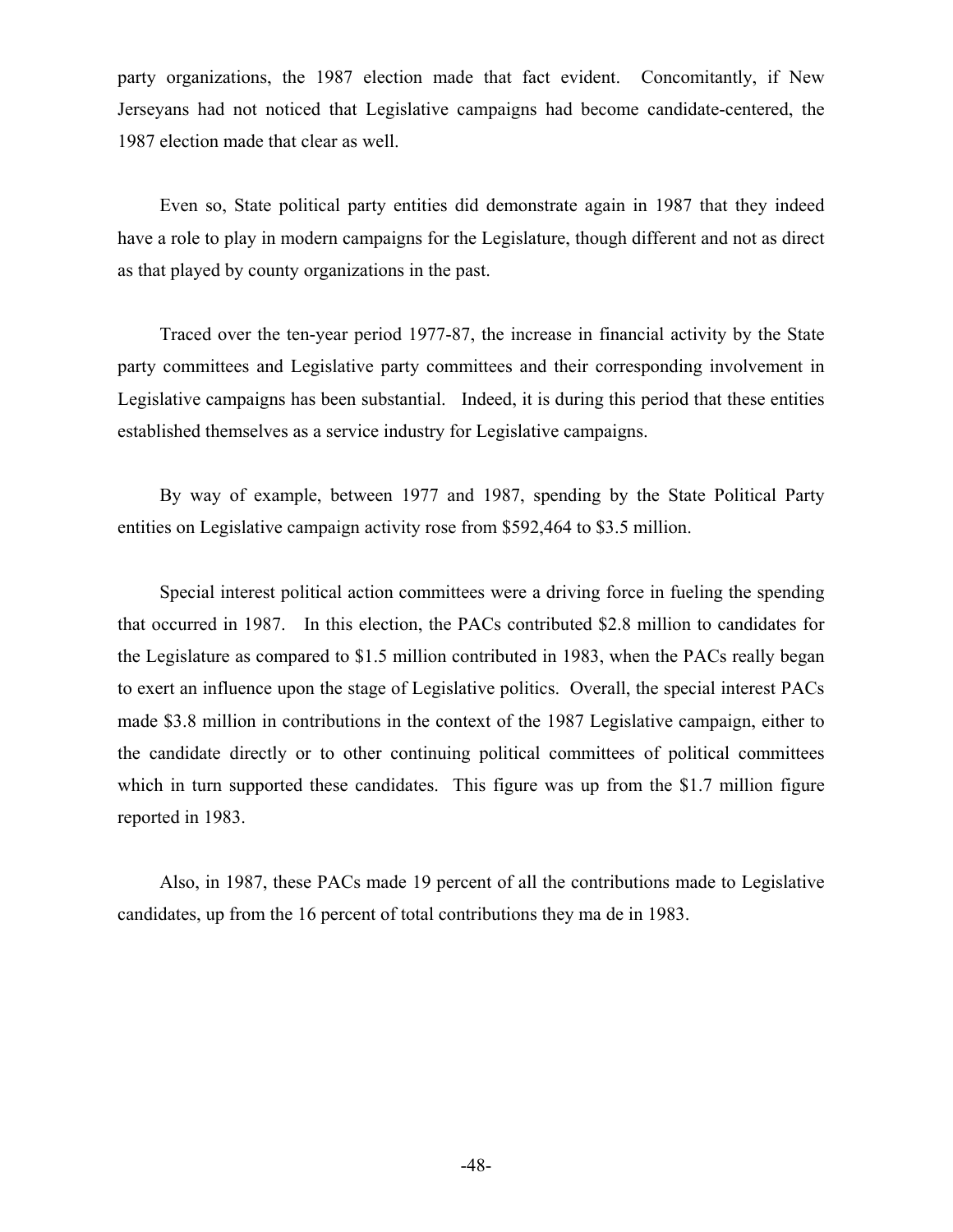party organizations, the 1987 election made that fact evident. Concomitantly, if New Jerseyans had not noticed that Legislative campaigns had become candidate-centered, the 1987 election made that clear as well.

Even so, State political party entities did demonstrate again in 1987 that they indeed have a role to play in modern campaigns for the Legislature, though different and not as direct as that played by county organizations in the past.

Traced over the ten-year period 1977-87, the increase in financial activity by the State party committees and Legislative party committees and their corresponding involvement in Legislative campaigns has been substantial. Indeed, it is during this period that these entities established themselves as a service industry for Legislative campaigns.

By way of example, between 1977 and 1987, spending by the State Political Party entities on Legislative campaign activity rose from $592,464 to $3.5 million.

Special interest political action committees were a driving force in fueling the spending that occurred in 1987. In this election, the PACs contributed $2.8 million to candidates for the Legislature as compared to $1.5 million contributed in 1983, when the PACs really began to exert an influence upon the stage of Legislative politics. Overall, the special interest PACs made $3.8 million in contributions in the context of the 1987 Legislative campaign, either to the candidate directly or to other continuing political committees of political committees which in turn supported these candidates. This figure was up from the $1.7 million figure reported in 1983.

Also, in 1987, these PACs made 19 percent of all the contributions made to Legislative candidates, up from the 16 percent of total contributions they ma de in 1983.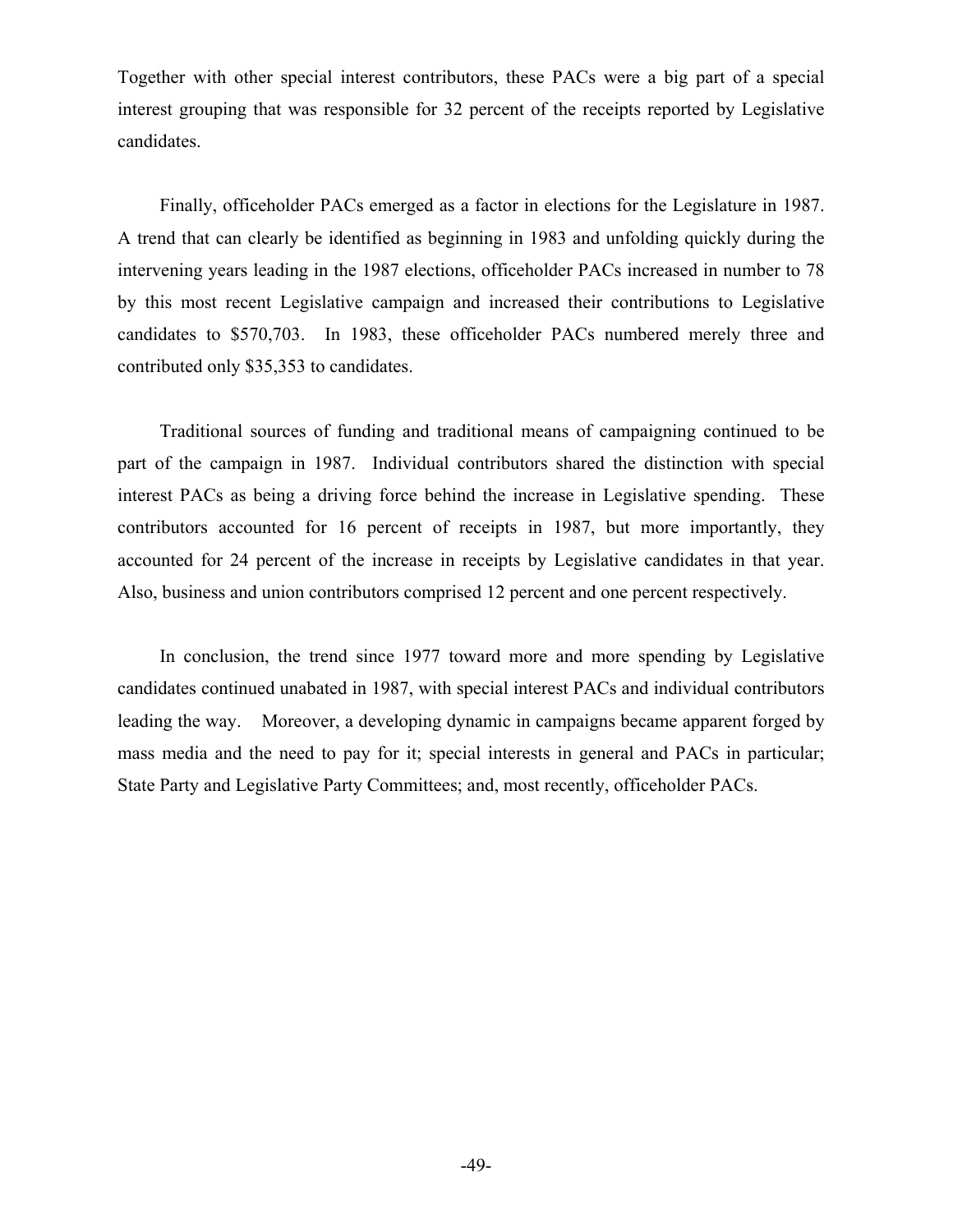Together with other special interest contributors, these PACs were a big part of a special interest grouping that was responsible for 32 percent of the receipts reported by Legislative candidates.

Finally, officeholder PACs emerged as a factor in elections for the Legislature in 1987. A trend that can clearly be identified as beginning in 1983 and unfolding quickly during the intervening years leading in the 1987 elections, officeholder PACs increased in number to 78 by this most recent Legislative campaign and increased their contributions to Legislative candidates to $570,703. In 1983, these officeholder PACs numbered merely three and contributed only $35,353 to candidates.

Traditional sources of funding and traditional means of campaigning continued to be part of the campaign in 1987. Individual contributors shared the distinction with special interest PACs as being a driving force behind the increase in Legislative spending. These contributors accounted for 16 percent of receipts in 1987, but more importantly, they accounted for 24 percent of the increase in receipts by Legislative candidates in that year. Also, business and union contributors comprised 12 percent and one percent respectively.

In conclusion, the trend since 1977 toward more and more spending by Legislative candidates continued unabated in 1987, with special interest PACs and individual contributors leading the way. Moreover, a developing dynamic in campaigns became apparent forged by mass media and the need to pay for it; special interests in general and PACs in particular; State Party and Legislative Party Committees; and, most recently, officeholder PACs.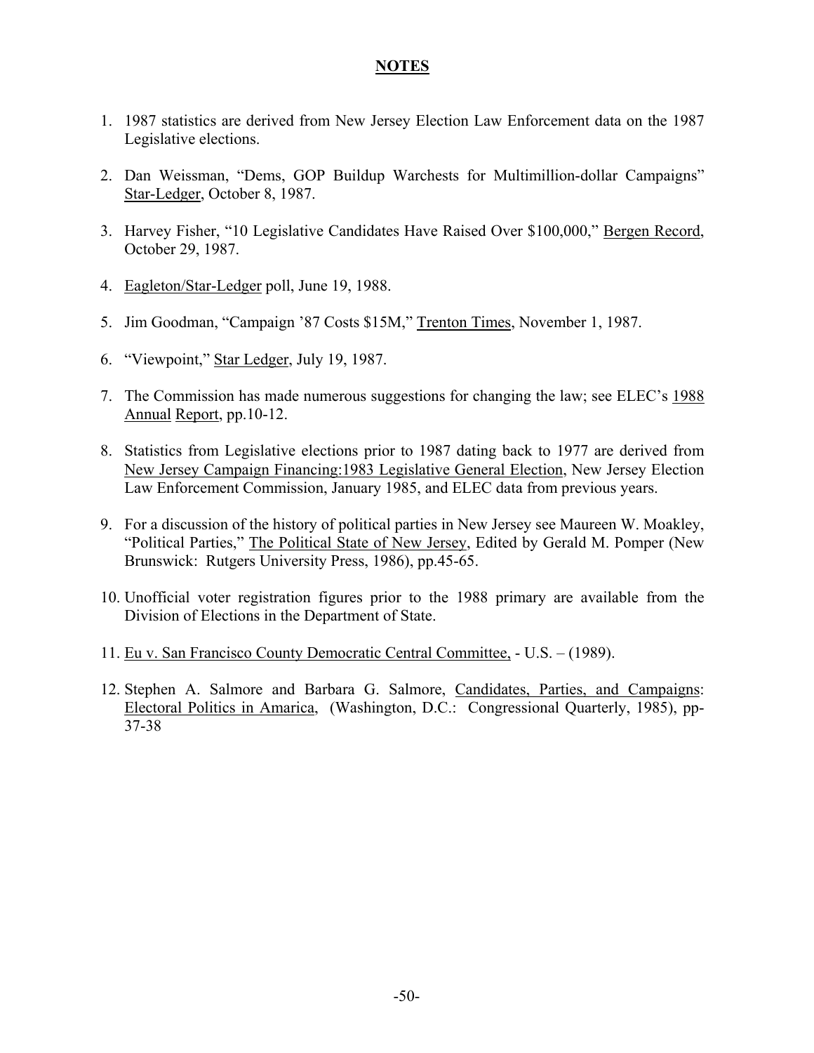## NOTES

1. 1987 statistics are derived from New Jersey Election Law Enforcement data on the 1987 Legislative elections.

2. Dan Weissman, "Dems, GOP Buildup Warchests for Multimillion-dollar Campaigns" Star-Ledger, October 8, 1987.

3. Harvey Fisher, "10 Legislative Candidates Have Raised Over $100,000," Bergen Record, October 29, 1987.

4. Eagleton/Star-Ledger poll, June 19, 1988.

5. Jim Goodman, "Campaign '87 Costs $15M," Trenton Times, November 1, 1987.

6. "Viewpoint," Star Ledger, July 19, 1987.

7. The Commission has made numerous suggestions for changing the law; see ELEC's 1988 Annual Report, pp.10-12.

8. Statistics from Legislative elections prior to 1987 dating back to 1977 are derived from New Jersey Campaign Financing:1983 Legislative General Election, New Jersey Election Law Enforcement Commission, January 1985, and ELEC data from previous years.

9. For a discussion of the history of political parties in New Jersey see Maureen W. Moakley, "Political Parties," The Political State of New Jersey, Edited by Gerald M. Pomper (New Brunswick: Rutgers University Press, 1986), pp.45-65.

10. Unofficial voter registration figures prior to the 1988 primary are available from the Division of Elections in the Department of State.

11. Eu v. San Francisco County Democratic Central Committee, - U.S. – (1989).

12. Stephen A. Salmore and Barbara G. Salmore, Candidates, Parties, and Campaigns: Electoral Politics in Amarica, (Washington, D.C.: Congressional Quarterly, 1985), pp-37-38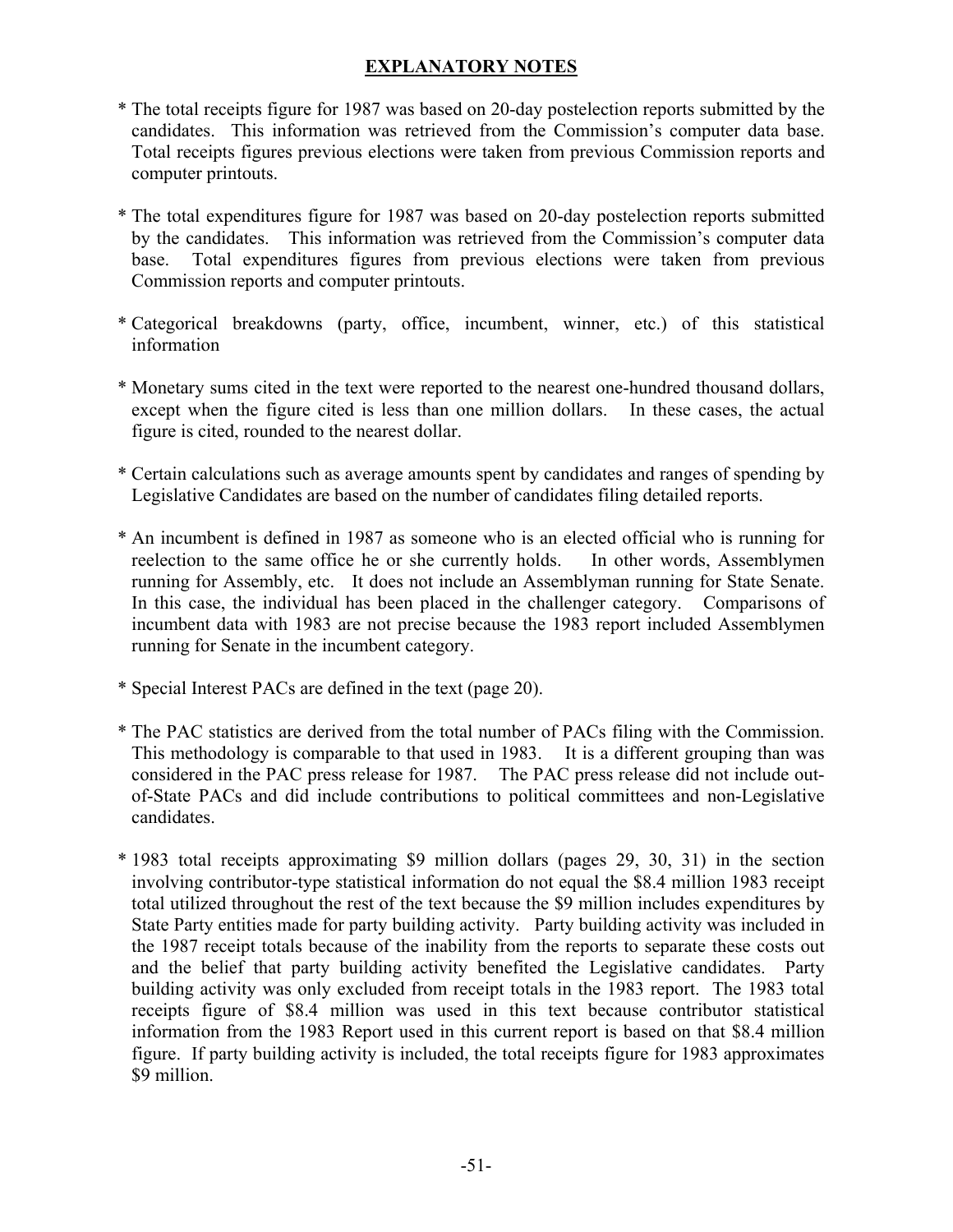## EXPLANATORY NOTES

* The total receipts figure for 1987 was based on 20-day postelection reports submitted by the candidates. This information was retrieved from the Commission's computer data base. Total receipts figures previous elections were taken from previous Commission reports and computer printouts.

* The total expenditures figure for 1987 was based on 20-day postelection reports submitted by the candidates. This information was retrieved from the Commission's computer data base. Total expenditures figures from previous elections were taken from previous Commission reports and computer printouts.

* Categorical breakdowns (party, office, incumbent, winner, etc.) of this statistical information

* Monetary sums cited in the text were reported to the nearest one-hundred thousand dollars, except when the figure cited is less than one million dollars. In these cases, the actual figure is cited, rounded to the nearest dollar.

* Certain calculations such as average amounts spent by candidates and ranges of spending by Legislative Candidates are based on the number of candidates filing detailed reports.

* An incumbent is defined in 1987 as someone who is an elected official who is running for reelection to the same office he or she currently holds. In other words, Assemblymen running for Assembly, etc. It does not include an Assemblyman running for State Senate. In this case, the individual has been placed in the challenger category. Comparisons of incumbent data with 1983 are not precise because the 1983 report included Assemblymen running for Senate in the incumbent category.

* Special Interest PACs are defined in the text (page 20).

* The PAC statistics are derived from the total number of PACs filing with the Commission. This methodology is comparable to that used in 1983. It is a different grouping than was considered in the PAC press release for 1987. The PAC press release did not include out-of-State PACs and did include contributions to political committees and non-Legislative candidates.

* 1983 total receipts approximating $9 million dollars (pages 29, 30, 31) in the section involving contributor-type statistical information do not equal the $8.4 million 1983 receipt total utilized throughout the rest of the text because the $9 million includes expenditures by State Party entities made for party building activity. Party building activity was included in the 1987 receipt totals because of the inability from the reports to separate these costs out and the belief that party building activity benefited the Legislative candidates. Party building activity was only excluded from receipt totals in the 1983 report. The 1983 total receipts figure of $8.4 million was used in this text because contributor statistical information from the 1983 Report used in this current report is based on that $8.4 million figure. If party building activity is included, the total receipts figure for 1983 approximates $9 million.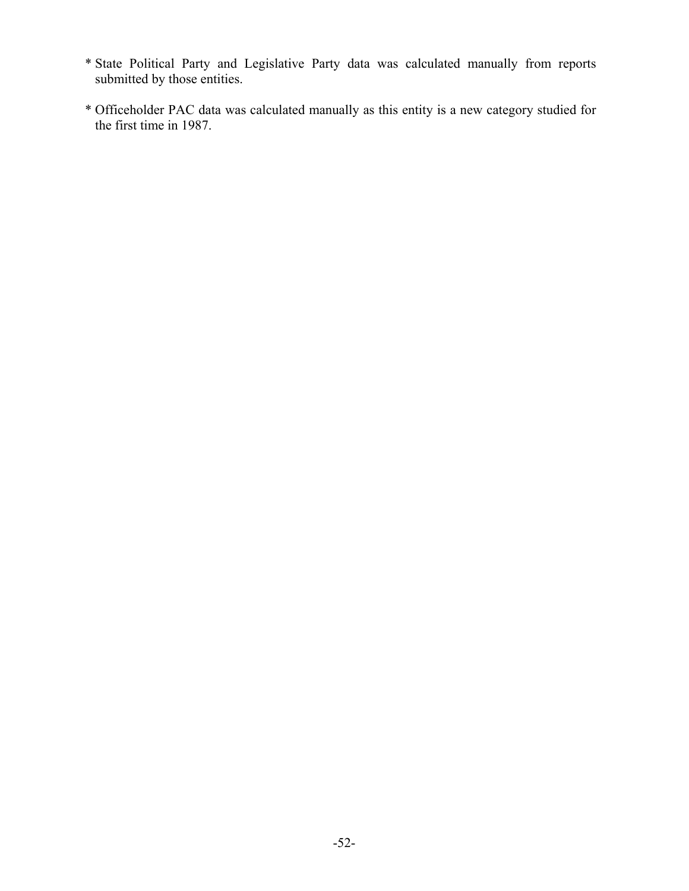* State Political Party and Legislative Party data was calculated manually from reports submitted by those entities.

* Officeholder PAC data was calculated manually as this entity is a new category studied for the first time in 1987.